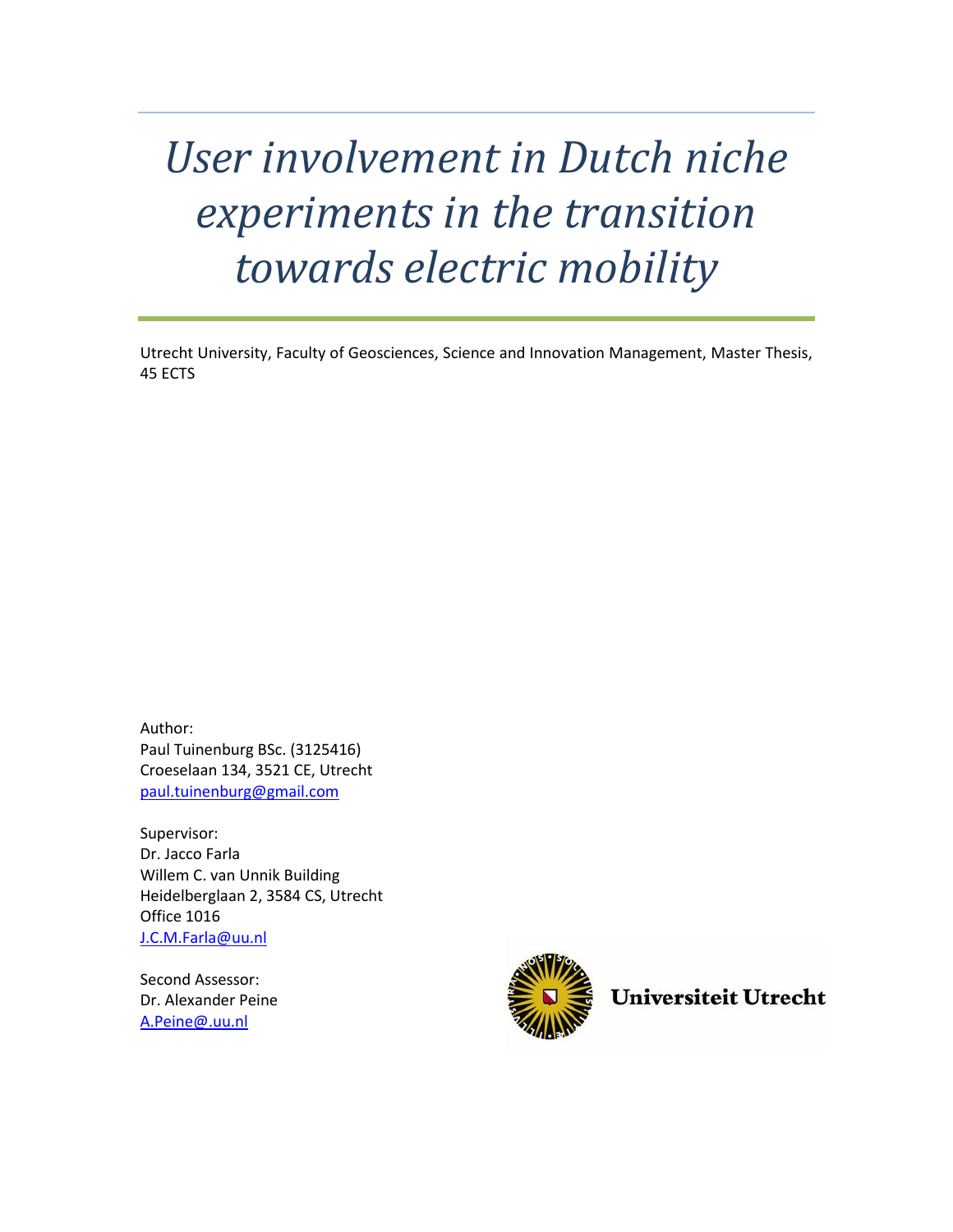# *User involvement in Dutch niche experiments in the transition towards electric mobility*

Utrecht University, Faculty of Geosciences, Science and Innovation Management, Master Thesis, 45 ECTS

Author:
Paul Tuinenburg BSc. (3125416)
Croeselaan 134, 3521 CE, Utrecht
paul.tuinenburg@gmail.com

Supervisor:
Dr. Jacco Farla
Willem C. van Unnik Building
Heidelberglaan 2, 3584 CS, Utrecht
Office 1016
J.C.M.Farla@uu.nl

Second Assessor:
Dr. Alexander Peine
A.Peine@.uu.nl

Universiteit Utrecht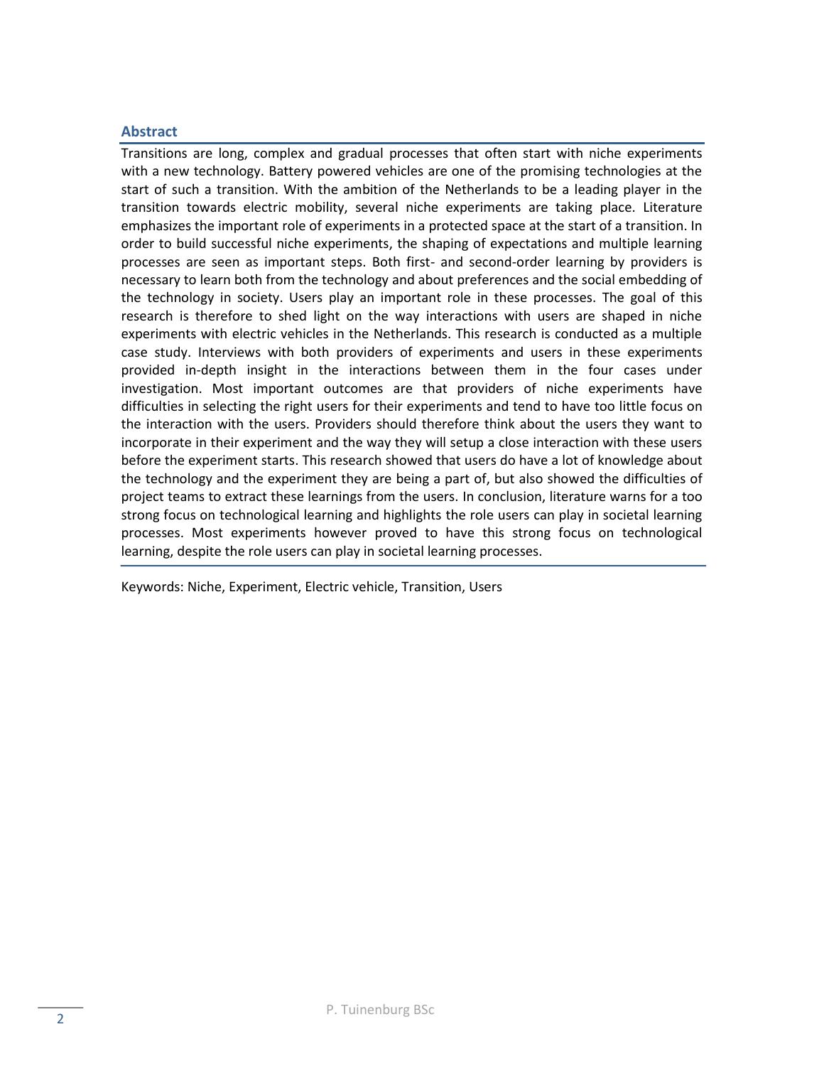## Abstract

Transitions are long, complex and gradual processes that often start with niche experiments with a new technology. Battery powered vehicles are one of the promising technologies at the start of such a transition. With the ambition of the Netherlands to be a leading player in the transition towards electric mobility, several niche experiments are taking place. Literature emphasizes the important role of experiments in a protected space at the start of a transition. In order to build successful niche experiments, the shaping of expectations and multiple learning processes are seen as important steps. Both first- and second-order learning by providers is necessary to learn both from the technology and about preferences and the social embedding of the technology in society. Users play an important role in these processes. The goal of this research is therefore to shed light on the way interactions with users are shaped in niche experiments with electric vehicles in the Netherlands. This research is conducted as a multiple case study. Interviews with both providers of experiments and users in these experiments provided in-depth insight in the interactions between them in the four cases under investigation. Most important outcomes are that providers of niche experiments have difficulties in selecting the right users for their experiments and tend to have too little focus on the interaction with the users. Providers should therefore think about the users they want to incorporate in their experiment and the way they will setup a close interaction with these users before the experiment starts. This research showed that users do have a lot of knowledge about the technology and the experiment they are being a part of, but also showed the difficulties of project teams to extract these learnings from the users. In conclusion, literature warns for a too strong focus on technological learning and highlights the role users can play in societal learning processes. Most experiments however proved to have this strong focus on technological learning, despite the role users can play in societal learning processes.

Keywords: Niche, Experiment, Electric vehicle, Transition, Users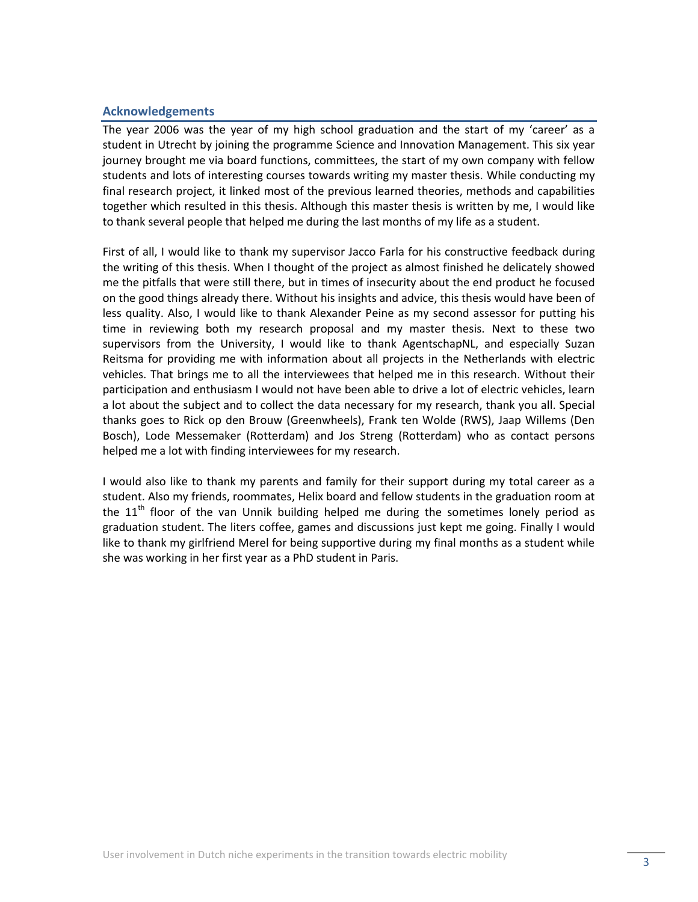## Acknowledgements

The year 2006 was the year of my high school graduation and the start of my 'career' as a student in Utrecht by joining the programme Science and Innovation Management. This six year journey brought me via board functions, committees, the start of my own company with fellow students and lots of interesting courses towards writing my master thesis. While conducting my final research project, it linked most of the previous learned theories, methods and capabilities together which resulted in this thesis. Although this master thesis is written by me, I would like to thank several people that helped me during the last months of my life as a student.

First of all, I would like to thank my supervisor Jacco Farla for his constructive feedback during the writing of this thesis. When I thought of the project as almost finished he delicately showed me the pitfalls that were still there, but in times of insecurity about the end product he focused on the good things already there. Without his insights and advice, this thesis would have been of less quality. Also, I would like to thank Alexander Peine as my second assessor for putting his time in reviewing both my research proposal and my master thesis. Next to these two supervisors from the University, I would like to thank AgentschapNL, and especially Suzan Reitsma for providing me with information about all projects in the Netherlands with electric vehicles. That brings me to all the interviewees that helped me in this research. Without their participation and enthusiasm I would not have been able to drive a lot of electric vehicles, learn a lot about the subject and to collect the data necessary for my research, thank you all. Special thanks goes to Rick op den Brouw (Greenwheels), Frank ten Wolde (RWS), Jaap Willems (Den Bosch), Lode Messemaker (Rotterdam) and Jos Streng (Rotterdam) who as contact persons helped me a lot with finding interviewees for my research.

I would also like to thank my parents and family for their support during my total career as a student. Also my friends, roommates, Helix board and fellow students in the graduation room at the 11th floor of the van Unnik building helped me during the sometimes lonely period as graduation student. The liters coffee, games and discussions just kept me going. Finally I would like to thank my girlfriend Merel for being supportive during my final months as a student while she was working in her first year as a PhD student in Paris.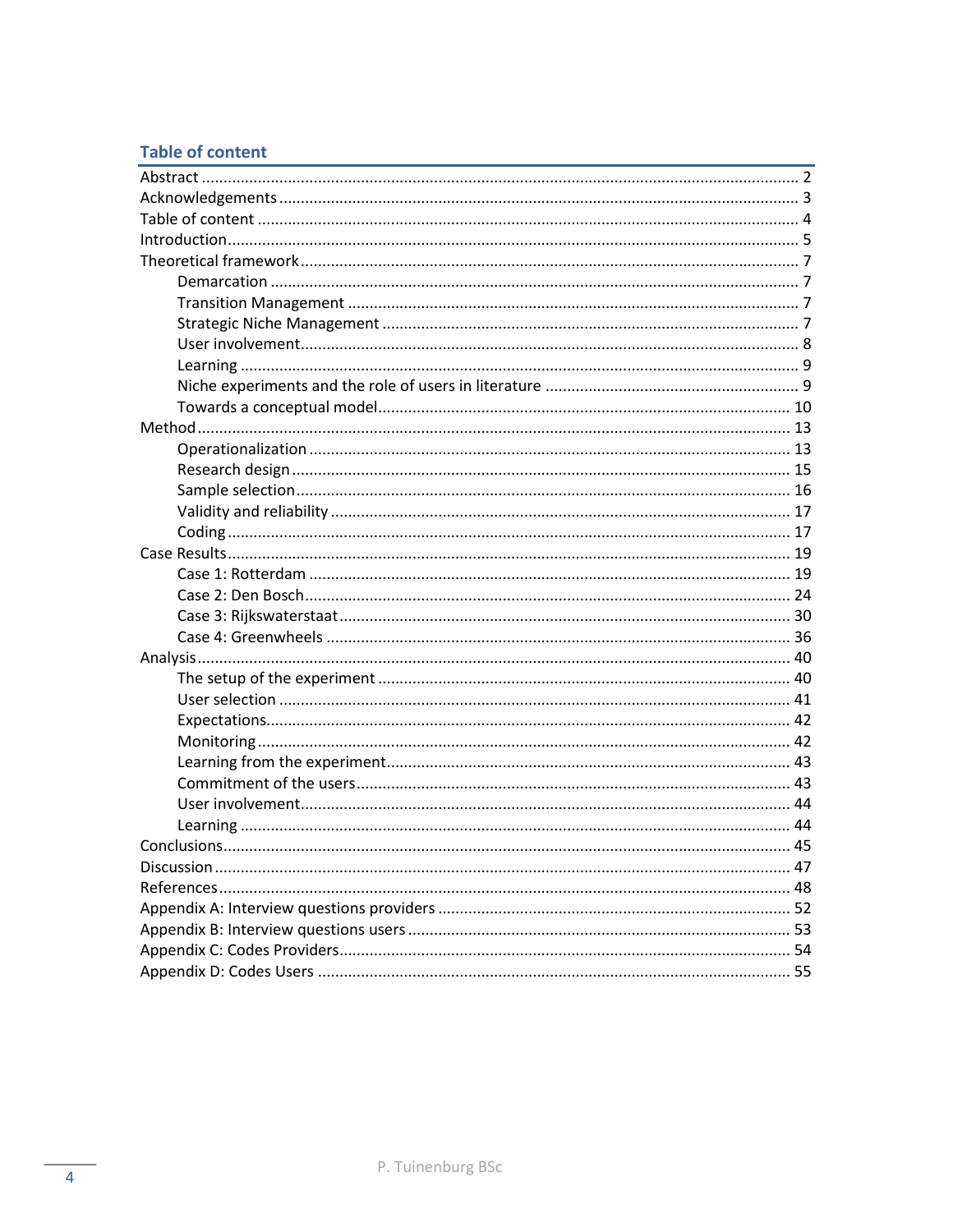## Table of content

- Abstract ..... 2
- Acknowledgements ..... 3
- Table of content ..... 4
- Introduction ..... 5
- Theoretical framework ..... 7
  - Demarcation ..... 7
  - Transition Management ..... 7
  - Strategic Niche Management ..... 7
  - User involvement ..... 8
  - Learning ..... 9
  - Niche experiments and the role of users in literature ..... 9
  - Towards a conceptual model ..... 10
- Method ..... 13
  - Operationalization ..... 13
  - Research design ..... 15
  - Sample selection ..... 16
  - Validity and reliability ..... 17
  - Coding ..... 17
- Case Results ..... 19
  - Case 1: Rotterdam ..... 19
  - Case 2: Den Bosch ..... 24
  - Case 3: Rijkswaterstaat ..... 30
  - Case 4: Greenwheels ..... 36
- Analysis ..... 40
  - The setup of the experiment ..... 40
  - User selection ..... 41
  - Expectations ..... 42
  - Monitoring ..... 42
  - Learning from the experiment ..... 43
  - Commitment of the users ..... 43
  - User involvement ..... 44
  - Learning ..... 44
- Conclusions ..... 45
- Discussion ..... 47
- References ..... 48
- Appendix A: Interview questions providers ..... 52
- Appendix B: Interview questions users ..... 53
- Appendix C: Codes Providers ..... 54
- Appendix D: Codes Users ..... 55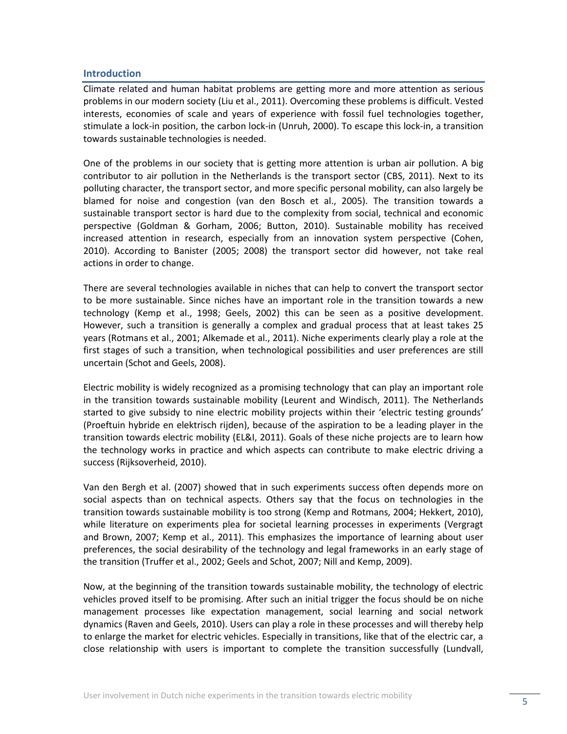## Introduction

Climate related and human habitat problems are getting more and more attention as serious problems in our modern society (Liu et al., 2011). Overcoming these problems is difficult. Vested interests, economies of scale and years of experience with fossil fuel technologies together, stimulate a lock-in position, the carbon lock-in (Unruh, 2000). To escape this lock-in, a transition towards sustainable technologies is needed.

One of the problems in our society that is getting more attention is urban air pollution. A big contributor to air pollution in the Netherlands is the transport sector (CBS, 2011). Next to its polluting character, the transport sector, and more specific personal mobility, can also largely be blamed for noise and congestion (van den Bosch et al., 2005). The transition towards a sustainable transport sector is hard due to the complexity from social, technical and economic perspective (Goldman & Gorham, 2006; Button, 2010). Sustainable mobility has received increased attention in research, especially from an innovation system perspective (Cohen, 2010). According to Banister (2005; 2008) the transport sector did however, not take real actions in order to change.

There are several technologies available in niches that can help to convert the transport sector to be more sustainable. Since niches have an important role in the transition towards a new technology (Kemp et al., 1998; Geels, 2002) this can be seen as a positive development. However, such a transition is generally a complex and gradual process that at least takes 25 years (Rotmans et al., 2001; Alkemade et al., 2011). Niche experiments clearly play a role at the first stages of such a transition, when technological possibilities and user preferences are still uncertain (Schot and Geels, 2008).

Electric mobility is widely recognized as a promising technology that can play an important role in the transition towards sustainable mobility (Leurent and Windisch, 2011). The Netherlands started to give subsidy to nine electric mobility projects within their 'electric testing grounds' (Proeftuin hybride en elektrisch rijden), because of the aspiration to be a leading player in the transition towards electric mobility (EL&I, 2011). Goals of these niche projects are to learn how the technology works in practice and which aspects can contribute to make electric driving a success (Rijksoverheid, 2010).

Van den Bergh et al. (2007) showed that in such experiments success often depends more on social aspects than on technical aspects. Others say that the focus on technologies in the transition towards sustainable mobility is too strong (Kemp and Rotmans, 2004; Hekkert, 2010), while literature on experiments plea for societal learning processes in experiments (Vergragt and Brown, 2007; Kemp et al., 2011). This emphasizes the importance of learning about user preferences, the social desirability of the technology and legal frameworks in an early stage of the transition (Truffer et al., 2002; Geels and Schot, 2007; Nill and Kemp, 2009).

Now, at the beginning of the transition towards sustainable mobility, the technology of electric vehicles proved itself to be promising. After such an initial trigger the focus should be on niche management processes like expectation management, social learning and social network dynamics (Raven and Geels, 2010). Users can play a role in these processes and will thereby help to enlarge the market for electric vehicles. Especially in transitions, like that of the electric car, a close relationship with users is important to complete the transition successfully (Lundvall,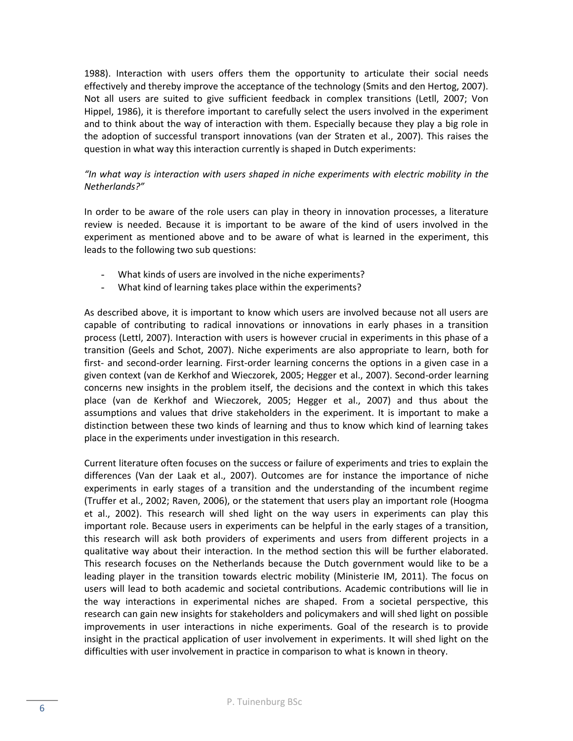1988). Interaction with users offers them the opportunity to articulate their social needs effectively and thereby improve the acceptance of the technology (Smits and den Hertog, 2007). Not all users are suited to give sufficient feedback in complex transitions (Letll, 2007; Von Hippel, 1986), it is therefore important to carefully select the users involved in the experiment and to think about the way of interaction with them. Especially because they play a big role in the adoption of successful transport innovations (van der Straten et al., 2007). This raises the question in what way this interaction currently is shaped in Dutch experiments:

*"In what way is interaction with users shaped in niche experiments with electric mobility in the Netherlands?"*

In order to be aware of the role users can play in theory in innovation processes, a literature review is needed. Because it is important to be aware of the kind of users involved in the experiment as mentioned above and to be aware of what is learned in the experiment, this leads to the following two sub questions:

- What kinds of users are involved in the niche experiments?
- What kind of learning takes place within the experiments?

As described above, it is important to know which users are involved because not all users are capable of contributing to radical innovations or innovations in early phases in a transition process (Lettl, 2007). Interaction with users is however crucial in experiments in this phase of a transition (Geels and Schot, 2007). Niche experiments are also appropriate to learn, both for first- and second-order learning. First-order learning concerns the options in a given case in a given context (van de Kerkhof and Wieczorek, 2005; Hegger et al., 2007). Second-order learning concerns new insights in the problem itself, the decisions and the context in which this takes place (van de Kerkhof and Wieczorek, 2005; Hegger et al., 2007) and thus about the assumptions and values that drive stakeholders in the experiment. It is important to make a distinction between these two kinds of learning and thus to know which kind of learning takes place in the experiments under investigation in this research.

Current literature often focuses on the success or failure of experiments and tries to explain the differences (Van der Laak et al., 2007). Outcomes are for instance the importance of niche experiments in early stages of a transition and the understanding of the incumbent regime (Truffer et al., 2002; Raven, 2006), or the statement that users play an important role (Hoogma et al., 2002). This research will shed light on the way users in experiments can play this important role. Because users in experiments can be helpful in the early stages of a transition, this research will ask both providers of experiments and users from different projects in a qualitative way about their interaction. In the method section this will be further elaborated. This research focuses on the Netherlands because the Dutch government would like to be a leading player in the transition towards electric mobility (Ministerie IM, 2011). The focus on users will lead to both academic and societal contributions. Academic contributions will lie in the way interactions in experimental niches are shaped. From a societal perspective, this research can gain new insights for stakeholders and policymakers and will shed light on possible improvements in user interactions in niche experiments. Goal of the research is to provide insight in the practical application of user involvement in experiments. It will shed light on the difficulties with user involvement in practice in comparison to what is known in theory.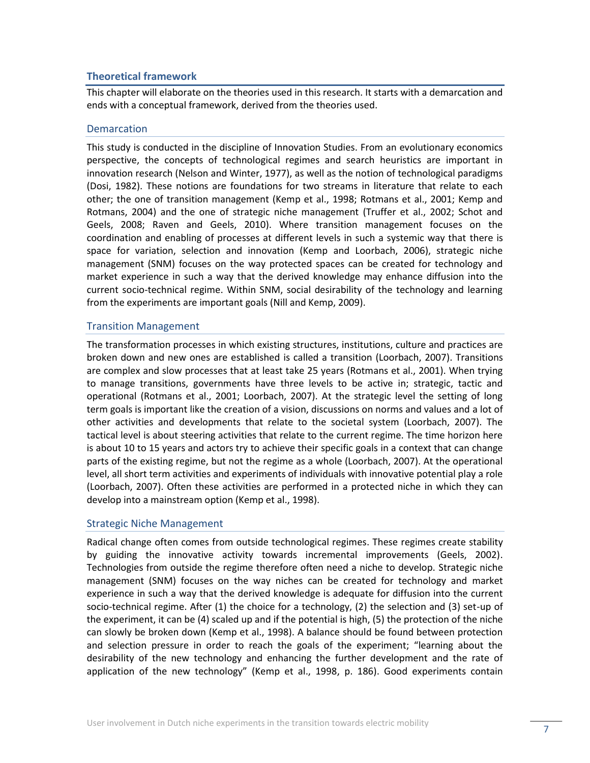## Theoretical framework

This chapter will elaborate on the theories used in this research. It starts with a demarcation and ends with a conceptual framework, derived from the theories used.

### Demarcation

This study is conducted in the discipline of Innovation Studies. From an evolutionary economics perspective, the concepts of technological regimes and search heuristics are important in innovation research (Nelson and Winter, 1977), as well as the notion of technological paradigms (Dosi, 1982). These notions are foundations for two streams in literature that relate to each other; the one of transition management (Kemp et al., 1998; Rotmans et al., 2001; Kemp and Rotmans, 2004) and the one of strategic niche management (Truffer et al., 2002; Schot and Geels, 2008; Raven and Geels, 2010). Where transition management focuses on the coordination and enabling of processes at different levels in such a systemic way that there is space for variation, selection and innovation (Kemp and Loorbach, 2006), strategic niche management (SNM) focuses on the way protected spaces can be created for technology and market experience in such a way that the derived knowledge may enhance diffusion into the current socio-technical regime. Within SNM, social desirability of the technology and learning from the experiments are important goals (Nill and Kemp, 2009).

### Transition Management

The transformation processes in which existing structures, institutions, culture and practices are broken down and new ones are established is called a transition (Loorbach, 2007). Transitions are complex and slow processes that at least take 25 years (Rotmans et al., 2001). When trying to manage transitions, governments have three levels to be active in; strategic, tactic and operational (Rotmans et al., 2001; Loorbach, 2007). At the strategic level the setting of long term goals is important like the creation of a vision, discussions on norms and values and a lot of other activities and developments that relate to the societal system (Loorbach, 2007). The tactical level is about steering activities that relate to the current regime. The time horizon here is about 10 to 15 years and actors try to achieve their specific goals in a context that can change parts of the existing regime, but not the regime as a whole (Loorbach, 2007). At the operational level, all short term activities and experiments of individuals with innovative potential play a role (Loorbach, 2007). Often these activities are performed in a protected niche in which they can develop into a mainstream option (Kemp et al., 1998).

### Strategic Niche Management

Radical change often comes from outside technological regimes. These regimes create stability by guiding the innovative activity towards incremental improvements (Geels, 2002). Technologies from outside the regime therefore often need a niche to develop. Strategic niche management (SNM) focuses on the way niches can be created for technology and market experience in such a way that the derived knowledge is adequate for diffusion into the current socio-technical regime. After (1) the choice for a technology, (2) the selection and (3) set-up of the experiment, it can be (4) scaled up and if the potential is high, (5) the protection of the niche can slowly be broken down (Kemp et al., 1998). A balance should be found between protection and selection pressure in order to reach the goals of the experiment; "learning about the desirability of the new technology and enhancing the further development and the rate of application of the new technology" (Kemp et al., 1998, p. 186). Good experiments contain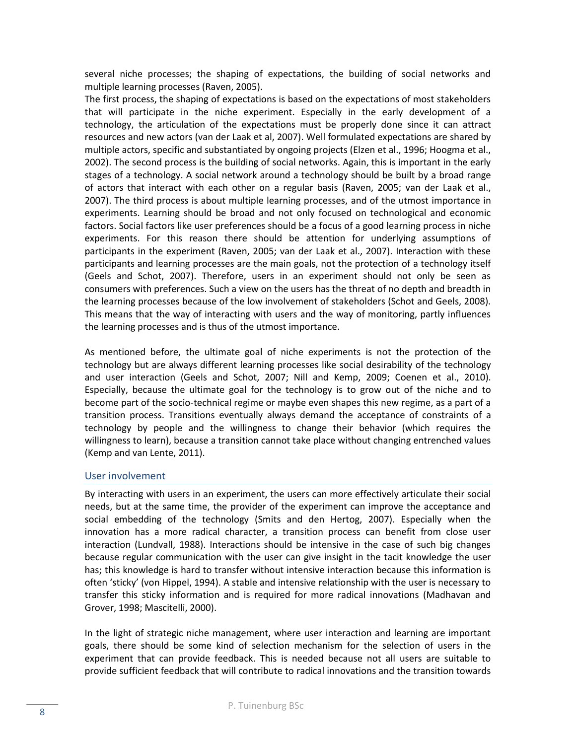several niche processes; the shaping of expectations, the building of social networks and multiple learning processes (Raven, 2005).
The first process, the shaping of expectations is based on the expectations of most stakeholders that will participate in the niche experiment. Especially in the early development of a technology, the articulation of the expectations must be properly done since it can attract resources and new actors (van der Laak et al, 2007). Well formulated expectations are shared by multiple actors, specific and substantiated by ongoing projects (Elzen et al., 1996; Hoogma et al., 2002). The second process is the building of social networks. Again, this is important in the early stages of a technology. A social network around a technology should be built by a broad range of actors that interact with each other on a regular basis (Raven, 2005; van der Laak et al., 2007). The third process is about multiple learning processes, and of the utmost importance in experiments. Learning should be broad and not only focused on technological and economic factors. Social factors like user preferences should be a focus of a good learning process in niche experiments. For this reason there should be attention for underlying assumptions of participants in the experiment (Raven, 2005; van der Laak et al., 2007). Interaction with these participants and learning processes are the main goals, not the protection of a technology itself (Geels and Schot, 2007). Therefore, users in an experiment should not only be seen as consumers with preferences. Such a view on the users has the threat of no depth and breadth in the learning processes because of the low involvement of stakeholders (Schot and Geels, 2008). This means that the way of interacting with users and the way of monitoring, partly influences the learning processes and is thus of the utmost importance.

As mentioned before, the ultimate goal of niche experiments is not the protection of the technology but are always different learning processes like social desirability of the technology and user interaction (Geels and Schot, 2007; Nill and Kemp, 2009; Coenen et al., 2010). Especially, because the ultimate goal for the technology is to grow out of the niche and to become part of the socio-technical regime or maybe even shapes this new regime, as a part of a transition process. Transitions eventually always demand the acceptance of constraints of a technology by people and the willingness to change their behavior (which requires the willingness to learn), because a transition cannot take place without changing entrenched values (Kemp and van Lente, 2011).

## User involvement

By interacting with users in an experiment, the users can more effectively articulate their social needs, but at the same time, the provider of the experiment can improve the acceptance and social embedding of the technology (Smits and den Hertog, 2007). Especially when the innovation has a more radical character, a transition process can benefit from close user interaction (Lundvall, 1988). Interactions should be intensive in the case of such big changes because regular communication with the user can give insight in the tacit knowledge the user has; this knowledge is hard to transfer without intensive interaction because this information is often 'sticky' (von Hippel, 1994). A stable and intensive relationship with the user is necessary to transfer this sticky information and is required for more radical innovations (Madhavan and Grover, 1998; Mascitelli, 2000).

In the light of strategic niche management, where user interaction and learning are important goals, there should be some kind of selection mechanism for the selection of users in the experiment that can provide feedback. This is needed because not all users are suitable to provide sufficient feedback that will contribute to radical innovations and the transition towards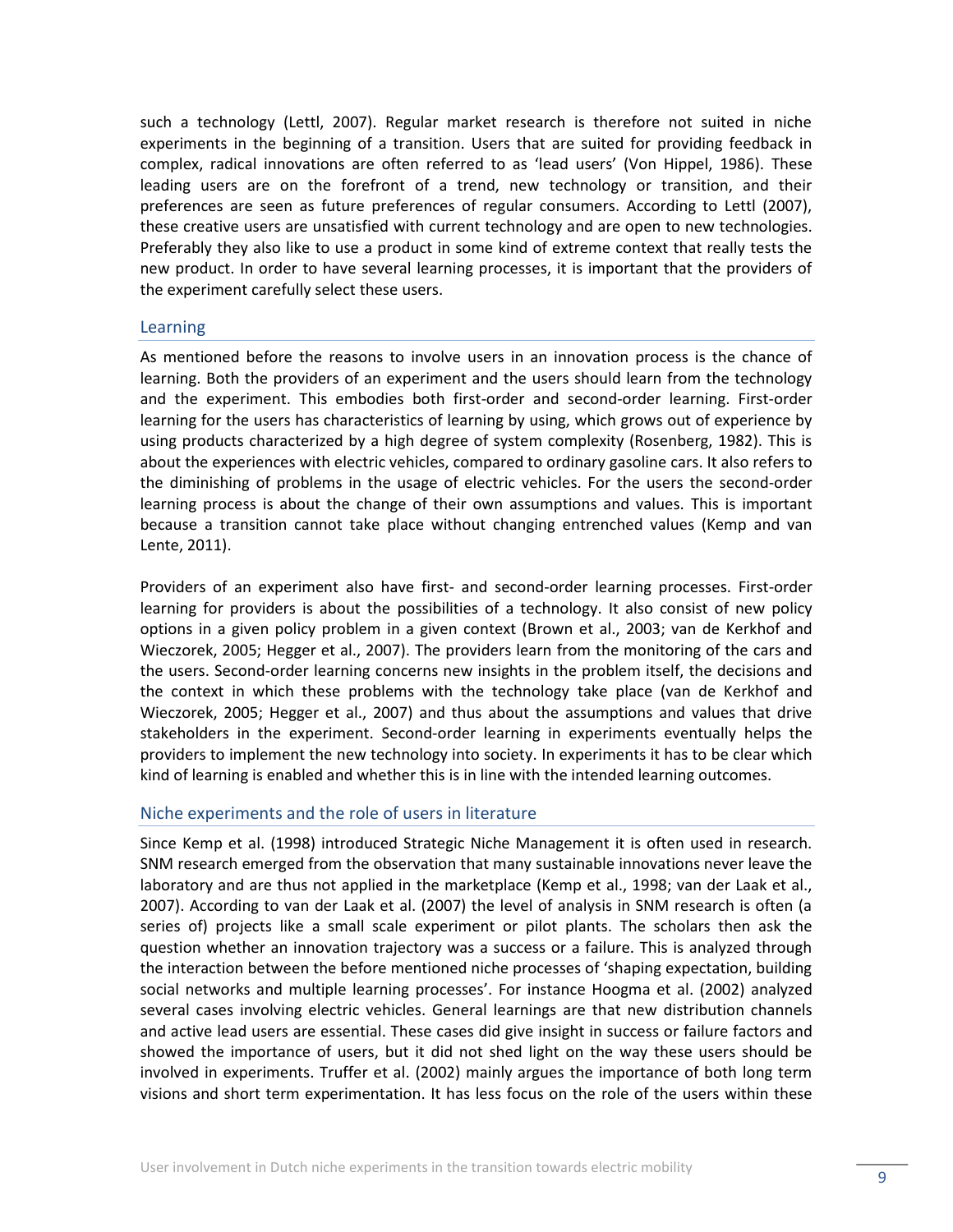such a technology (Lettl, 2007). Regular market research is therefore not suited in niche experiments in the beginning of a transition. Users that are suited for providing feedback in complex, radical innovations are often referred to as 'lead users' (Von Hippel, 1986). These leading users are on the forefront of a trend, new technology or transition, and their preferences are seen as future preferences of regular consumers. According to Lettl (2007), these creative users are unsatisfied with current technology and are open to new technologies. Preferably they also like to use a product in some kind of extreme context that really tests the new product. In order to have several learning processes, it is important that the providers of the experiment carefully select these users.

## Learning

As mentioned before the reasons to involve users in an innovation process is the chance of learning. Both the providers of an experiment and the users should learn from the technology and the experiment. This embodies both first-order and second-order learning. First-order learning for the users has characteristics of learning by using, which grows out of experience by using products characterized by a high degree of system complexity (Rosenberg, 1982). This is about the experiences with electric vehicles, compared to ordinary gasoline cars. It also refers to the diminishing of problems in the usage of electric vehicles. For the users the second-order learning process is about the change of their own assumptions and values. This is important because a transition cannot take place without changing entrenched values (Kemp and van Lente, 2011).

Providers of an experiment also have first- and second-order learning processes. First-order learning for providers is about the possibilities of a technology. It also consist of new policy options in a given policy problem in a given context (Brown et al., 2003; van de Kerkhof and Wieczorek, 2005; Hegger et al., 2007). The providers learn from the monitoring of the cars and the users. Second-order learning concerns new insights in the problem itself, the decisions and the context in which these problems with the technology take place (van de Kerkhof and Wieczorek, 2005; Hegger et al., 2007) and thus about the assumptions and values that drive stakeholders in the experiment. Second-order learning in experiments eventually helps the providers to implement the new technology into society. In experiments it has to be clear which kind of learning is enabled and whether this is in line with the intended learning outcomes.

## Niche experiments and the role of users in literature

Since Kemp et al. (1998) introduced Strategic Niche Management it is often used in research. SNM research emerged from the observation that many sustainable innovations never leave the laboratory and are thus not applied in the marketplace (Kemp et al., 1998; van der Laak et al., 2007). According to van der Laak et al. (2007) the level of analysis in SNM research is often (a series of) projects like a small scale experiment or pilot plants. The scholars then ask the question whether an innovation trajectory was a success or a failure. This is analyzed through the interaction between the before mentioned niche processes of 'shaping expectation, building social networks and multiple learning processes'. For instance Hoogma et al. (2002) analyzed several cases involving electric vehicles. General learnings are that new distribution channels and active lead users are essential. These cases did give insight in success or failure factors and showed the importance of users, but it did not shed light on the way these users should be involved in experiments. Truffer et al. (2002) mainly argues the importance of both long term visions and short term experimentation. It has less focus on the role of the users within these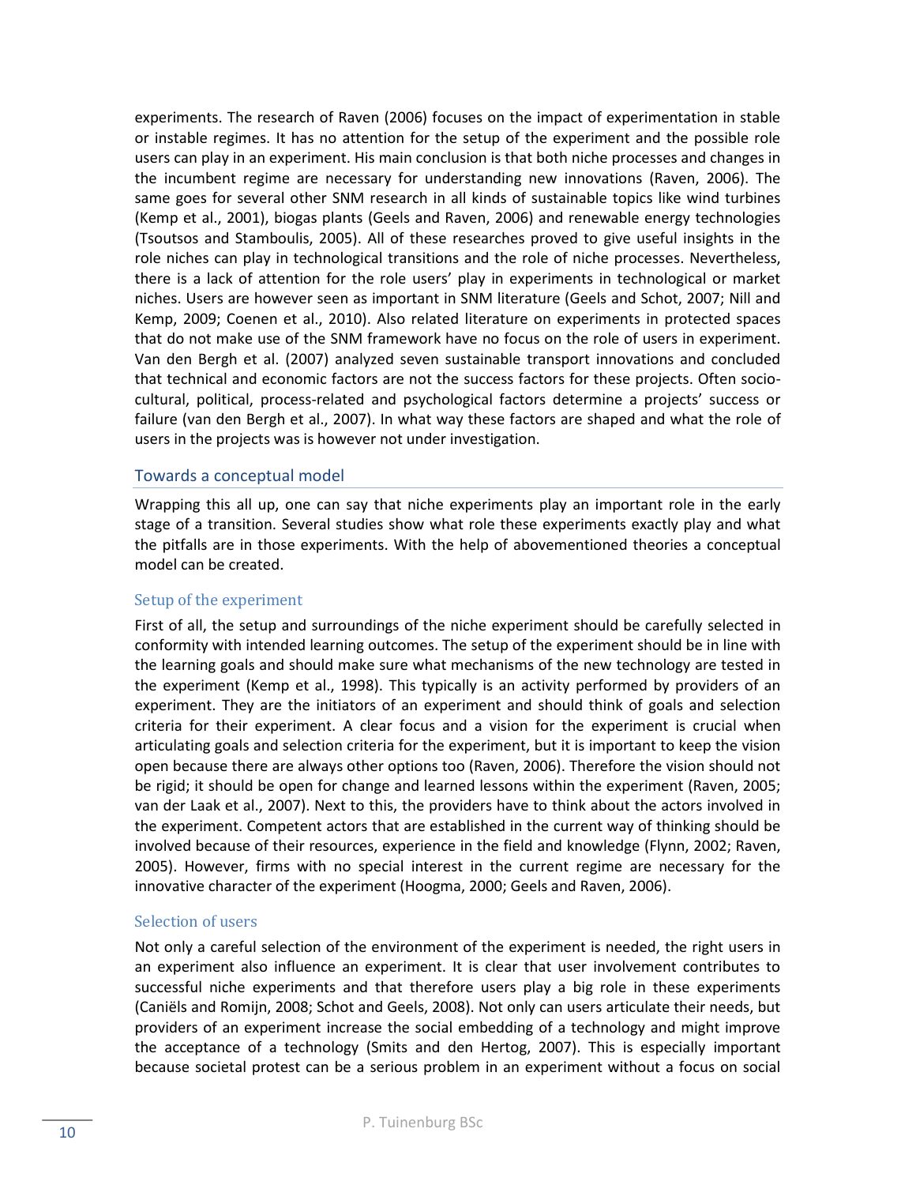experiments. The research of Raven (2006) focuses on the impact of experimentation in stable or instable regimes. It has no attention for the setup of the experiment and the possible role users can play in an experiment. His main conclusion is that both niche processes and changes in the incumbent regime are necessary for understanding new innovations (Raven, 2006). The same goes for several other SNM research in all kinds of sustainable topics like wind turbines (Kemp et al., 2001), biogas plants (Geels and Raven, 2006) and renewable energy technologies (Tsoutsos and Stamboulis, 2005). All of these researches proved to give useful insights in the role niches can play in technological transitions and the role of niche processes. Nevertheless, there is a lack of attention for the role users' play in experiments in technological or market niches. Users are however seen as important in SNM literature (Geels and Schot, 2007; Nill and Kemp, 2009; Coenen et al., 2010). Also related literature on experiments in protected spaces that do not make use of the SNM framework have no focus on the role of users in experiment. Van den Bergh et al. (2007) analyzed seven sustainable transport innovations and concluded that technical and economic factors are not the success factors for these projects. Often socio-cultural, political, process-related and psychological factors determine a projects' success or failure (van den Bergh et al., 2007). In what way these factors are shaped and what the role of users in the projects was is however not under investigation.

## Towards a conceptual model

Wrapping this all up, one can say that niche experiments play an important role in the early stage of a transition. Several studies show what role these experiments exactly play and what the pitfalls are in those experiments. With the help of abovementioned theories a conceptual model can be created.

### Setup of the experiment

First of all, the setup and surroundings of the niche experiment should be carefully selected in conformity with intended learning outcomes. The setup of the experiment should be in line with the learning goals and should make sure what mechanisms of the new technology are tested in the experiment (Kemp et al., 1998). This typically is an activity performed by providers of an experiment. They are the initiators of an experiment and should think of goals and selection criteria for their experiment. A clear focus and a vision for the experiment is crucial when articulating goals and selection criteria for the experiment, but it is important to keep the vision open because there are always other options too (Raven, 2006). Therefore the vision should not be rigid; it should be open for change and learned lessons within the experiment (Raven, 2005; van der Laak et al., 2007). Next to this, the providers have to think about the actors involved in the experiment. Competent actors that are established in the current way of thinking should be involved because of their resources, experience in the field and knowledge (Flynn, 2002; Raven, 2005). However, firms with no special interest in the current regime are necessary for the innovative character of the experiment (Hoogma, 2000; Geels and Raven, 2006).

### Selection of users

Not only a careful selection of the environment of the experiment is needed, the right users in an experiment also influence an experiment. It is clear that user involvement contributes to successful niche experiments and that therefore users play a big role in these experiments (Caniëls and Romijn, 2008; Schot and Geels, 2008). Not only can users articulate their needs, but providers of an experiment increase the social embedding of a technology and might improve the acceptance of a technology (Smits and den Hertog, 2007). This is especially important because societal protest can be a serious problem in an experiment without a focus on social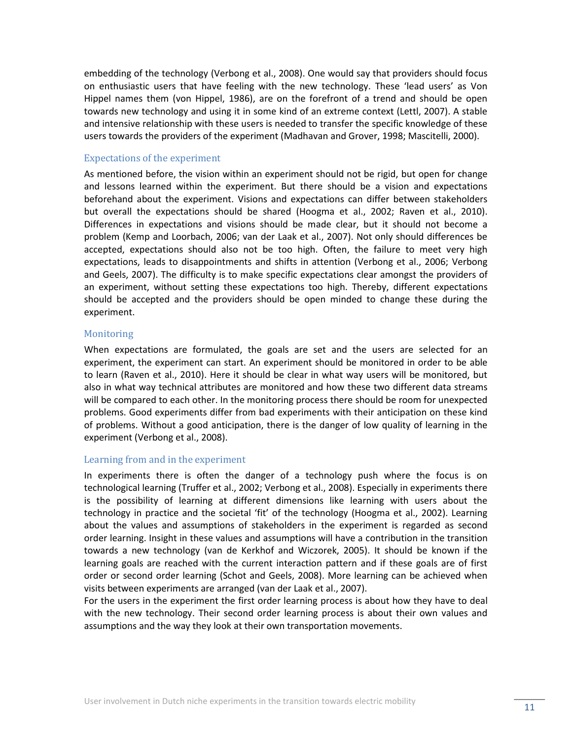embedding of the technology (Verbong et al., 2008). One would say that providers should focus on enthusiastic users that have feeling with the new technology. These 'lead users' as Von Hippel names them (von Hippel, 1986), are on the forefront of a trend and should be open towards new technology and using it in some kind of an extreme context (Lettl, 2007). A stable and intensive relationship with these users is needed to transfer the specific knowledge of these users towards the providers of the experiment (Madhavan and Grover, 1998; Mascitelli, 2000).

### Expectations of the experiment

As mentioned before, the vision within an experiment should not be rigid, but open for change and lessons learned within the experiment. But there should be a vision and expectations beforehand about the experiment. Visions and expectations can differ between stakeholders but overall the expectations should be shared (Hoogma et al., 2002; Raven et al., 2010). Differences in expectations and visions should be made clear, but it should not become a problem (Kemp and Loorbach, 2006; van der Laak et al., 2007). Not only should differences be accepted, expectations should also not be too high. Often, the failure to meet very high expectations, leads to disappointments and shifts in attention (Verbong et al., 2006; Verbong and Geels, 2007). The difficulty is to make specific expectations clear amongst the providers of an experiment, without setting these expectations too high. Thereby, different expectations should be accepted and the providers should be open minded to change these during the experiment.

### Monitoring

When expectations are formulated, the goals are set and the users are selected for an experiment, the experiment can start. An experiment should be monitored in order to be able to learn (Raven et al., 2010). Here it should be clear in what way users will be monitored, but also in what way technical attributes are monitored and how these two different data streams will be compared to each other. In the monitoring process there should be room for unexpected problems. Good experiments differ from bad experiments with their anticipation on these kind of problems. Without a good anticipation, there is the danger of low quality of learning in the experiment (Verbong et al., 2008).

### Learning from and in the experiment

In experiments there is often the danger of a technology push where the focus is on technological learning (Truffer et al., 2002; Verbong et al., 2008). Especially in experiments there is the possibility of learning at different dimensions like learning with users about the technology in practice and the societal 'fit' of the technology (Hoogma et al., 2002). Learning about the values and assumptions of stakeholders in the experiment is regarded as second order learning. Insight in these values and assumptions will have a contribution in the transition towards a new technology (van de Kerkhof and Wiczorek, 2005). It should be known if the learning goals are reached with the current interaction pattern and if these goals are of first order or second order learning (Schot and Geels, 2008). More learning can be achieved when visits between experiments are arranged (van der Laak et al., 2007).

For the users in the experiment the first order learning process is about how they have to deal with the new technology. Their second order learning process is about their own values and assumptions and the way they look at their own transportation movements.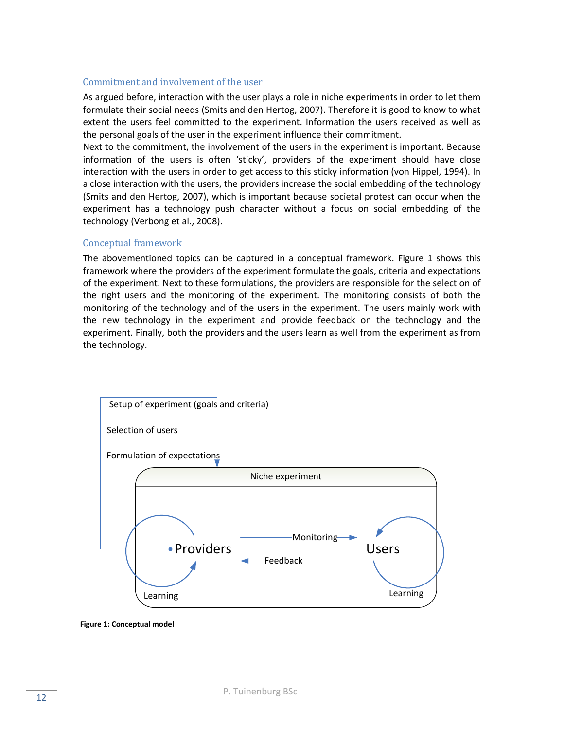### Commitment and involvement of the user

As argued before, interaction with the user plays a role in niche experiments in order to let them formulate their social needs (Smits and den Hertog, 2007). Therefore it is good to know to what extent the users feel committed to the experiment. Information the users received as well as the personal goals of the user in the experiment influence their commitment.

Next to the commitment, the involvement of the users in the experiment is important. Because information of the users is often 'sticky', providers of the experiment should have close interaction with the users in order to get access to this sticky information (von Hippel, 1994). In a close interaction with the users, the providers increase the social embedding of the technology (Smits and den Hertog, 2007), which is important because societal protest can occur when the experiment has a technology push character without a focus on social embedding of the technology (Verbong et al., 2008).

### Conceptual framework

The abovementioned topics can be captured in a conceptual framework. Figure 1 shows this framework where the providers of the experiment formulate the goals, criteria and expectations of the experiment. Next to these formulations, the providers are responsible for the selection of the right users and the monitoring of the experiment. The monitoring consists of both the monitoring of the technology and of the users in the experiment. The users mainly work with the new technology in the experiment and provide feedback on the technology and the experiment. Finally, both the providers and the users learn as well from the experiment as from the technology.

Setup of experiment (goals and criteria)

Selection of users

Formulation of expectations

Niche experiment

Providers — Monitoring → Users

Providers ← Feedback — Users

Learning

Learning

**Figure 1: Conceptual model**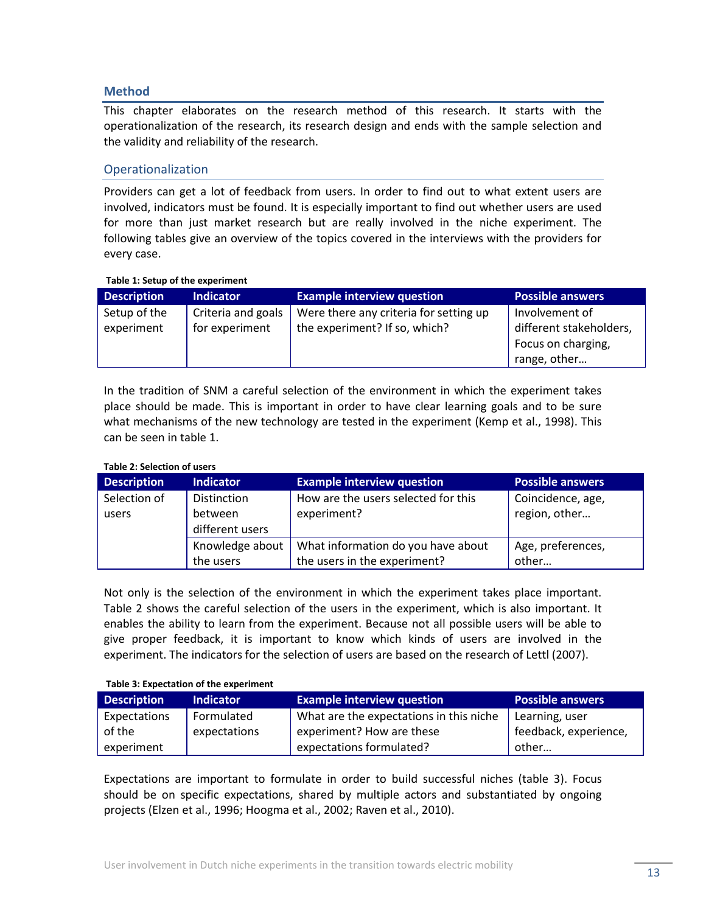## Method

This chapter elaborates on the research method of this research. It starts with the operationalization of the research, its research design and ends with the sample selection and the validity and reliability of the research.

### Operationalization

Providers can get a lot of feedback from users. In order to find out to what extent users are involved, indicators must be found. It is especially important to find out whether users are used for more than just market research but are really involved in the niche experiment. The following tables give an overview of the topics covered in the interviews with the providers for every case.

**Table 1: Setup of the experiment**

| Description | Indicator | Example interview question | Possible answers |
|---|---|---|---|
| Setup of the experiment | Criteria and goals for experiment | Were there any criteria for setting up the experiment? If so, which? | Involvement of different stakeholders, Focus on charging, range, other… |

In the tradition of SNM a careful selection of the environment in which the experiment takes place should be made. This is important in order to have clear learning goals and to be sure what mechanisms of the new technology are tested in the experiment (Kemp et al., 1998). This can be seen in table 1.

**Table 2: Selection of users**

| Description | Indicator | Example interview question | Possible answers |
|---|---|---|---|
| Selection of users | Distinction between different users | How are the users selected for this experiment? | Coincidence, age, region, other… |
| | Knowledge about the users | What information do you have about the users in the experiment? | Age, preferences, other… |

Not only is the selection of the environment in which the experiment takes place important. Table 2 shows the careful selection of the users in the experiment, which is also important. It enables the ability to learn from the experiment. Because not all possible users will be able to give proper feedback, it is important to know which kinds of users are involved in the experiment. The indicators for the selection of users are based on the research of Lettl (2007).

**Table 3: Expectation of the experiment**

| Description | Indicator | Example interview question | Possible answers |
|---|---|---|---|
| Expectations of the experiment | Formulated expectations | What are the expectations in this niche experiment? How are these expectations formulated? | Learning, user feedback, experience, other… |

Expectations are important to formulate in order to build successful niches (table 3). Focus should be on specific expectations, shared by multiple actors and substantiated by ongoing projects (Elzen et al., 1996; Hoogma et al., 2002; Raven et al., 2010).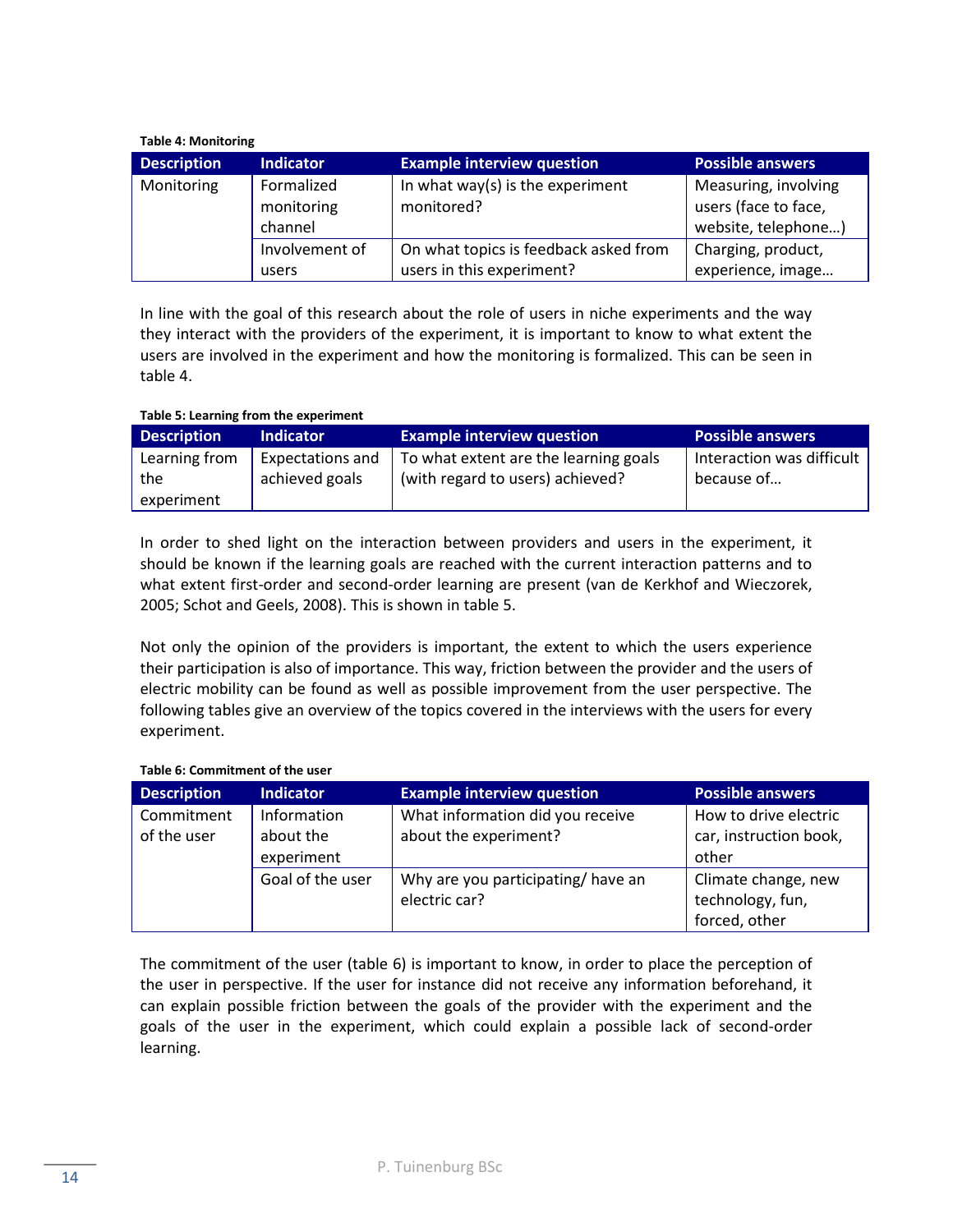**Table 4: Monitoring**

| Description | Indicator | Example interview question | Possible answers |
|---|---|---|---|
| Monitoring | Formalized monitoring channel | In what way(s) is the experiment monitored? | Measuring, involving users (face to face, website, telephone…) |
| | Involvement of users | On what topics is feedback asked from users in this experiment? | Charging, product, experience, image… |

In line with the goal of this research about the role of users in niche experiments and the way they interact with the providers of the experiment, it is important to know to what extent the users are involved in the experiment and how the monitoring is formalized. This can be seen in table 4.

**Table 5: Learning from the experiment**

| Description | Indicator | Example interview question | Possible answers |
|---|---|---|---|
| Learning from the experiment | Expectations and achieved goals | To what extent are the learning goals (with regard to users) achieved? | Interaction was difficult because of… |

In order to shed light on the interaction between providers and users in the experiment, it should be known if the learning goals are reached with the current interaction patterns and to what extent first-order and second-order learning are present (van de Kerkhof and Wieczorek, 2005; Schot and Geels, 2008). This is shown in table 5.

Not only the opinion of the providers is important, the extent to which the users experience their participation is also of importance. This way, friction between the provider and the users of electric mobility can be found as well as possible improvement from the user perspective. The following tables give an overview of the topics covered in the interviews with the users for every experiment.

**Table 6: Commitment of the user**

| Description | Indicator | Example interview question | Possible answers |
|---|---|---|---|
| Commitment of the user | Information about the experiment | What information did you receive about the experiment? | How to drive electric car, instruction book, other |
| | Goal of the user | Why are you participating/ have an electric car? | Climate change, new technology, fun, forced, other |

The commitment of the user (table 6) is important to know, in order to place the perception of the user in perspective. If the user for instance did not receive any information beforehand, it can explain possible friction between the goals of the provider with the experiment and the goals of the user in the experiment, which could explain a possible lack of second-order learning.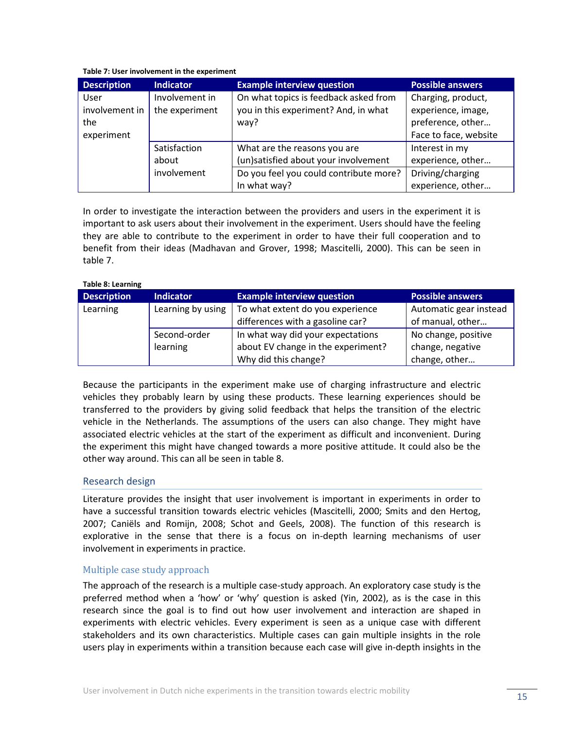**Table 7: User involvement in the experiment**

| Description | Indicator | Example interview question | Possible answers |
|---|---|---|---|
| User involvement in the experiment | Involvement in the experiment | On what topics is feedback asked from you in this experiment? And, in what way? | Charging, product, experience, image, preference, other… Face to face, website |
| | Satisfaction about involvement | What are the reasons you are (un)satisfied about your involvement | Interest in my experience, other… |
| | | Do you feel you could contribute more? In what way? | Driving/charging experience, other… |

In order to investigate the interaction between the providers and users in the experiment it is important to ask users about their involvement in the experiment. Users should have the feeling they are able to contribute to the experiment in order to have their full cooperation and to benefit from their ideas (Madhavan and Grover, 1998; Mascitelli, 2000). This can be seen in table 7.

**Table 8: Learning**

| Description | Indicator | Example interview question | Possible answers |
|---|---|---|---|
| Learning | Learning by using | To what extent do you experience differences with a gasoline car? | Automatic gear instead of manual, other… |
| | Second-order learning | In what way did your expectations about EV change in the experiment? Why did this change? | No change, positive change, negative change, other… |

Because the participants in the experiment make use of charging infrastructure and electric vehicles they probably learn by using these products. These learning experiences should be transferred to the providers by giving solid feedback that helps the transition of the electric vehicle in the Netherlands. The assumptions of the users can also change. They might have associated electric vehicles at the start of the experiment as difficult and inconvenient. During the experiment this might have changed towards a more positive attitude. It could also be the other way around. This can all be seen in table 8.

## Research design

Literature provides the insight that user involvement is important in experiments in order to have a successful transition towards electric vehicles (Mascitelli, 2000; Smits and den Hertog, 2007; Caniëls and Romijn, 2008; Schot and Geels, 2008). The function of this research is explorative in the sense that there is a focus on in-depth learning mechanisms of user involvement in experiments in practice.

### Multiple case study approach

The approach of the research is a multiple case-study approach. An exploratory case study is the preferred method when a 'how' or 'why' question is asked (Yin, 2002), as is the case in this research since the goal is to find out how user involvement and interaction are shaped in experiments with electric vehicles. Every experiment is seen as a unique case with different stakeholders and its own characteristics. Multiple cases can gain multiple insights in the role users play in experiments within a transition because each case will give in-depth insights in the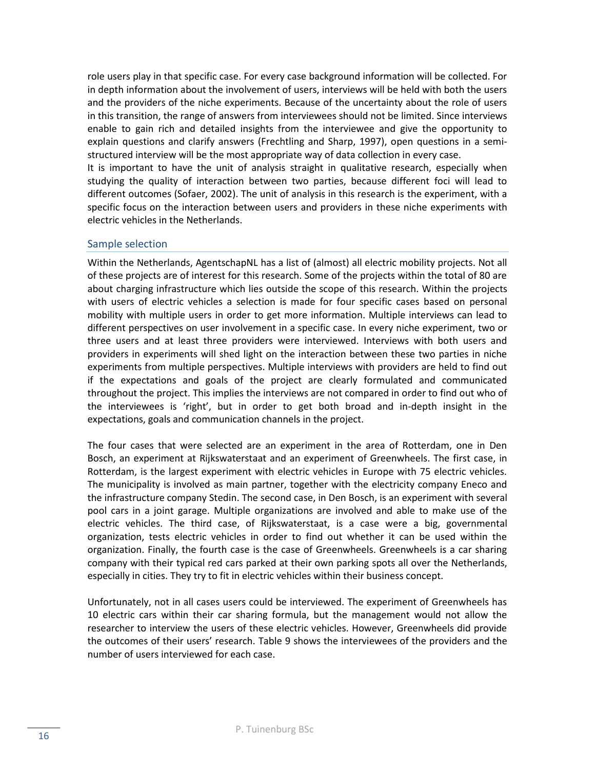role users play in that specific case. For every case background information will be collected. For in depth information about the involvement of users, interviews will be held with both the users and the providers of the niche experiments. Because of the uncertainty about the role of users in this transition, the range of answers from interviewees should not be limited. Since interviews enable to gain rich and detailed insights from the interviewee and give the opportunity to explain questions and clarify answers (Frechtling and Sharp, 1997), open questions in a semi-structured interview will be the most appropriate way of data collection in every case.

It is important to have the unit of analysis straight in qualitative research, especially when studying the quality of interaction between two parties, because different foci will lead to different outcomes (Sofaer, 2002). The unit of analysis in this research is the experiment, with a specific focus on the interaction between users and providers in these niche experiments with electric vehicles in the Netherlands.

### Sample selection

Within the Netherlands, AgentschapNL has a list of (almost) all electric mobility projects. Not all of these projects are of interest for this research. Some of the projects within the total of 80 are about charging infrastructure which lies outside the scope of this research. Within the projects with users of electric vehicles a selection is made for four specific cases based on personal mobility with multiple users in order to get more information. Multiple interviews can lead to different perspectives on user involvement in a specific case. In every niche experiment, two or three users and at least three providers were interviewed. Interviews with both users and providers in experiments will shed light on the interaction between these two parties in niche experiments from multiple perspectives. Multiple interviews with providers are held to find out if the expectations and goals of the project are clearly formulated and communicated throughout the project. This implies the interviews are not compared in order to find out who of the interviewees is 'right', but in order to get both broad and in-depth insight in the expectations, goals and communication channels in the project.

The four cases that were selected are an experiment in the area of Rotterdam, one in Den Bosch, an experiment at Rijkswaterstaat and an experiment of Greenwheels. The first case, in Rotterdam, is the largest experiment with electric vehicles in Europe with 75 electric vehicles. The municipality is involved as main partner, together with the electricity company Eneco and the infrastructure company Stedin. The second case, in Den Bosch, is an experiment with several pool cars in a joint garage. Multiple organizations are involved and able to make use of the electric vehicles. The third case, of Rijkswaterstaat, is a case were a big, governmental organization, tests electric vehicles in order to find out whether it can be used within the organization. Finally, the fourth case is the case of Greenwheels. Greenwheels is a car sharing company with their typical red cars parked at their own parking spots all over the Netherlands, especially in cities. They try to fit in electric vehicles within their business concept.

Unfortunately, not in all cases users could be interviewed. The experiment of Greenwheels has 10 electric cars within their car sharing formula, but the management would not allow the researcher to interview the users of these electric vehicles. However, Greenwheels did provide the outcomes of their users' research. Table 9 shows the interviewees of the providers and the number of users interviewed for each case.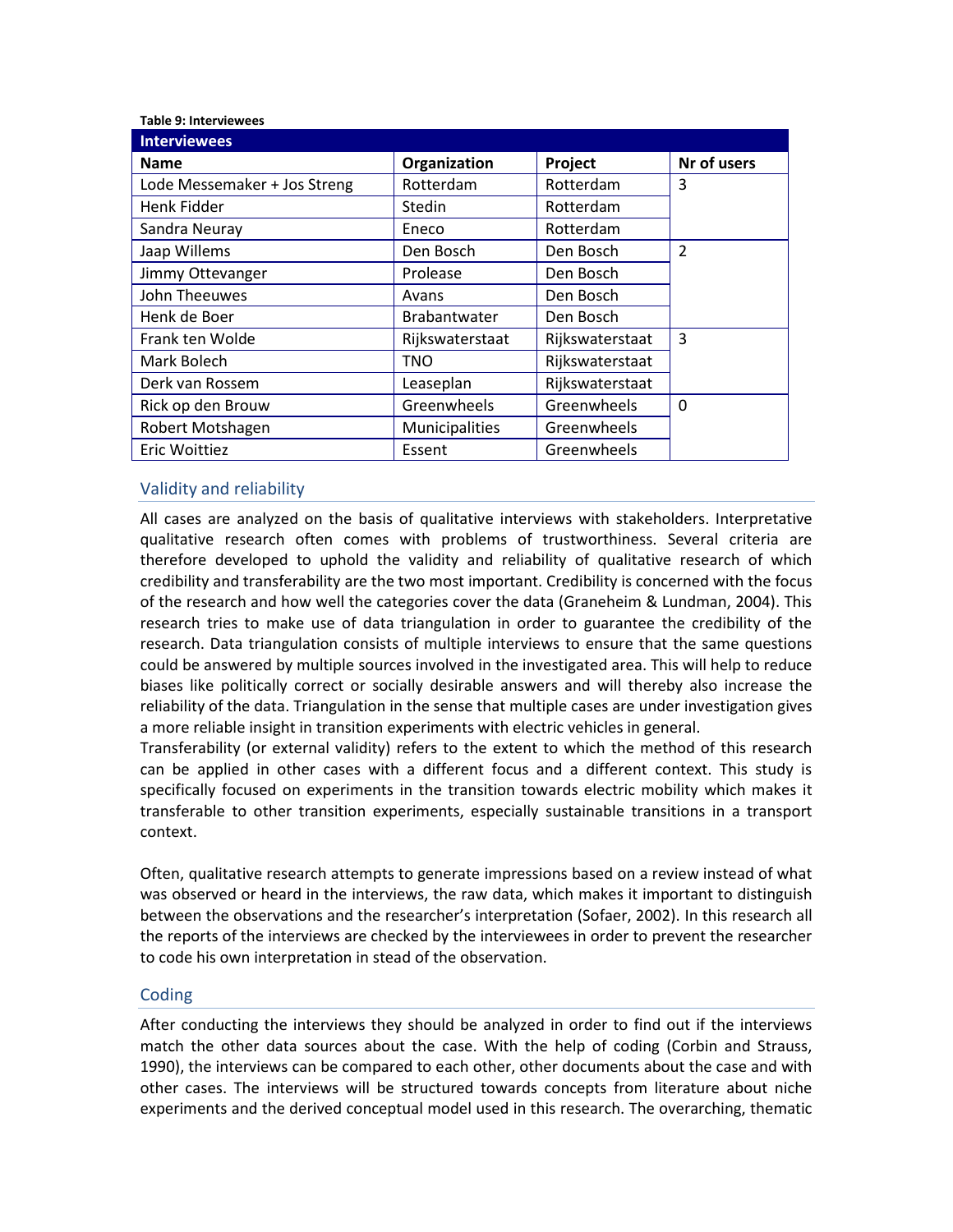**Table 9: Interviewees**

| Interviewees | | | |
|---|---|---|---|
| **Name** | **Organization** | **Project** | **Nr of users** |
| Lode Messemaker + Jos Streng | Rotterdam | Rotterdam | 3 |
| Henk Fidder | Stedin | Rotterdam | |
| Sandra Neuray | Eneco | Rotterdam | |
| Jaap Willems | Den Bosch | Den Bosch | 2 |
| Jimmy Ottevanger | Prolease | Den Bosch | |
| John Theeuwes | Avans | Den Bosch | |
| Henk de Boer | Brabantwater | Den Bosch | |
| Frank ten Wolde | Rijkswaterstaat | Rijkswaterstaat | 3 |
| Mark Bolech | TNO | Rijkswaterstaat | |
| Derk van Rossem | Leaseplan | Rijkswaterstaat | |
| Rick op den Brouw | Greenwheels | Greenwheels | 0 |
| Robert Motshagen | Municipalities | Greenwheels | |
| Eric Woittiez | Essent | Greenwheels | |

## Validity and reliability

All cases are analyzed on the basis of qualitative interviews with stakeholders. Interpretative qualitative research often comes with problems of trustworthiness. Several criteria are therefore developed to uphold the validity and reliability of qualitative research of which credibility and transferability are the two most important. Credibility is concerned with the focus of the research and how well the categories cover the data (Graneheim & Lundman, 2004). This research tries to make use of data triangulation in order to guarantee the credibility of the research. Data triangulation consists of multiple interviews to ensure that the same questions could be answered by multiple sources involved in the investigated area. This will help to reduce biases like politically correct or socially desirable answers and will thereby also increase the reliability of the data. Triangulation in the sense that multiple cases are under investigation gives a more reliable insight in transition experiments with electric vehicles in general.
Transferability (or external validity) refers to the extent to which the method of this research can be applied in other cases with a different focus and a different context. This study is specifically focused on experiments in the transition towards electric mobility which makes it transferable to other transition experiments, especially sustainable transitions in a transport context.

Often, qualitative research attempts to generate impressions based on a review instead of what was observed or heard in the interviews, the raw data, which makes it important to distinguish between the observations and the researcher's interpretation (Sofaer, 2002). In this research all the reports of the interviews are checked by the interviewees in order to prevent the researcher to code his own interpretation in stead of the observation.

## Coding

After conducting the interviews they should be analyzed in order to find out if the interviews match the other data sources about the case. With the help of coding (Corbin and Strauss, 1990), the interviews can be compared to each other, other documents about the case and with other cases. The interviews will be structured towards concepts from literature about niche experiments and the derived conceptual model used in this research. The overarching, thematic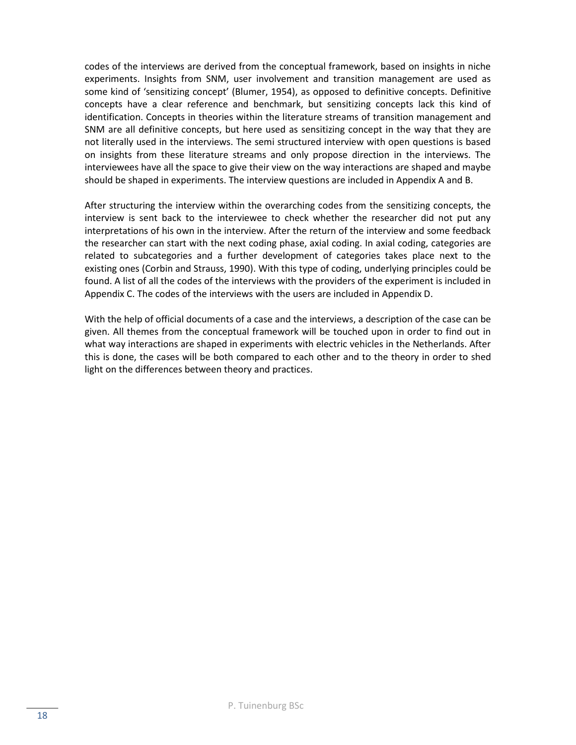codes of the interviews are derived from the conceptual framework, based on insights in niche experiments. Insights from SNM, user involvement and transition management are used as some kind of 'sensitizing concept' (Blumer, 1954), as opposed to definitive concepts. Definitive concepts have a clear reference and benchmark, but sensitizing concepts lack this kind of identification. Concepts in theories within the literature streams of transition management and SNM are all definitive concepts, but here used as sensitizing concept in the way that they are not literally used in the interviews. The semi structured interview with open questions is based on insights from these literature streams and only propose direction in the interviews. The interviewees have all the space to give their view on the way interactions are shaped and maybe should be shaped in experiments. The interview questions are included in Appendix A and B.

After structuring the interview within the overarching codes from the sensitizing concepts, the interview is sent back to the interviewee to check whether the researcher did not put any interpretations of his own in the interview. After the return of the interview and some feedback the researcher can start with the next coding phase, axial coding. In axial coding, categories are related to subcategories and a further development of categories takes place next to the existing ones (Corbin and Strauss, 1990). With this type of coding, underlying principles could be found. A list of all the codes of the interviews with the providers of the experiment is included in Appendix C. The codes of the interviews with the users are included in Appendix D.

With the help of official documents of a case and the interviews, a description of the case can be given. All themes from the conceptual framework will be touched upon in order to find out in what way interactions are shaped in experiments with electric vehicles in the Netherlands. After this is done, the cases will be both compared to each other and to the theory in order to shed light on the differences between theory and practices.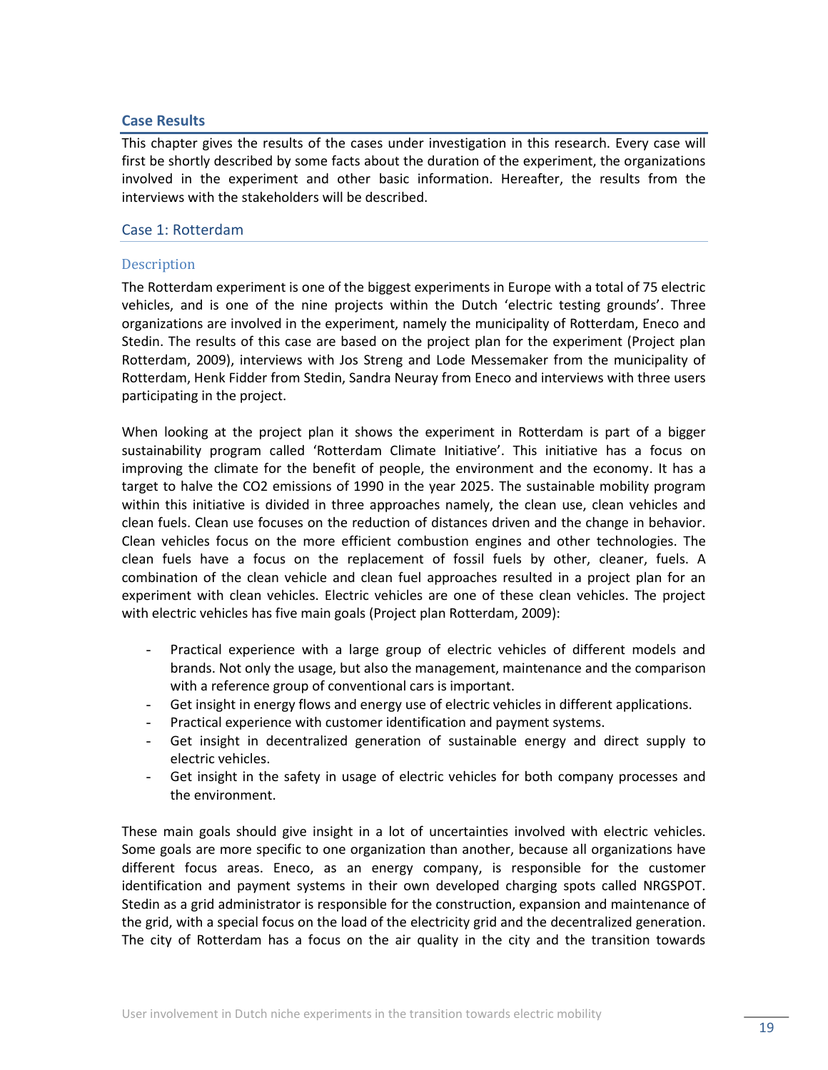## Case Results

This chapter gives the results of the cases under investigation in this research. Every case will first be shortly described by some facts about the duration of the experiment, the organizations involved in the experiment and other basic information. Hereafter, the results from the interviews with the stakeholders will be described.

### Case 1: Rotterdam

#### Description

The Rotterdam experiment is one of the biggest experiments in Europe with a total of 75 electric vehicles, and is one of the nine projects within the Dutch 'electric testing grounds'. Three organizations are involved in the experiment, namely the municipality of Rotterdam, Eneco and Stedin. The results of this case are based on the project plan for the experiment (Project plan Rotterdam, 2009), interviews with Jos Streng and Lode Messemaker from the municipality of Rotterdam, Henk Fidder from Stedin, Sandra Neuray from Eneco and interviews with three users participating in the project.

When looking at the project plan it shows the experiment in Rotterdam is part of a bigger sustainability program called 'Rotterdam Climate Initiative'. This initiative has a focus on improving the climate for the benefit of people, the environment and the economy. It has a target to halve the CO2 emissions of 1990 in the year 2025. The sustainable mobility program within this initiative is divided in three approaches namely, the clean use, clean vehicles and clean fuels. Clean use focuses on the reduction of distances driven and the change in behavior. Clean vehicles focus on the more efficient combustion engines and other technologies. The clean fuels have a focus on the replacement of fossil fuels by other, cleaner, fuels. A combination of the clean vehicle and clean fuel approaches resulted in a project plan for an experiment with clean vehicles. Electric vehicles are one of these clean vehicles. The project with electric vehicles has five main goals (Project plan Rotterdam, 2009):

- Practical experience with a large group of electric vehicles of different models and brands. Not only the usage, but also the management, maintenance and the comparison with a reference group of conventional cars is important.
- Get insight in energy flows and energy use of electric vehicles in different applications.
- Practical experience with customer identification and payment systems.
- Get insight in decentralized generation of sustainable energy and direct supply to electric vehicles.
- Get insight in the safety in usage of electric vehicles for both company processes and the environment.

These main goals should give insight in a lot of uncertainties involved with electric vehicles. Some goals are more specific to one organization than another, because all organizations have different focus areas. Eneco, as an energy company, is responsible for the customer identification and payment systems in their own developed charging spots called NRGSPOT. Stedin as a grid administrator is responsible for the construction, expansion and maintenance of the grid, with a special focus on the load of the electricity grid and the decentralized generation. The city of Rotterdam has a focus on the air quality in the city and the transition towards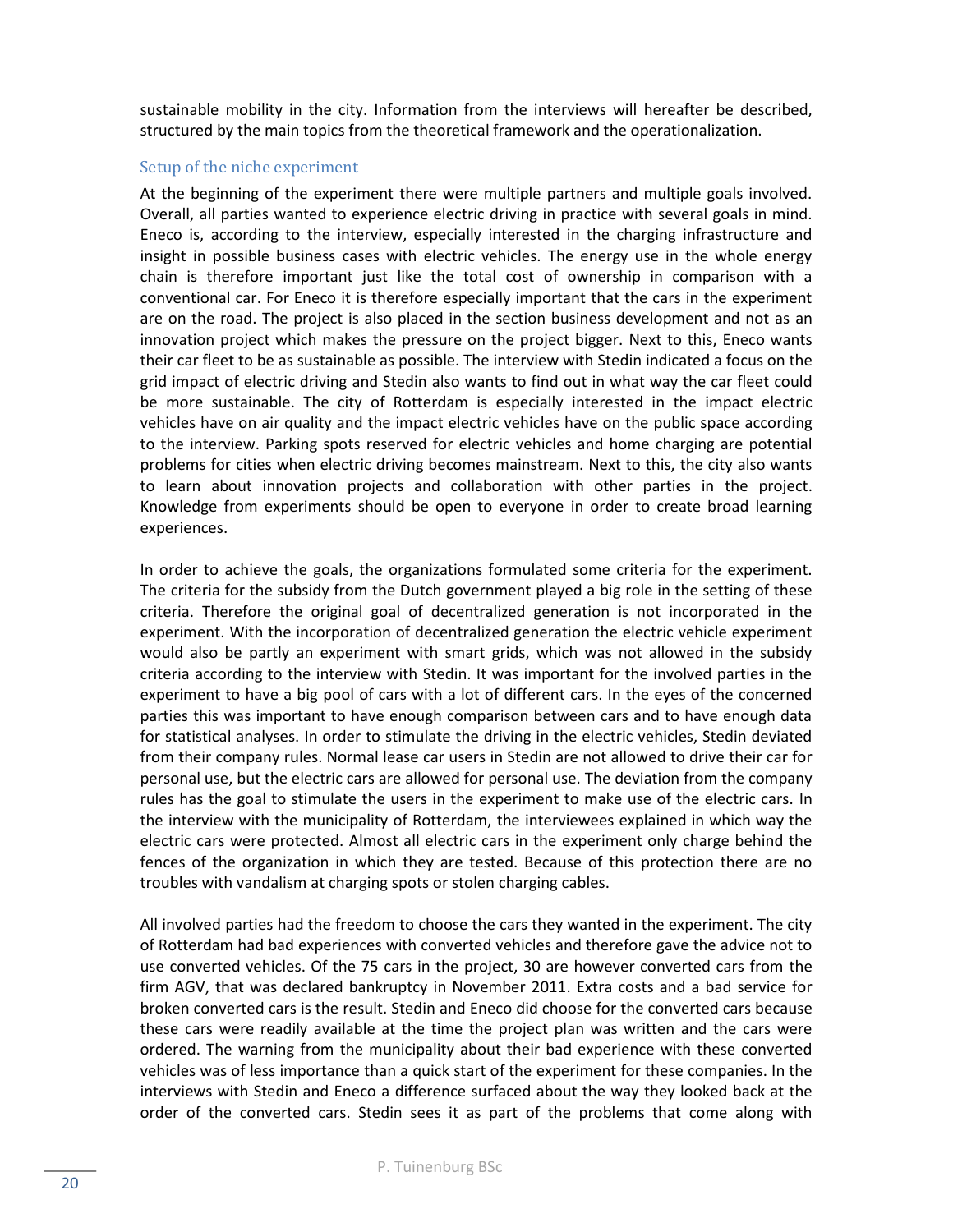sustainable mobility in the city. Information from the interviews will hereafter be described, structured by the main topics from the theoretical framework and the operationalization.

### Setup of the niche experiment

At the beginning of the experiment there were multiple partners and multiple goals involved. Overall, all parties wanted to experience electric driving in practice with several goals in mind. Eneco is, according to the interview, especially interested in the charging infrastructure and insight in possible business cases with electric vehicles. The energy use in the whole energy chain is therefore important just like the total cost of ownership in comparison with a conventional car. For Eneco it is therefore especially important that the cars in the experiment are on the road. The project is also placed in the section business development and not as an innovation project which makes the pressure on the project bigger. Next to this, Eneco wants their car fleet to be as sustainable as possible. The interview with Stedin indicated a focus on the grid impact of electric driving and Stedin also wants to find out in what way the car fleet could be more sustainable. The city of Rotterdam is especially interested in the impact electric vehicles have on air quality and the impact electric vehicles have on the public space according to the interview. Parking spots reserved for electric vehicles and home charging are potential problems for cities when electric driving becomes mainstream. Next to this, the city also wants to learn about innovation projects and collaboration with other parties in the project. Knowledge from experiments should be open to everyone in order to create broad learning experiences.

In order to achieve the goals, the organizations formulated some criteria for the experiment. The criteria for the subsidy from the Dutch government played a big role in the setting of these criteria. Therefore the original goal of decentralized generation is not incorporated in the experiment. With the incorporation of decentralized generation the electric vehicle experiment would also be partly an experiment with smart grids, which was not allowed in the subsidy criteria according to the interview with Stedin. It was important for the involved parties in the experiment to have a big pool of cars with a lot of different cars. In the eyes of the concerned parties this was important to have enough comparison between cars and to have enough data for statistical analyses. In order to stimulate the driving in the electric vehicles, Stedin deviated from their company rules. Normal lease car users in Stedin are not allowed to drive their car for personal use, but the electric cars are allowed for personal use. The deviation from the company rules has the goal to stimulate the users in the experiment to make use of the electric cars. In the interview with the municipality of Rotterdam, the interviewees explained in which way the electric cars were protected. Almost all electric cars in the experiment only charge behind the fences of the organization in which they are tested. Because of this protection there are no troubles with vandalism at charging spots or stolen charging cables.

All involved parties had the freedom to choose the cars they wanted in the experiment. The city of Rotterdam had bad experiences with converted vehicles and therefore gave the advice not to use converted vehicles. Of the 75 cars in the project, 30 are however converted cars from the firm AGV, that was declared bankruptcy in November 2011. Extra costs and a bad service for broken converted cars is the result. Stedin and Eneco did choose for the converted cars because these cars were readily available at the time the project plan was written and the cars were ordered. The warning from the municipality about their bad experience with these converted vehicles was of less importance than a quick start of the experiment for these companies. In the interviews with Stedin and Eneco a difference surfaced about the way they looked back at the order of the converted cars. Stedin sees it as part of the problems that come along with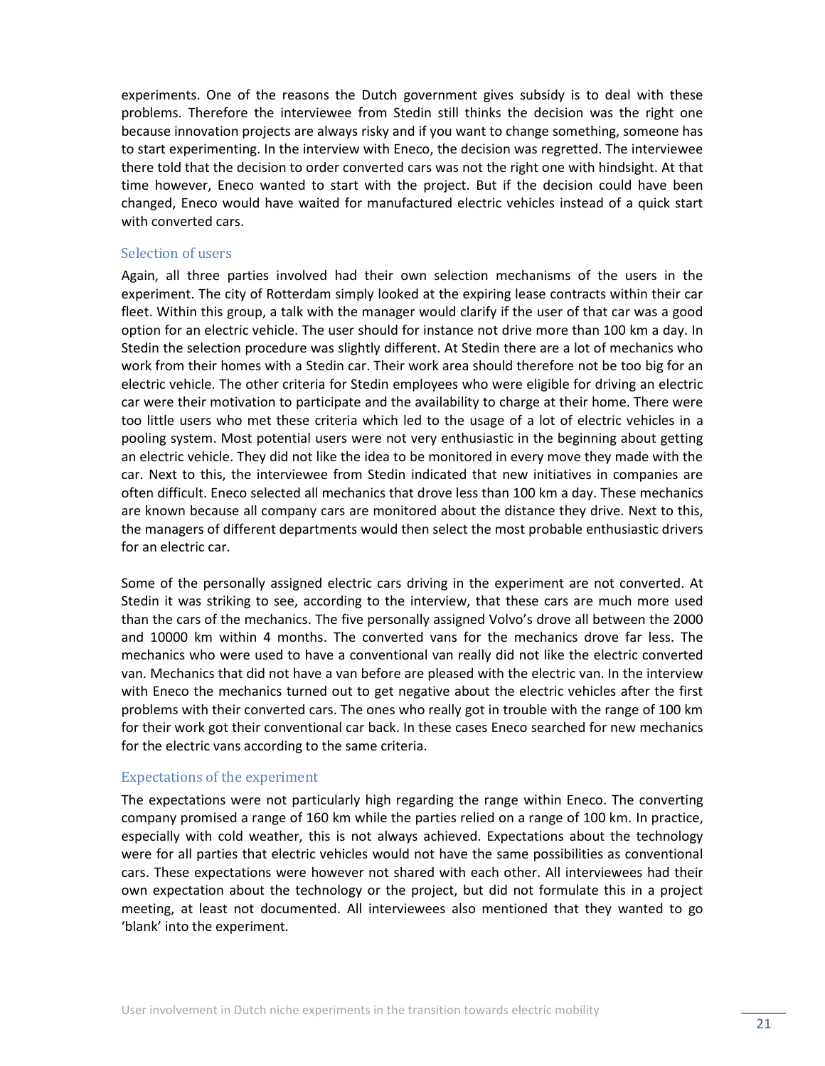experiments. One of the reasons the Dutch government gives subsidy is to deal with these problems. Therefore the interviewee from Stedin still thinks the decision was the right one because innovation projects are always risky and if you want to change something, someone has to start experimenting. In the interview with Eneco, the decision was regretted. The interviewee there told that the decision to order converted cars was not the right one with hindsight. At that time however, Eneco wanted to start with the project. But if the decision could have been changed, Eneco would have waited for manufactured electric vehicles instead of a quick start with converted cars.

### Selection of users

Again, all three parties involved had their own selection mechanisms of the users in the experiment. The city of Rotterdam simply looked at the expiring lease contracts within their car fleet. Within this group, a talk with the manager would clarify if the user of that car was a good option for an electric vehicle. The user should for instance not drive more than 100 km a day. In Stedin the selection procedure was slightly different. At Stedin there are a lot of mechanics who work from their homes with a Stedin car. Their work area should therefore not be too big for an electric vehicle. The other criteria for Stedin employees who were eligible for driving an electric car were their motivation to participate and the availability to charge at their home. There were too little users who met these criteria which led to the usage of a lot of electric vehicles in a pooling system. Most potential users were not very enthusiastic in the beginning about getting an electric vehicle. They did not like the idea to be monitored in every move they made with the car. Next to this, the interviewee from Stedin indicated that new initiatives in companies are often difficult. Eneco selected all mechanics that drove less than 100 km a day. These mechanics are known because all company cars are monitored about the distance they drive. Next to this, the managers of different departments would then select the most probable enthusiastic drivers for an electric car.

Some of the personally assigned electric cars driving in the experiment are not converted. At Stedin it was striking to see, according to the interview, that these cars are much more used than the cars of the mechanics. The five personally assigned Volvo's drove all between the 2000 and 10000 km within 4 months. The converted vans for the mechanics drove far less. The mechanics who were used to have a conventional van really did not like the electric converted van. Mechanics that did not have a van before are pleased with the electric van. In the interview with Eneco the mechanics turned out to get negative about the electric vehicles after the first problems with their converted cars. The ones who really got in trouble with the range of 100 km for their work got their conventional car back. In these cases Eneco searched for new mechanics for the electric vans according to the same criteria.

### Expectations of the experiment

The expectations were not particularly high regarding the range within Eneco. The converting company promised a range of 160 km while the parties relied on a range of 100 km. In practice, especially with cold weather, this is not always achieved. Expectations about the technology were for all parties that electric vehicles would not have the same possibilities as conventional cars. These expectations were however not shared with each other. All interviewees had their own expectation about the technology or the project, but did not formulate this in a project meeting, at least not documented. All interviewees also mentioned that they wanted to go 'blank' into the experiment.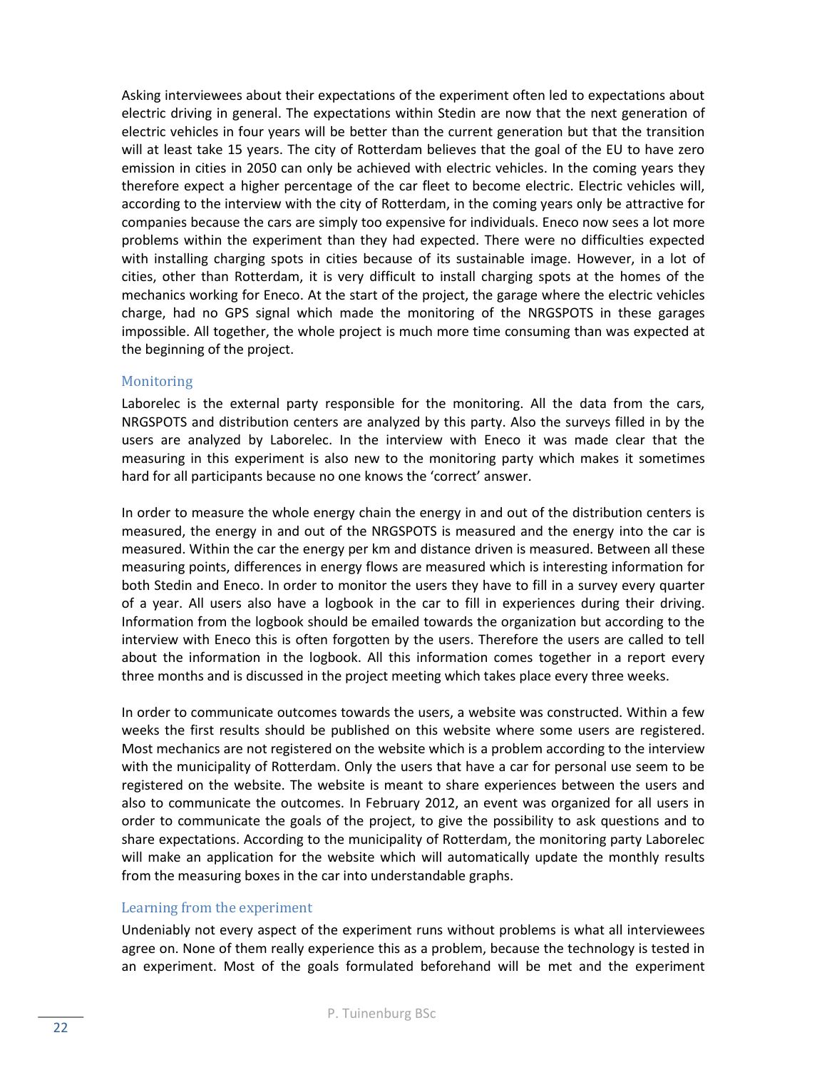Asking interviewees about their expectations of the experiment often led to expectations about electric driving in general. The expectations within Stedin are now that the next generation of electric vehicles in four years will be better than the current generation but that the transition will at least take 15 years. The city of Rotterdam believes that the goal of the EU to have zero emission in cities in 2050 can only be achieved with electric vehicles. In the coming years they therefore expect a higher percentage of the car fleet to become electric. Electric vehicles will, according to the interview with the city of Rotterdam, in the coming years only be attractive for companies because the cars are simply too expensive for individuals. Eneco now sees a lot more problems within the experiment than they had expected. There were no difficulties expected with installing charging spots in cities because of its sustainable image. However, in a lot of cities, other than Rotterdam, it is very difficult to install charging spots at the homes of the mechanics working for Eneco. At the start of the project, the garage where the electric vehicles charge, had no GPS signal which made the monitoring of the NRGSPOTS in these garages impossible. All together, the whole project is much more time consuming than was expected at the beginning of the project.

### Monitoring

Laborelec is the external party responsible for the monitoring. All the data from the cars, NRGSPOTS and distribution centers are analyzed by this party. Also the surveys filled in by the users are analyzed by Laborelec. In the interview with Eneco it was made clear that the measuring in this experiment is also new to the monitoring party which makes it sometimes hard for all participants because no one knows the 'correct' answer.

In order to measure the whole energy chain the energy in and out of the distribution centers is measured, the energy in and out of the NRGSPOTS is measured and the energy into the car is measured. Within the car the energy per km and distance driven is measured. Between all these measuring points, differences in energy flows are measured which is interesting information for both Stedin and Eneco. In order to monitor the users they have to fill in a survey every quarter of a year. All users also have a logbook in the car to fill in experiences during their driving. Information from the logbook should be emailed towards the organization but according to the interview with Eneco this is often forgotten by the users. Therefore the users are called to tell about the information in the logbook. All this information comes together in a report every three months and is discussed in the project meeting which takes place every three weeks.

In order to communicate outcomes towards the users, a website was constructed. Within a few weeks the first results should be published on this website where some users are registered. Most mechanics are not registered on the website which is a problem according to the interview with the municipality of Rotterdam. Only the users that have a car for personal use seem to be registered on the website. The website is meant to share experiences between the users and also to communicate the outcomes. In February 2012, an event was organized for all users in order to communicate the goals of the project, to give the possibility to ask questions and to share expectations. According to the municipality of Rotterdam, the monitoring party Laborelec will make an application for the website which will automatically update the monthly results from the measuring boxes in the car into understandable graphs.

### Learning from the experiment

Undeniably not every aspect of the experiment runs without problems is what all interviewees agree on. None of them really experience this as a problem, because the technology is tested in an experiment. Most of the goals formulated beforehand will be met and the experiment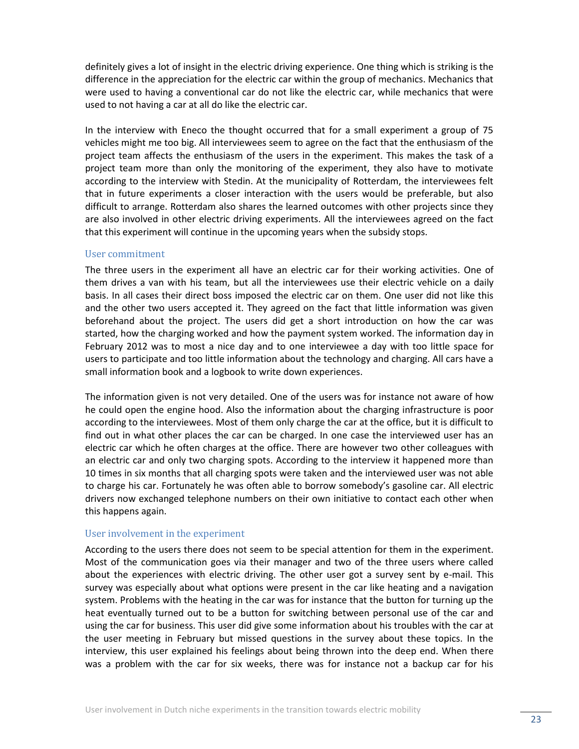definitely gives a lot of insight in the electric driving experience. One thing which is striking is the difference in the appreciation for the electric car within the group of mechanics. Mechanics that were used to having a conventional car do not like the electric car, while mechanics that were used to not having a car at all do like the electric car.

In the interview with Eneco the thought occurred that for a small experiment a group of 75 vehicles might me too big. All interviewees seem to agree on the fact that the enthusiasm of the project team affects the enthusiasm of the users in the experiment. This makes the task of a project team more than only the monitoring of the experiment, they also have to motivate according to the interview with Stedin. At the municipality of Rotterdam, the interviewees felt that in future experiments a closer interaction with the users would be preferable, but also difficult to arrange. Rotterdam also shares the learned outcomes with other projects since they are also involved in other electric driving experiments. All the interviewees agreed on the fact that this experiment will continue in the upcoming years when the subsidy stops.

### User commitment

The three users in the experiment all have an electric car for their working activities. One of them drives a van with his team, but all the interviewees use their electric vehicle on a daily basis. In all cases their direct boss imposed the electric car on them. One user did not like this and the other two users accepted it. They agreed on the fact that little information was given beforehand about the project. The users did get a short introduction on how the car was started, how the charging worked and how the payment system worked. The information day in February 2012 was to most a nice day and to one interviewee a day with too little space for users to participate and too little information about the technology and charging. All cars have a small information book and a logbook to write down experiences.

The information given is not very detailed. One of the users was for instance not aware of how he could open the engine hood. Also the information about the charging infrastructure is poor according to the interviewees. Most of them only charge the car at the office, but it is difficult to find out in what other places the car can be charged. In one case the interviewed user has an electric car which he often charges at the office. There are however two other colleagues with an electric car and only two charging spots. According to the interview it happened more than 10 times in six months that all charging spots were taken and the interviewed user was not able to charge his car. Fortunately he was often able to borrow somebody's gasoline car. All electric drivers now exchanged telephone numbers on their own initiative to contact each other when this happens again.

### User involvement in the experiment

According to the users there does not seem to be special attention for them in the experiment. Most of the communication goes via their manager and two of the three users where called about the experiences with electric driving. The other user got a survey sent by e-mail. This survey was especially about what options were present in the car like heating and a navigation system. Problems with the heating in the car was for instance that the button for turning up the heat eventually turned out to be a button for switching between personal use of the car and using the car for business. This user did give some information about his troubles with the car at the user meeting in February but missed questions in the survey about these topics. In the interview, this user explained his feelings about being thrown into the deep end. When there was a problem with the car for six weeks, there was for instance not a backup car for his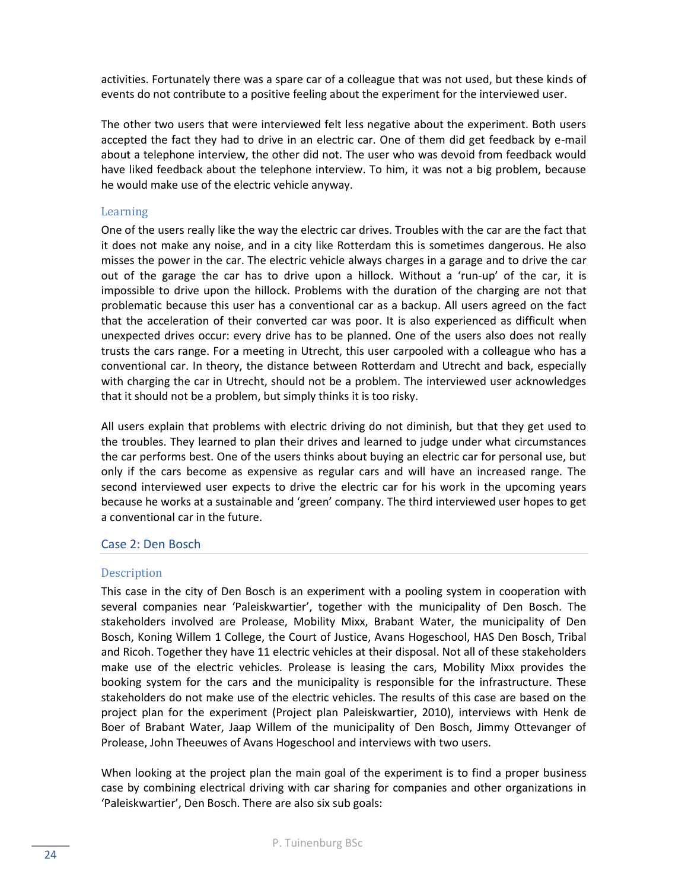activities. Fortunately there was a spare car of a colleague that was not used, but these kinds of events do not contribute to a positive feeling about the experiment for the interviewed user.

The other two users that were interviewed felt less negative about the experiment. Both users accepted the fact they had to drive in an electric car. One of them did get feedback by e-mail about a telephone interview, the other did not. The user who was devoid from feedback would have liked feedback about the telephone interview. To him, it was not a big problem, because he would make use of the electric vehicle anyway.

### Learning

One of the users really like the way the electric car drives. Troubles with the car are the fact that it does not make any noise, and in a city like Rotterdam this is sometimes dangerous. He also misses the power in the car. The electric vehicle always charges in a garage and to drive the car out of the garage the car has to drive upon a hillock. Without a 'run-up' of the car, it is impossible to drive upon the hillock. Problems with the duration of the charging are not that problematic because this user has a conventional car as a backup. All users agreed on the fact that the acceleration of their converted car was poor. It is also experienced as difficult when unexpected drives occur: every drive has to be planned. One of the users also does not really trusts the cars range. For a meeting in Utrecht, this user carpooled with a colleague who has a conventional car. In theory, the distance between Rotterdam and Utrecht and back, especially with charging the car in Utrecht, should not be a problem. The interviewed user acknowledges that it should not be a problem, but simply thinks it is too risky.

All users explain that problems with electric driving do not diminish, but that they get used to the troubles. They learned to plan their drives and learned to judge under what circumstances the car performs best. One of the users thinks about buying an electric car for personal use, but only if the cars become as expensive as regular cars and will have an increased range. The second interviewed user expects to drive the electric car for his work in the upcoming years because he works at a sustainable and 'green' company. The third interviewed user hopes to get a conventional car in the future.

## Case 2: Den Bosch

### Description

This case in the city of Den Bosch is an experiment with a pooling system in cooperation with several companies near 'Paleiskwartier', together with the municipality of Den Bosch. The stakeholders involved are Prolease, Mobility Mixx, Brabant Water, the municipality of Den Bosch, Koning Willem 1 College, the Court of Justice, Avans Hogeschool, HAS Den Bosch, Tribal and Ricoh. Together they have 11 electric vehicles at their disposal. Not all of these stakeholders make use of the electric vehicles. Prolease is leasing the cars, Mobility Mixx provides the booking system for the cars and the municipality is responsible for the infrastructure. These stakeholders do not make use of the electric vehicles. The results of this case are based on the project plan for the experiment (Project plan Paleiskwartier, 2010), interviews with Henk de Boer of Brabant Water, Jaap Willem of the municipality of Den Bosch, Jimmy Ottevanger of Prolease, John Theeuwes of Avans Hogeschool and interviews with two users.

When looking at the project plan the main goal of the experiment is to find a proper business case by combining electrical driving with car sharing for companies and other organizations in 'Paleiskwartier', Den Bosch. There are also six sub goals: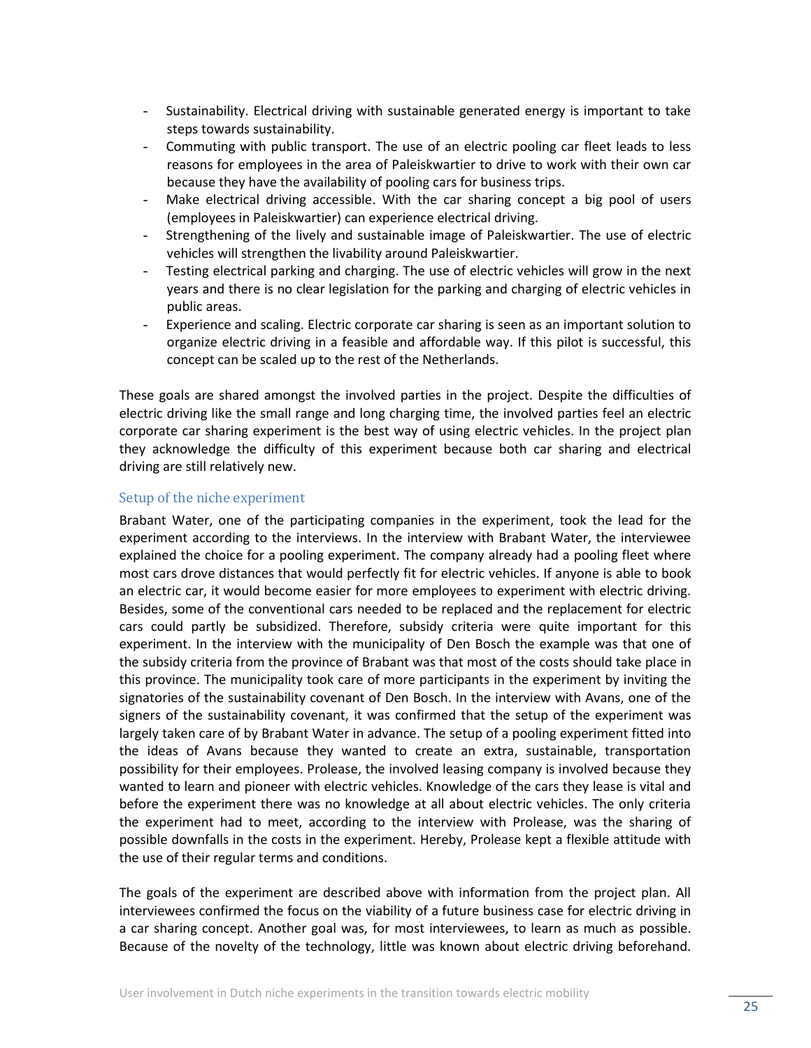- Sustainability. Electrical driving with sustainable generated energy is important to take steps towards sustainability.
- Commuting with public transport. The use of an electric pooling car fleet leads to less reasons for employees in the area of Paleiskwartier to drive to work with their own car because they have the availability of pooling cars for business trips.
- Make electrical driving accessible. With the car sharing concept a big pool of users (employees in Paleiskwartier) can experience electrical driving.
- Strengthening of the lively and sustainable image of Paleiskwartier. The use of electric vehicles will strengthen the livability around Paleiskwartier.
- Testing electrical parking and charging. The use of electric vehicles will grow in the next years and there is no clear legislation for the parking and charging of electric vehicles in public areas.
- Experience and scaling. Electric corporate car sharing is seen as an important solution to organize electric driving in a feasible and affordable way. If this pilot is successful, this concept can be scaled up to the rest of the Netherlands.

These goals are shared amongst the involved parties in the project. Despite the difficulties of electric driving like the small range and long charging time, the involved parties feel an electric corporate car sharing experiment is the best way of using electric vehicles. In the project plan they acknowledge the difficulty of this experiment because both car sharing and electrical driving are still relatively new.

### Setup of the niche experiment

Brabant Water, one of the participating companies in the experiment, took the lead for the experiment according to the interviews. In the interview with Brabant Water, the interviewee explained the choice for a pooling experiment. The company already had a pooling fleet where most cars drove distances that would perfectly fit for electric vehicles. If anyone is able to book an electric car, it would become easier for more employees to experiment with electric driving. Besides, some of the conventional cars needed to be replaced and the replacement for electric cars could partly be subsidized. Therefore, subsidy criteria were quite important for this experiment. In the interview with the municipality of Den Bosch the example was that one of the subsidy criteria from the province of Brabant was that most of the costs should take place in this province. The municipality took care of more participants in the experiment by inviting the signatories of the sustainability covenant of Den Bosch. In the interview with Avans, one of the signers of the sustainability covenant, it was confirmed that the setup of the experiment was largely taken care of by Brabant Water in advance. The setup of a pooling experiment fitted into the ideas of Avans because they wanted to create an extra, sustainable, transportation possibility for their employees. Prolease, the involved leasing company is involved because they wanted to learn and pioneer with electric vehicles. Knowledge of the cars they lease is vital and before the experiment there was no knowledge at all about electric vehicles. The only criteria the experiment had to meet, according to the interview with Prolease, was the sharing of possible downfalls in the costs in the experiment. Hereby, Prolease kept a flexible attitude with the use of their regular terms and conditions.

The goals of the experiment are described above with information from the project plan. All interviewees confirmed the focus on the viability of a future business case for electric driving in a car sharing concept. Another goal was, for most interviewees, to learn as much as possible. Because of the novelty of the technology, little was known about electric driving beforehand.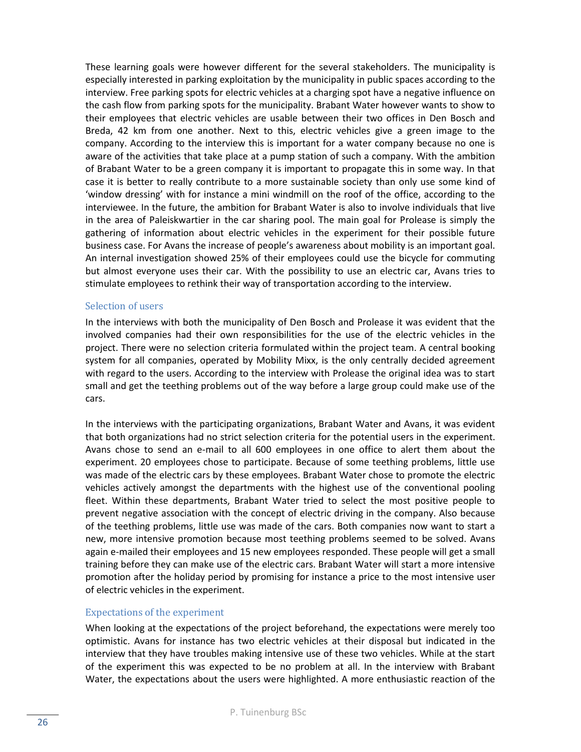These learning goals were however different for the several stakeholders. The municipality is especially interested in parking exploitation by the municipality in public spaces according to the interview. Free parking spots for electric vehicles at a charging spot have a negative influence on the cash flow from parking spots for the municipality. Brabant Water however wants to show to their employees that electric vehicles are usable between their two offices in Den Bosch and Breda, 42 km from one another. Next to this, electric vehicles give a green image to the company. According to the interview this is important for a water company because no one is aware of the activities that take place at a pump station of such a company. With the ambition of Brabant Water to be a green company it is important to propagate this in some way. In that case it is better to really contribute to a more sustainable society than only use some kind of 'window dressing' with for instance a mini windmill on the roof of the office, according to the interviewee. In the future, the ambition for Brabant Water is also to involve individuals that live in the area of Paleiskwartier in the car sharing pool. The main goal for Prolease is simply the gathering of information about electric vehicles in the experiment for their possible future business case. For Avans the increase of people's awareness about mobility is an important goal. An internal investigation showed 25% of their employees could use the bicycle for commuting but almost everyone uses their car. With the possibility to use an electric car, Avans tries to stimulate employees to rethink their way of transportation according to the interview.

### Selection of users

In the interviews with both the municipality of Den Bosch and Prolease it was evident that the involved companies had their own responsibilities for the use of the electric vehicles in the project. There were no selection criteria formulated within the project team. A central booking system for all companies, operated by Mobility Mixx, is the only centrally decided agreement with regard to the users. According to the interview with Prolease the original idea was to start small and get the teething problems out of the way before a large group could make use of the cars.

In the interviews with the participating organizations, Brabant Water and Avans, it was evident that both organizations had no strict selection criteria for the potential users in the experiment. Avans chose to send an e-mail to all 600 employees in one office to alert them about the experiment. 20 employees chose to participate. Because of some teething problems, little use was made of the electric cars by these employees. Brabant Water chose to promote the electric vehicles actively amongst the departments with the highest use of the conventional pooling fleet. Within these departments, Brabant Water tried to select the most positive people to prevent negative association with the concept of electric driving in the company. Also because of the teething problems, little use was made of the cars. Both companies now want to start a new, more intensive promotion because most teething problems seemed to be solved. Avans again e-mailed their employees and 15 new employees responded. These people will get a small training before they can make use of the electric cars. Brabant Water will start a more intensive promotion after the holiday period by promising for instance a price to the most intensive user of electric vehicles in the experiment.

### Expectations of the experiment

When looking at the expectations of the project beforehand, the expectations were merely too optimistic. Avans for instance has two electric vehicles at their disposal but indicated in the interview that they have troubles making intensive use of these two vehicles. While at the start of the experiment this was expected to be no problem at all. In the interview with Brabant Water, the expectations about the users were highlighted. A more enthusiastic reaction of the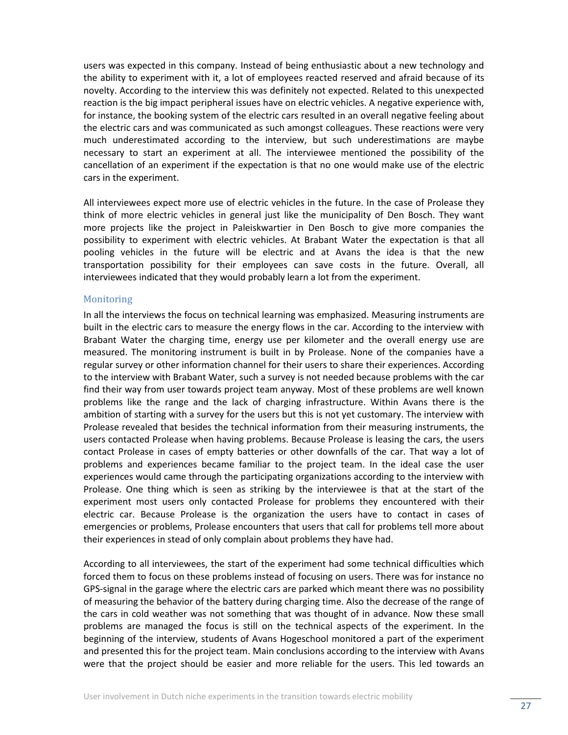users was expected in this company. Instead of being enthusiastic about a new technology and the ability to experiment with it, a lot of employees reacted reserved and afraid because of its novelty. According to the interview this was definitely not expected. Related to this unexpected reaction is the big impact peripheral issues have on electric vehicles. A negative experience with, for instance, the booking system of the electric cars resulted in an overall negative feeling about the electric cars and was communicated as such amongst colleagues. These reactions were very much underestimated according to the interview, but such underestimations are maybe necessary to start an experiment at all. The interviewee mentioned the possibility of the cancellation of an experiment if the expectation is that no one would make use of the electric cars in the experiment.

All interviewees expect more use of electric vehicles in the future. In the case of Prolease they think of more electric vehicles in general just like the municipality of Den Bosch. They want more projects like the project in Paleiskwartier in Den Bosch to give more companies the possibility to experiment with electric vehicles. At Brabant Water the expectation is that all pooling vehicles in the future will be electric and at Avans the idea is that the new transportation possibility for their employees can save costs in the future. Overall, all interviewees indicated that they would probably learn a lot from the experiment.

### Monitoring

In all the interviews the focus on technical learning was emphasized. Measuring instruments are built in the electric cars to measure the energy flows in the car. According to the interview with Brabant Water the charging time, energy use per kilometer and the overall energy use are measured. The monitoring instrument is built in by Prolease. None of the companies have a regular survey or other information channel for their users to share their experiences. According to the interview with Brabant Water, such a survey is not needed because problems with the car find their way from user towards project team anyway. Most of these problems are well known problems like the range and the lack of charging infrastructure. Within Avans there is the ambition of starting with a survey for the users but this is not yet customary. The interview with Prolease revealed that besides the technical information from their measuring instruments, the users contacted Prolease when having problems. Because Prolease is leasing the cars, the users contact Prolease in cases of empty batteries or other downfalls of the car. That way a lot of problems and experiences became familiar to the project team. In the ideal case the user experiences would came through the participating organizations according to the interview with Prolease. One thing which is seen as striking by the interviewee is that at the start of the experiment most users only contacted Prolease for problems they encountered with their electric car. Because Prolease is the organization the users have to contact in cases of emergencies or problems, Prolease encounters that users that call for problems tell more about their experiences in stead of only complain about problems they have had.

According to all interviewees, the start of the experiment had some technical difficulties which forced them to focus on these problems instead of focusing on users. There was for instance no GPS-signal in the garage where the electric cars are parked which meant there was no possibility of measuring the behavior of the battery during charging time. Also the decrease of the range of the cars in cold weather was not something that was thought of in advance. Now these small problems are managed the focus is still on the technical aspects of the experiment. In the beginning of the interview, students of Avans Hogeschool monitored a part of the experiment and presented this for the project team. Main conclusions according to the interview with Avans were that the project should be easier and more reliable for the users. This led towards an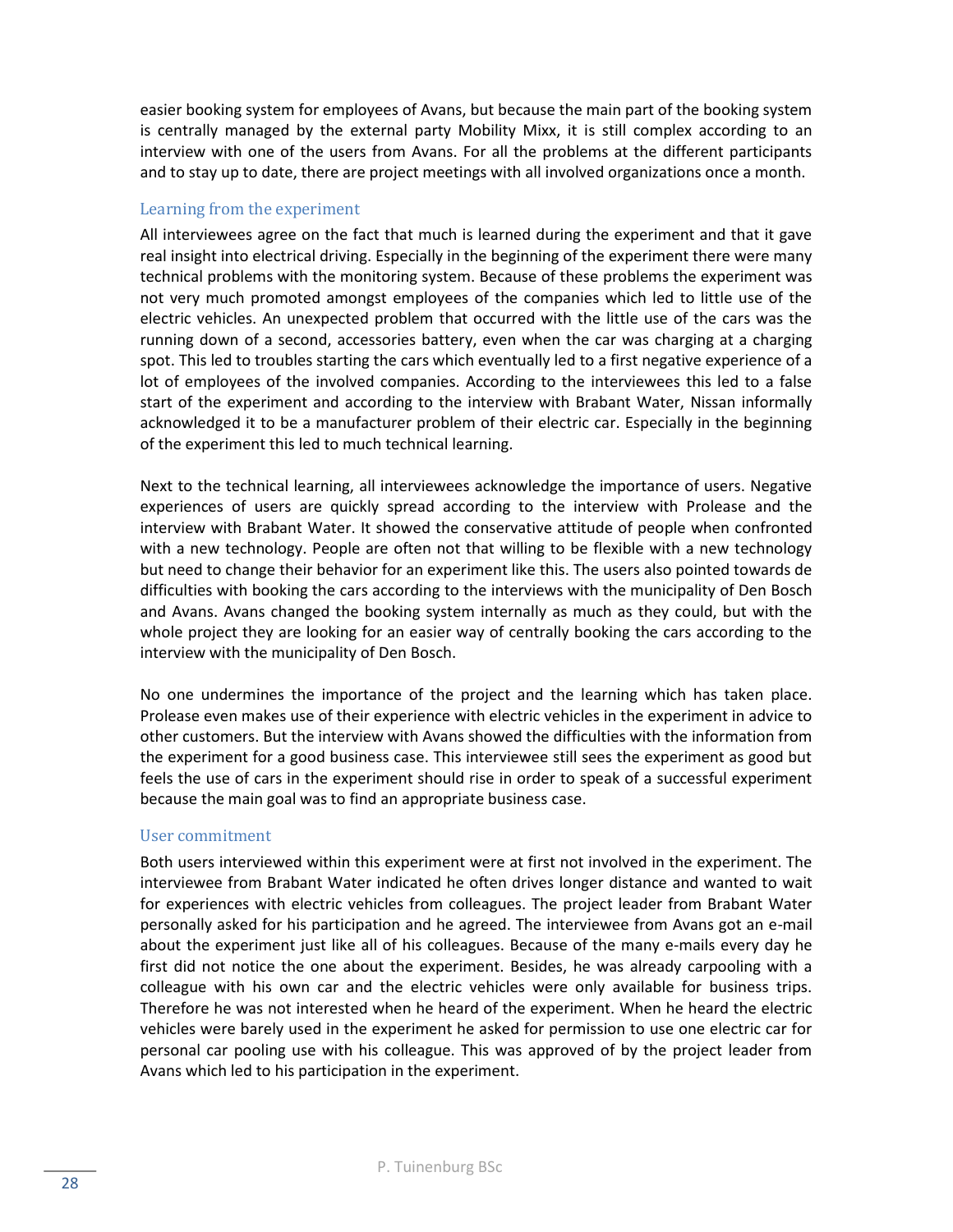easier booking system for employees of Avans, but because the main part of the booking system is centrally managed by the external party Mobility Mixx, it is still complex according to an interview with one of the users from Avans. For all the problems at the different participants and to stay up to date, there are project meetings with all involved organizations once a month.

### Learning from the experiment

All interviewees agree on the fact that much is learned during the experiment and that it gave real insight into electrical driving. Especially in the beginning of the experiment there were many technical problems with the monitoring system. Because of these problems the experiment was not very much promoted amongst employees of the companies which led to little use of the electric vehicles. An unexpected problem that occurred with the little use of the cars was the running down of a second, accessories battery, even when the car was charging at a charging spot. This led to troubles starting the cars which eventually led to a first negative experience of a lot of employees of the involved companies. According to the interviewees this led to a false start of the experiment and according to the interview with Brabant Water, Nissan informally acknowledged it to be a manufacturer problem of their electric car. Especially in the beginning of the experiment this led to much technical learning.

Next to the technical learning, all interviewees acknowledge the importance of users. Negative experiences of users are quickly spread according to the interview with Prolease and the interview with Brabant Water. It showed the conservative attitude of people when confronted with a new technology. People are often not that willing to be flexible with a new technology but need to change their behavior for an experiment like this. The users also pointed towards de difficulties with booking the cars according to the interviews with the municipality of Den Bosch and Avans. Avans changed the booking system internally as much as they could, but with the whole project they are looking for an easier way of centrally booking the cars according to the interview with the municipality of Den Bosch.

No one undermines the importance of the project and the learning which has taken place. Prolease even makes use of their experience with electric vehicles in the experiment in advice to other customers. But the interview with Avans showed the difficulties with the information from the experiment for a good business case. This interviewee still sees the experiment as good but feels the use of cars in the experiment should rise in order to speak of a successful experiment because the main goal was to find an appropriate business case.

### User commitment

Both users interviewed within this experiment were at first not involved in the experiment. The interviewee from Brabant Water indicated he often drives longer distance and wanted to wait for experiences with electric vehicles from colleagues. The project leader from Brabant Water personally asked for his participation and he agreed. The interviewee from Avans got an e-mail about the experiment just like all of his colleagues. Because of the many e-mails every day he first did not notice the one about the experiment. Besides, he was already carpooling with a colleague with his own car and the electric vehicles were only available for business trips. Therefore he was not interested when he heard of the experiment. When he heard the electric vehicles were barely used in the experiment he asked for permission to use one electric car for personal car pooling use with his colleague. This was approved of by the project leader from Avans which led to his participation in the experiment.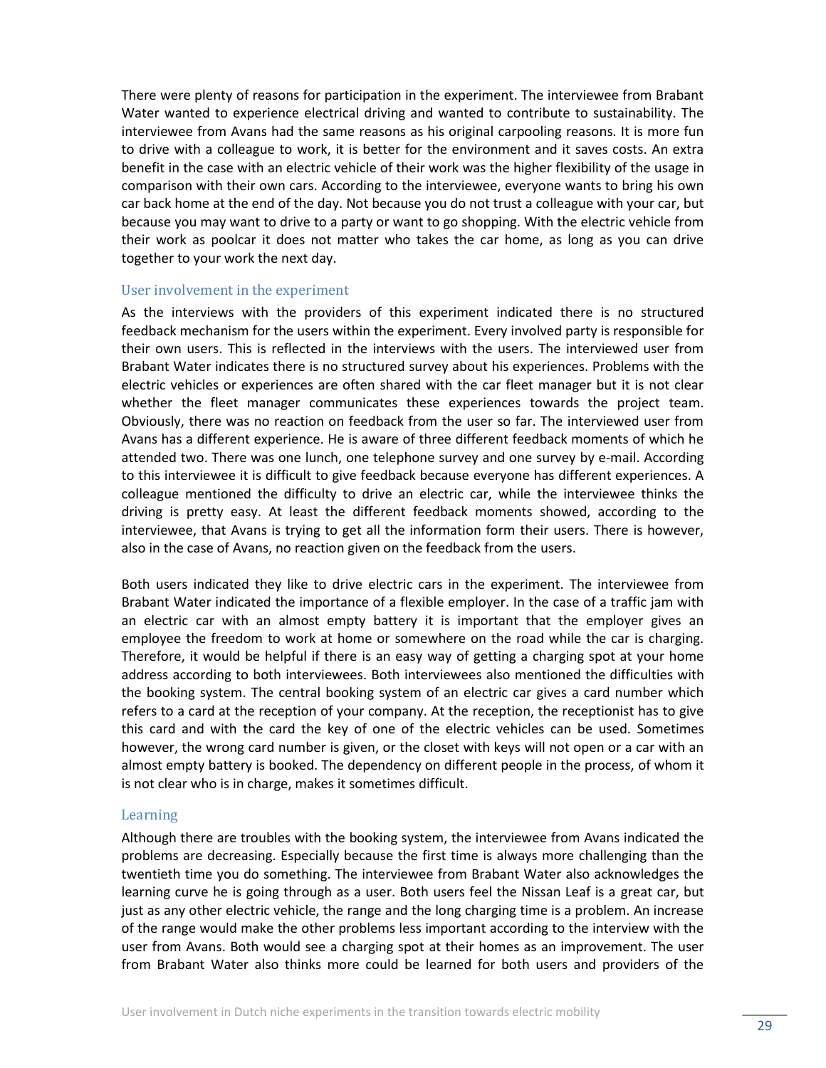There were plenty of reasons for participation in the experiment. The interviewee from Brabant Water wanted to experience electrical driving and wanted to contribute to sustainability. The interviewee from Avans had the same reasons as his original carpooling reasons. It is more fun to drive with a colleague to work, it is better for the environment and it saves costs. An extra benefit in the case with an electric vehicle of their work was the higher flexibility of the usage in comparison with their own cars. According to the interviewee, everyone wants to bring his own car back home at the end of the day. Not because you do not trust a colleague with your car, but because you may want to drive to a party or want to go shopping. With the electric vehicle from their work as poolcar it does not matter who takes the car home, as long as you can drive together to your work the next day.

### User involvement in the experiment

As the interviews with the providers of this experiment indicated there is no structured feedback mechanism for the users within the experiment. Every involved party is responsible for their own users. This is reflected in the interviews with the users. The interviewed user from Brabant Water indicates there is no structured survey about his experiences. Problems with the electric vehicles or experiences are often shared with the car fleet manager but it is not clear whether the fleet manager communicates these experiences towards the project team. Obviously, there was no reaction on feedback from the user so far. The interviewed user from Avans has a different experience. He is aware of three different feedback moments of which he attended two. There was one lunch, one telephone survey and one survey by e-mail. According to this interviewee it is difficult to give feedback because everyone has different experiences. A colleague mentioned the difficulty to drive an electric car, while the interviewee thinks the driving is pretty easy. At least the different feedback moments showed, according to the interviewee, that Avans is trying to get all the information form their users. There is however, also in the case of Avans, no reaction given on the feedback from the users.

Both users indicated they like to drive electric cars in the experiment. The interviewee from Brabant Water indicated the importance of a flexible employer. In the case of a traffic jam with an electric car with an almost empty battery it is important that the employer gives an employee the freedom to work at home or somewhere on the road while the car is charging. Therefore, it would be helpful if there is an easy way of getting a charging spot at your home address according to both interviewees. Both interviewees also mentioned the difficulties with the booking system. The central booking system of an electric car gives a card number which refers to a card at the reception of your company. At the reception, the receptionist has to give this card and with the card the key of one of the electric vehicles can be used. Sometimes however, the wrong card number is given, or the closet with keys will not open or a car with an almost empty battery is booked. The dependency on different people in the process, of whom it is not clear who is in charge, makes it sometimes difficult.

### Learning

Although there are troubles with the booking system, the interviewee from Avans indicated the problems are decreasing. Especially because the first time is always more challenging than the twentieth time you do something. The interviewee from Brabant Water also acknowledges the learning curve he is going through as a user. Both users feel the Nissan Leaf is a great car, but just as any other electric vehicle, the range and the long charging time is a problem. An increase of the range would make the other problems less important according to the interview with the user from Avans. Both would see a charging spot at their homes as an improvement. The user from Brabant Water also thinks more could be learned for both users and providers of the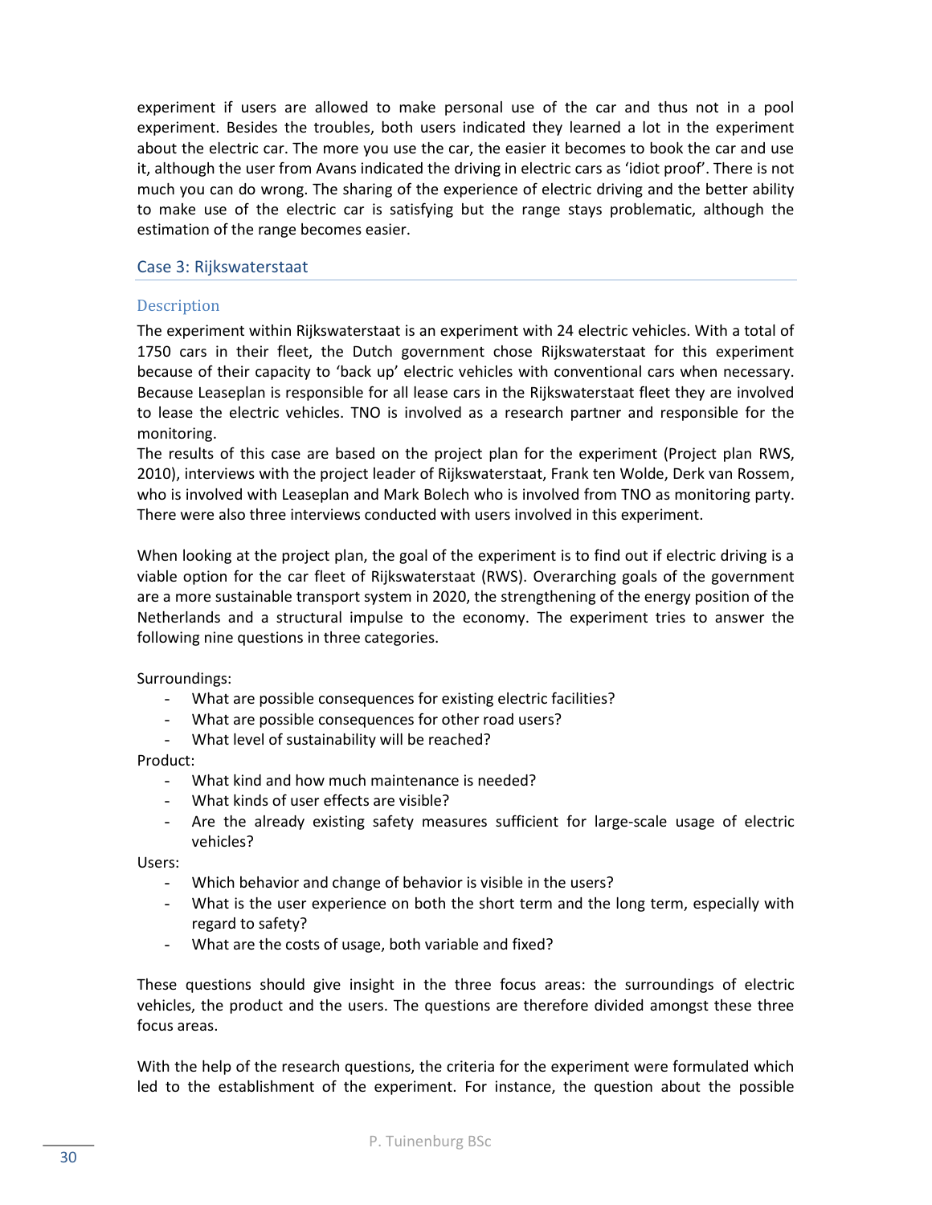experiment if users are allowed to make personal use of the car and thus not in a pool experiment. Besides the troubles, both users indicated they learned a lot in the experiment about the electric car. The more you use the car, the easier it becomes to book the car and use it, although the user from Avans indicated the driving in electric cars as 'idiot proof'. There is not much you can do wrong. The sharing of the experience of electric driving and the better ability to make use of the electric car is satisfying but the range stays problematic, although the estimation of the range becomes easier.

## Case 3: Rijkswaterstaat

### Description

The experiment within Rijkswaterstaat is an experiment with 24 electric vehicles. With a total of 1750 cars in their fleet, the Dutch government chose Rijkswaterstaat for this experiment because of their capacity to 'back up' electric vehicles with conventional cars when necessary. Because Leaseplan is responsible for all lease cars in the Rijkswaterstaat fleet they are involved to lease the electric vehicles. TNO is involved as a research partner and responsible for the monitoring.
The results of this case are based on the project plan for the experiment (Project plan RWS, 2010), interviews with the project leader of Rijkswaterstaat, Frank ten Wolde, Derk van Rossem, who is involved with Leaseplan and Mark Bolech who is involved from TNO as monitoring party. There were also three interviews conducted with users involved in this experiment.

When looking at the project plan, the goal of the experiment is to find out if electric driving is a viable option for the car fleet of Rijkswaterstaat (RWS). Overarching goals of the government are a more sustainable transport system in 2020, the strengthening of the energy position of the Netherlands and a structural impulse to the economy. The experiment tries to answer the following nine questions in three categories.

Surroundings:

- What are possible consequences for existing electric facilities?
- What are possible consequences for other road users?
- What level of sustainability will be reached?

Product:

- What kind and how much maintenance is needed?
- What kinds of user effects are visible?
- Are the already existing safety measures sufficient for large-scale usage of electric vehicles?

Users:

- Which behavior and change of behavior is visible in the users?
- What is the user experience on both the short term and the long term, especially with regard to safety?
- What are the costs of usage, both variable and fixed?

These questions should give insight in the three focus areas: the surroundings of electric vehicles, the product and the users. The questions are therefore divided amongst these three focus areas.

With the help of the research questions, the criteria for the experiment were formulated which led to the establishment of the experiment. For instance, the question about the possible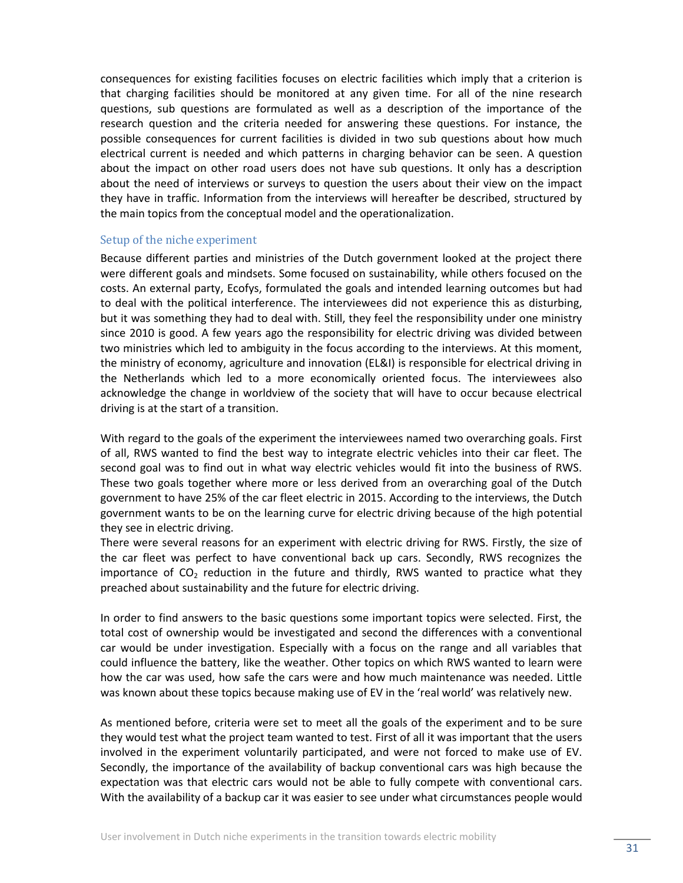consequences for existing facilities focuses on electric facilities which imply that a criterion is that charging facilities should be monitored at any given time. For all of the nine research questions, sub questions are formulated as well as a description of the importance of the research question and the criteria needed for answering these questions. For instance, the possible consequences for current facilities is divided in two sub questions about how much electrical current is needed and which patterns in charging behavior can be seen. A question about the impact on other road users does not have sub questions. It only has a description about the need of interviews or surveys to question the users about their view on the impact they have in traffic. Information from the interviews will hereafter be described, structured by the main topics from the conceptual model and the operationalization.

### Setup of the niche experiment

Because different parties and ministries of the Dutch government looked at the project there were different goals and mindsets. Some focused on sustainability, while others focused on the costs. An external party, Ecofys, formulated the goals and intended learning outcomes but had to deal with the political interference. The interviewees did not experience this as disturbing, but it was something they had to deal with. Still, they feel the responsibility under one ministry since 2010 is good. A few years ago the responsibility for electric driving was divided between two ministries which led to ambiguity in the focus according to the interviews. At this moment, the ministry of economy, agriculture and innovation (EL&I) is responsible for electrical driving in the Netherlands which led to a more economically oriented focus. The interviewees also acknowledge the change in worldview of the society that will have to occur because electrical driving is at the start of a transition.

With regard to the goals of the experiment the interviewees named two overarching goals. First of all, RWS wanted to find the best way to integrate electric vehicles into their car fleet. The second goal was to find out in what way electric vehicles would fit into the business of RWS. These two goals together where more or less derived from an overarching goal of the Dutch government to have 25% of the car fleet electric in 2015. According to the interviews, the Dutch government wants to be on the learning curve for electric driving because of the high potential they see in electric driving.
There were several reasons for an experiment with electric driving for RWS. Firstly, the size of the car fleet was perfect to have conventional back up cars. Secondly, RWS recognizes the importance of $CO_2$ reduction in the future and thirdly, RWS wanted to practice what they preached about sustainability and the future for electric driving.

In order to find answers to the basic questions some important topics were selected. First, the total cost of ownership would be investigated and second the differences with a conventional car would be under investigation. Especially with a focus on the range and all variables that could influence the battery, like the weather. Other topics on which RWS wanted to learn were how the car was used, how safe the cars were and how much maintenance was needed. Little was known about these topics because making use of EV in the 'real world' was relatively new.

As mentioned before, criteria were set to meet all the goals of the experiment and to be sure they would test what the project team wanted to test. First of all it was important that the users involved in the experiment voluntarily participated, and were not forced to make use of EV. Secondly, the importance of the availability of backup conventional cars was high because the expectation was that electric cars would not be able to fully compete with conventional cars. With the availability of a backup car it was easier to see under what circumstances people would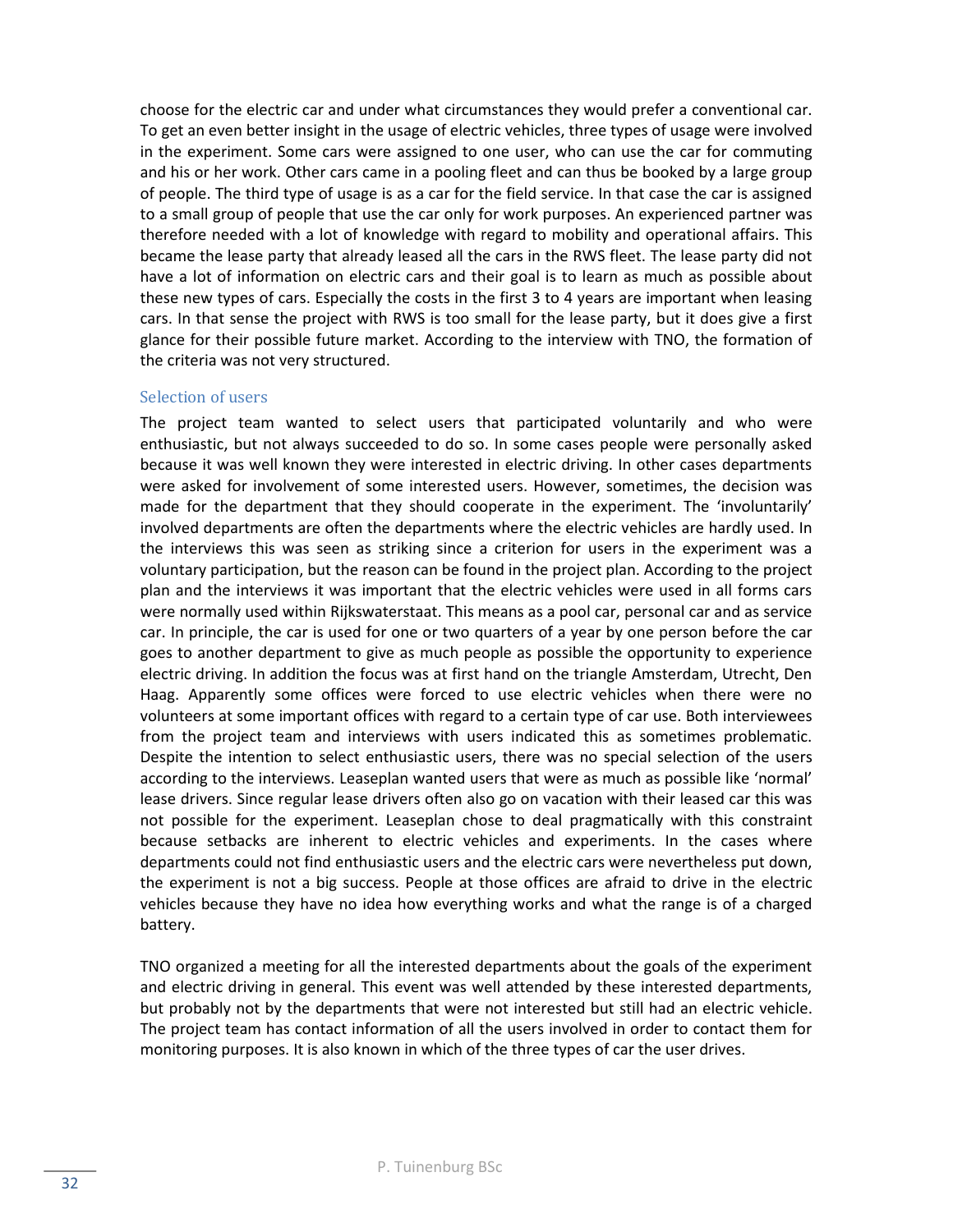choose for the electric car and under what circumstances they would prefer a conventional car. To get an even better insight in the usage of electric vehicles, three types of usage were involved in the experiment. Some cars were assigned to one user, who can use the car for commuting and his or her work. Other cars came in a pooling fleet and can thus be booked by a large group of people. The third type of usage is as a car for the field service. In that case the car is assigned to a small group of people that use the car only for work purposes. An experienced partner was therefore needed with a lot of knowledge with regard to mobility and operational affairs. This became the lease party that already leased all the cars in the RWS fleet. The lease party did not have a lot of information on electric cars and their goal is to learn as much as possible about these new types of cars. Especially the costs in the first 3 to 4 years are important when leasing cars. In that sense the project with RWS is too small for the lease party, but it does give a first glance for their possible future market. According to the interview with TNO, the formation of the criteria was not very structured.

### Selection of users

The project team wanted to select users that participated voluntarily and who were enthusiastic, but not always succeeded to do so. In some cases people were personally asked because it was well known they were interested in electric driving. In other cases departments were asked for involvement of some interested users. However, sometimes, the decision was made for the department that they should cooperate in the experiment. The 'involuntarily' involved departments are often the departments where the electric vehicles are hardly used. In the interviews this was seen as striking since a criterion for users in the experiment was a voluntary participation, but the reason can be found in the project plan. According to the project plan and the interviews it was important that the electric vehicles were used in all forms cars were normally used within Rijkswaterstaat. This means as a pool car, personal car and as service car. In principle, the car is used for one or two quarters of a year by one person before the car goes to another department to give as much people as possible the opportunity to experience electric driving. In addition the focus was at first hand on the triangle Amsterdam, Utrecht, Den Haag. Apparently some offices were forced to use electric vehicles when there were no volunteers at some important offices with regard to a certain type of car use. Both interviewees from the project team and interviews with users indicated this as sometimes problematic. Despite the intention to select enthusiastic users, there was no special selection of the users according to the interviews. Leaseplan wanted users that were as much as possible like 'normal' lease drivers. Since regular lease drivers often also go on vacation with their leased car this was not possible for the experiment. Leaseplan chose to deal pragmatically with this constraint because setbacks are inherent to electric vehicles and experiments. In the cases where departments could not find enthusiastic users and the electric cars were nevertheless put down, the experiment is not a big success. People at those offices are afraid to drive in the electric vehicles because they have no idea how everything works and what the range is of a charged battery.

TNO organized a meeting for all the interested departments about the goals of the experiment and electric driving in general. This event was well attended by these interested departments, but probably not by the departments that were not interested but still had an electric vehicle. The project team has contact information of all the users involved in order to contact them for monitoring purposes. It is also known in which of the three types of car the user drives.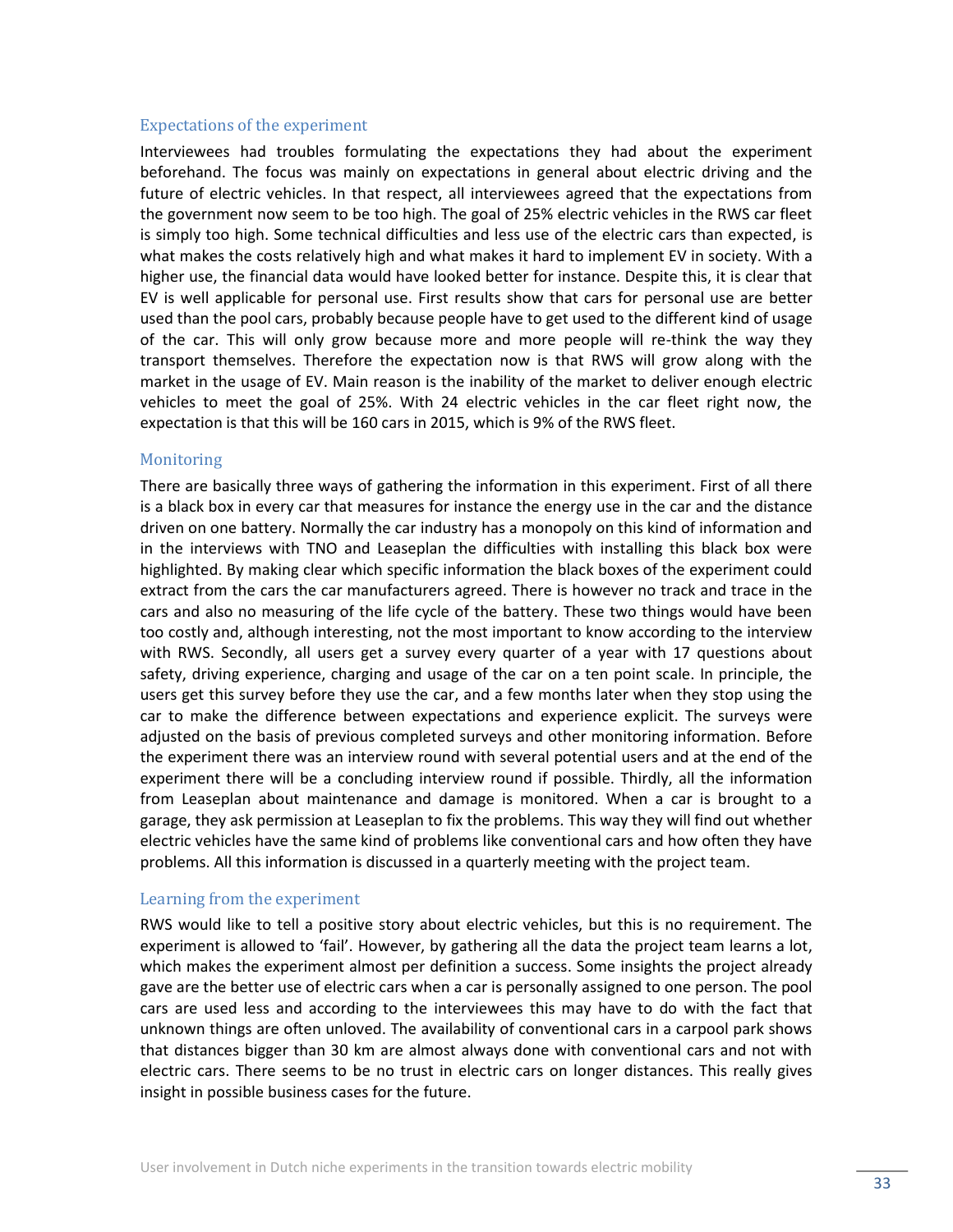### Expectations of the experiment

Interviewees had troubles formulating the expectations they had about the experiment beforehand. The focus was mainly on expectations in general about electric driving and the future of electric vehicles. In that respect, all interviewees agreed that the expectations from the government now seem to be too high. The goal of 25% electric vehicles in the RWS car fleet is simply too high. Some technical difficulties and less use of the electric cars than expected, is what makes the costs relatively high and what makes it hard to implement EV in society. With a higher use, the financial data would have looked better for instance. Despite this, it is clear that EV is well applicable for personal use. First results show that cars for personal use are better used than the pool cars, probably because people have to get used to the different kind of usage of the car. This will only grow because more and more people will re-think the way they transport themselves. Therefore the expectation now is that RWS will grow along with the market in the usage of EV. Main reason is the inability of the market to deliver enough electric vehicles to meet the goal of 25%. With 24 electric vehicles in the car fleet right now, the expectation is that this will be 160 cars in 2015, which is 9% of the RWS fleet.

### Monitoring

There are basically three ways of gathering the information in this experiment. First of all there is a black box in every car that measures for instance the energy use in the car and the distance driven on one battery. Normally the car industry has a monopoly on this kind of information and in the interviews with TNO and Leaseplan the difficulties with installing this black box were highlighted. By making clear which specific information the black boxes of the experiment could extract from the cars the car manufacturers agreed. There is however no track and trace in the cars and also no measuring of the life cycle of the battery. These two things would have been too costly and, although interesting, not the most important to know according to the interview with RWS. Secondly, all users get a survey every quarter of a year with 17 questions about safety, driving experience, charging and usage of the car on a ten point scale. In principle, the users get this survey before they use the car, and a few months later when they stop using the car to make the difference between expectations and experience explicit. The surveys were adjusted on the basis of previous completed surveys and other monitoring information. Before the experiment there was an interview round with several potential users and at the end of the experiment there will be a concluding interview round if possible. Thirdly, all the information from Leaseplan about maintenance and damage is monitored. When a car is brought to a garage, they ask permission at Leaseplan to fix the problems. This way they will find out whether electric vehicles have the same kind of problems like conventional cars and how often they have problems. All this information is discussed in a quarterly meeting with the project team.

### Learning from the experiment

RWS would like to tell a positive story about electric vehicles, but this is no requirement. The experiment is allowed to 'fail'. However, by gathering all the data the project team learns a lot, which makes the experiment almost per definition a success. Some insights the project already gave are the better use of electric cars when a car is personally assigned to one person. The pool cars are used less and according to the interviewees this may have to do with the fact that unknown things are often unloved. The availability of conventional cars in a carpool park shows that distances bigger than 30 km are almost always done with conventional cars and not with electric cars. There seems to be no trust in electric cars on longer distances. This really gives insight in possible business cases for the future.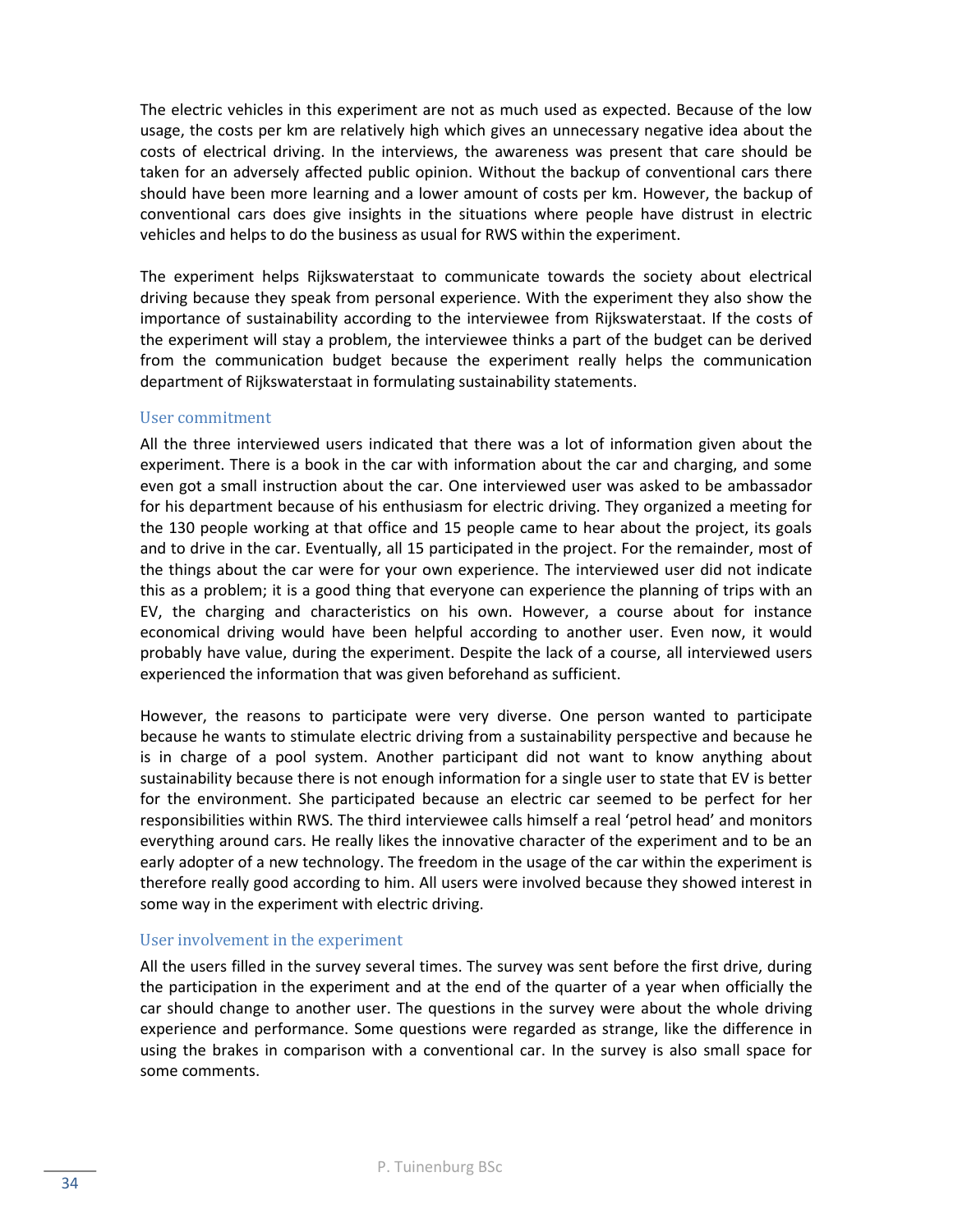The electric vehicles in this experiment are not as much used as expected. Because of the low usage, the costs per km are relatively high which gives an unnecessary negative idea about the costs of electrical driving. In the interviews, the awareness was present that care should be taken for an adversely affected public opinion. Without the backup of conventional cars there should have been more learning and a lower amount of costs per km. However, the backup of conventional cars does give insights in the situations where people have distrust in electric vehicles and helps to do the business as usual for RWS within the experiment.

The experiment helps Rijkswaterstaat to communicate towards the society about electrical driving because they speak from personal experience. With the experiment they also show the importance of sustainability according to the interviewee from Rijkswaterstaat. If the costs of the experiment will stay a problem, the interviewee thinks a part of the budget can be derived from the communication budget because the experiment really helps the communication department of Rijkswaterstaat in formulating sustainability statements.

### User commitment

All the three interviewed users indicated that there was a lot of information given about the experiment. There is a book in the car with information about the car and charging, and some even got a small instruction about the car. One interviewed user was asked to be ambassador for his department because of his enthusiasm for electric driving. They organized a meeting for the 130 people working at that office and 15 people came to hear about the project, its goals and to drive in the car. Eventually, all 15 participated in the project. For the remainder, most of the things about the car were for your own experience. The interviewed user did not indicate this as a problem; it is a good thing that everyone can experience the planning of trips with an EV, the charging and characteristics on his own. However, a course about for instance economical driving would have been helpful according to another user. Even now, it would probably have value, during the experiment. Despite the lack of a course, all interviewed users experienced the information that was given beforehand as sufficient.

However, the reasons to participate were very diverse. One person wanted to participate because he wants to stimulate electric driving from a sustainability perspective and because he is in charge of a pool system. Another participant did not want to know anything about sustainability because there is not enough information for a single user to state that EV is better for the environment. She participated because an electric car seemed to be perfect for her responsibilities within RWS. The third interviewee calls himself a real 'petrol head' and monitors everything around cars. He really likes the innovative character of the experiment and to be an early adopter of a new technology. The freedom in the usage of the car within the experiment is therefore really good according to him. All users were involved because they showed interest in some way in the experiment with electric driving.

### User involvement in the experiment

All the users filled in the survey several times. The survey was sent before the first drive, during the participation in the experiment and at the end of the quarter of a year when officially the car should change to another user. The questions in the survey were about the whole driving experience and performance. Some questions were regarded as strange, like the difference in using the brakes in comparison with a conventional car. In the survey is also small space for some comments.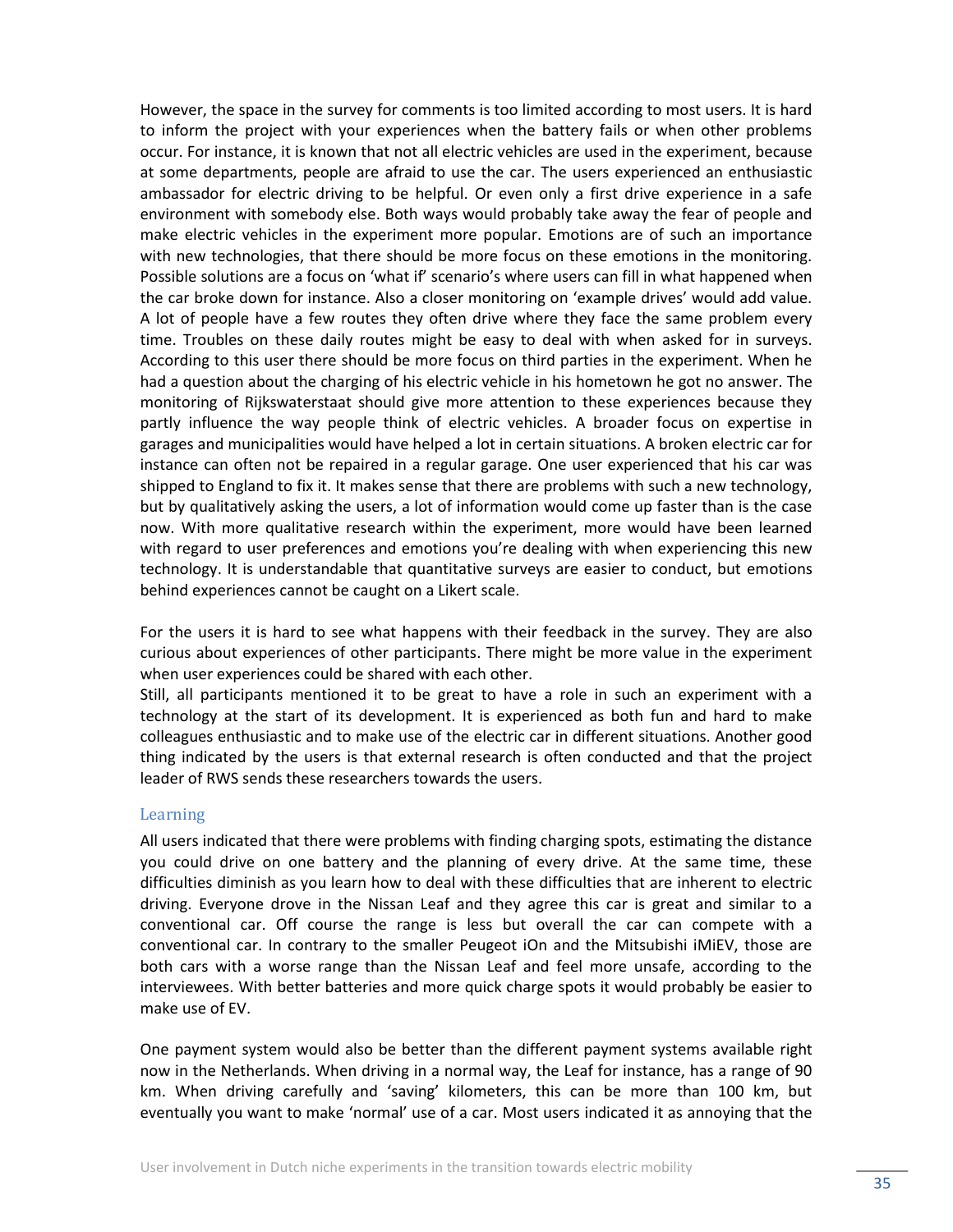However, the space in the survey for comments is too limited according to most users. It is hard to inform the project with your experiences when the battery fails or when other problems occur. For instance, it is known that not all electric vehicles are used in the experiment, because at some departments, people are afraid to use the car. The users experienced an enthusiastic ambassador for electric driving to be helpful. Or even only a first drive experience in a safe environment with somebody else. Both ways would probably take away the fear of people and make electric vehicles in the experiment more popular. Emotions are of such an importance with new technologies, that there should be more focus on these emotions in the monitoring. Possible solutions are a focus on 'what if' scenario's where users can fill in what happened when the car broke down for instance. Also a closer monitoring on 'example drives' would add value. A lot of people have a few routes they often drive where they face the same problem every time. Troubles on these daily routes might be easy to deal with when asked for in surveys. According to this user there should be more focus on third parties in the experiment. When he had a question about the charging of his electric vehicle in his hometown he got no answer. The monitoring of Rijkswaterstaat should give more attention to these experiences because they partly influence the way people think of electric vehicles. A broader focus on expertise in garages and municipalities would have helped a lot in certain situations. A broken electric car for instance can often not be repaired in a regular garage. One user experienced that his car was shipped to England to fix it. It makes sense that there are problems with such a new technology, but by qualitatively asking the users, a lot of information would come up faster than is the case now. With more qualitative research within the experiment, more would have been learned with regard to user preferences and emotions you're dealing with when experiencing this new technology. It is understandable that quantitative surveys are easier to conduct, but emotions behind experiences cannot be caught on a Likert scale.

For the users it is hard to see what happens with their feedback in the survey. They are also curious about experiences of other participants. There might be more value in the experiment when user experiences could be shared with each other.
Still, all participants mentioned it to be great to have a role in such an experiment with a technology at the start of its development. It is experienced as both fun and hard to make colleagues enthusiastic and to make use of the electric car in different situations. Another good thing indicated by the users is that external research is often conducted and that the project leader of RWS sends these researchers towards the users.

### Learning

All users indicated that there were problems with finding charging spots, estimating the distance you could drive on one battery and the planning of every drive. At the same time, these difficulties diminish as you learn how to deal with these difficulties that are inherent to electric driving. Everyone drove in the Nissan Leaf and they agree this car is great and similar to a conventional car. Off course the range is less but overall the car can compete with a conventional car. In contrary to the smaller Peugeot iOn and the Mitsubishi iMiEV, those are both cars with a worse range than the Nissan Leaf and feel more unsafe, according to the interviewees. With better batteries and more quick charge spots it would probably be easier to make use of EV.

One payment system would also be better than the different payment systems available right now in the Netherlands. When driving in a normal way, the Leaf for instance, has a range of 90 km. When driving carefully and 'saving' kilometers, this can be more than 100 km, but eventually you want to make 'normal' use of a car. Most users indicated it as annoying that the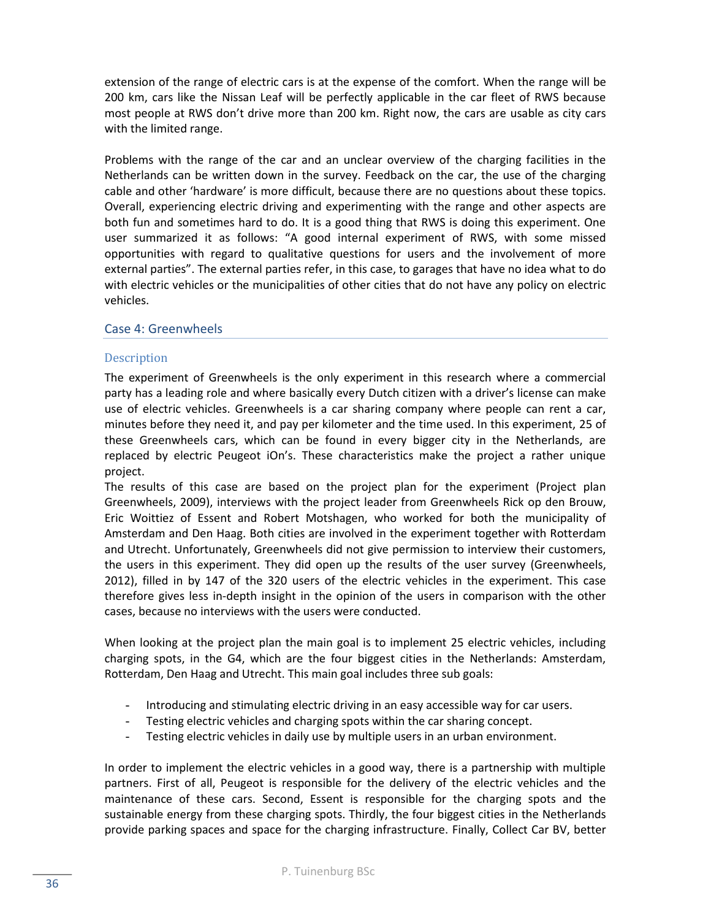extension of the range of electric cars is at the expense of the comfort. When the range will be 200 km, cars like the Nissan Leaf will be perfectly applicable in the car fleet of RWS because most people at RWS don't drive more than 200 km. Right now, the cars are usable as city cars with the limited range.

Problems with the range of the car and an unclear overview of the charging facilities in the Netherlands can be written down in the survey. Feedback on the car, the use of the charging cable and other 'hardware' is more difficult, because there are no questions about these topics. Overall, experiencing electric driving and experimenting with the range and other aspects are both fun and sometimes hard to do. It is a good thing that RWS is doing this experiment. One user summarized it as follows: "A good internal experiment of RWS, with some missed opportunities with regard to qualitative questions for users and the involvement of more external parties". The external parties refer, in this case, to garages that have no idea what to do with electric vehicles or the municipalities of other cities that do not have any policy on electric vehicles.

## Case 4: Greenwheels

### Description

The experiment of Greenwheels is the only experiment in this research where a commercial party has a leading role and where basically every Dutch citizen with a driver's license can make use of electric vehicles. Greenwheels is a car sharing company where people can rent a car, minutes before they need it, and pay per kilometer and the time used. In this experiment, 25 of these Greenwheels cars, which can be found in every bigger city in the Netherlands, are replaced by electric Peugeot iOn's. These characteristics make the project a rather unique project.

The results of this case are based on the project plan for the experiment (Project plan Greenwheels, 2009), interviews with the project leader from Greenwheels Rick op den Brouw, Eric Woittiez of Essent and Robert Motshagen, who worked for both the municipality of Amsterdam and Den Haag. Both cities are involved in the experiment together with Rotterdam and Utrecht. Unfortunately, Greenwheels did not give permission to interview their customers, the users in this experiment. They did open up the results of the user survey (Greenwheels, 2012), filled in by 147 of the 320 users of the electric vehicles in the experiment. This case therefore gives less in-depth insight in the opinion of the users in comparison with the other cases, because no interviews with the users were conducted.

When looking at the project plan the main goal is to implement 25 electric vehicles, including charging spots, in the G4, which are the four biggest cities in the Netherlands: Amsterdam, Rotterdam, Den Haag and Utrecht. This main goal includes three sub goals:

- Introducing and stimulating electric driving in an easy accessible way for car users.
- Testing electric vehicles and charging spots within the car sharing concept.
- Testing electric vehicles in daily use by multiple users in an urban environment.

In order to implement the electric vehicles in a good way, there is a partnership with multiple partners. First of all, Peugeot is responsible for the delivery of the electric vehicles and the maintenance of these cars. Second, Essent is responsible for the charging spots and the sustainable energy from these charging spots. Thirdly, the four biggest cities in the Netherlands provide parking spaces and space for the charging infrastructure. Finally, Collect Car BV, better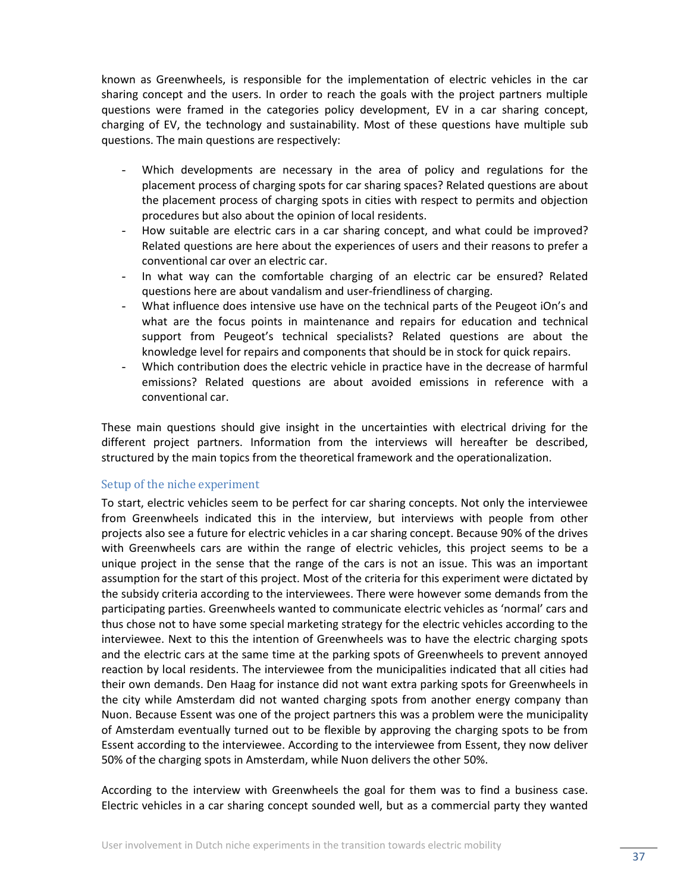known as Greenwheels, is responsible for the implementation of electric vehicles in the car sharing concept and the users. In order to reach the goals with the project partners multiple questions were framed in the categories policy development, EV in a car sharing concept, charging of EV, the technology and sustainability. Most of these questions have multiple sub questions. The main questions are respectively:

- Which developments are necessary in the area of policy and regulations for the placement process of charging spots for car sharing spaces? Related questions are about the placement process of charging spots in cities with respect to permits and objection procedures but also about the opinion of local residents.
- How suitable are electric cars in a car sharing concept, and what could be improved? Related questions are here about the experiences of users and their reasons to prefer a conventional car over an electric car.
- In what way can the comfortable charging of an electric car be ensured? Related questions here are about vandalism and user-friendliness of charging.
- What influence does intensive use have on the technical parts of the Peugeot iOn's and what are the focus points in maintenance and repairs for education and technical support from Peugeot's technical specialists? Related questions are about the knowledge level for repairs and components that should be in stock for quick repairs.
- Which contribution does the electric vehicle in practice have in the decrease of harmful emissions? Related questions are about avoided emissions in reference with a conventional car.

These main questions should give insight in the uncertainties with electrical driving for the different project partners. Information from the interviews will hereafter be described, structured by the main topics from the theoretical framework and the operationalization.

### Setup of the niche experiment

To start, electric vehicles seem to be perfect for car sharing concepts. Not only the interviewee from Greenwheels indicated this in the interview, but interviews with people from other projects also see a future for electric vehicles in a car sharing concept. Because 90% of the drives with Greenwheels cars are within the range of electric vehicles, this project seems to be a unique project in the sense that the range of the cars is not an issue. This was an important assumption for the start of this project. Most of the criteria for this experiment were dictated by the subsidy criteria according to the interviewees. There were however some demands from the participating parties. Greenwheels wanted to communicate electric vehicles as 'normal' cars and thus chose not to have some special marketing strategy for the electric vehicles according to the interviewee. Next to this the intention of Greenwheels was to have the electric charging spots and the electric cars at the same time at the parking spots of Greenwheels to prevent annoyed reaction by local residents. The interviewee from the municipalities indicated that all cities had their own demands. Den Haag for instance did not want extra parking spots for Greenwheels in the city while Amsterdam did not wanted charging spots from another energy company than Nuon. Because Essent was one of the project partners this was a problem were the municipality of Amsterdam eventually turned out to be flexible by approving the charging spots to be from Essent according to the interviewee. According to the interviewee from Essent, they now deliver 50% of the charging spots in Amsterdam, while Nuon delivers the other 50%.

According to the interview with Greenwheels the goal for them was to find a business case. Electric vehicles in a car sharing concept sounded well, but as a commercial party they wanted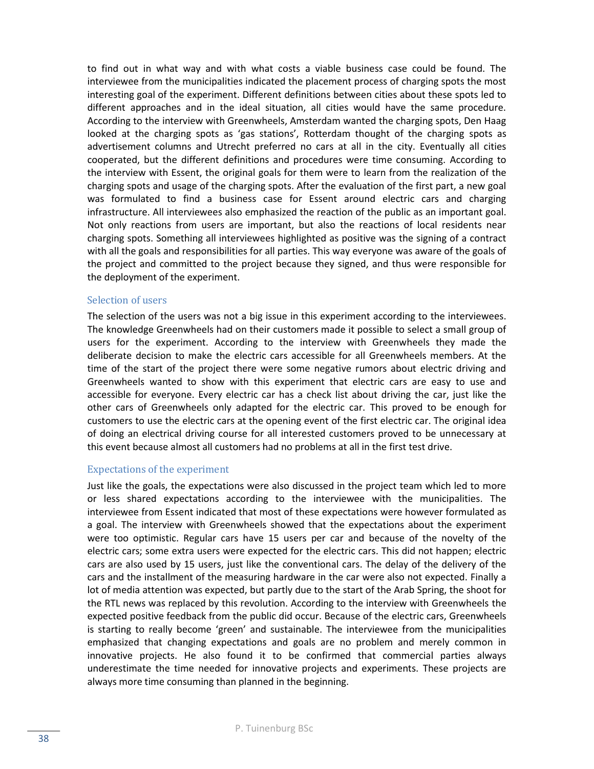to find out in what way and with what costs a viable business case could be found. The interviewee from the municipalities indicated the placement process of charging spots the most interesting goal of the experiment. Different definitions between cities about these spots led to different approaches and in the ideal situation, all cities would have the same procedure. According to the interview with Greenwheels, Amsterdam wanted the charging spots, Den Haag looked at the charging spots as 'gas stations', Rotterdam thought of the charging spots as advertisement columns and Utrecht preferred no cars at all in the city. Eventually all cities cooperated, but the different definitions and procedures were time consuming. According to the interview with Essent, the original goals for them were to learn from the realization of the charging spots and usage of the charging spots. After the evaluation of the first part, a new goal was formulated to find a business case for Essent around electric cars and charging infrastructure. All interviewees also emphasized the reaction of the public as an important goal. Not only reactions from users are important, but also the reactions of local residents near charging spots. Something all interviewees highlighted as positive was the signing of a contract with all the goals and responsibilities for all parties. This way everyone was aware of the goals of the project and committed to the project because they signed, and thus were responsible for the deployment of the experiment.

### Selection of users

The selection of the users was not a big issue in this experiment according to the interviewees. The knowledge Greenwheels had on their customers made it possible to select a small group of users for the experiment. According to the interview with Greenwheels they made the deliberate decision to make the electric cars accessible for all Greenwheels members. At the time of the start of the project there were some negative rumors about electric driving and Greenwheels wanted to show with this experiment that electric cars are easy to use and accessible for everyone. Every electric car has a check list about driving the car, just like the other cars of Greenwheels only adapted for the electric car. This proved to be enough for customers to use the electric cars at the opening event of the first electric car. The original idea of doing an electrical driving course for all interested customers proved to be unnecessary at this event because almost all customers had no problems at all in the first test drive.

### Expectations of the experiment

Just like the goals, the expectations were also discussed in the project team which led to more or less shared expectations according to the interviewee with the municipalities. The interviewee from Essent indicated that most of these expectations were however formulated as a goal. The interview with Greenwheels showed that the expectations about the experiment were too optimistic. Regular cars have 15 users per car and because of the novelty of the electric cars; some extra users were expected for the electric cars. This did not happen; electric cars are also used by 15 users, just like the conventional cars. The delay of the delivery of the cars and the installment of the measuring hardware in the car were also not expected. Finally a lot of media attention was expected, but partly due to the start of the Arab Spring, the shoot for the RTL news was replaced by this revolution. According to the interview with Greenwheels the expected positive feedback from the public did occur. Because of the electric cars, Greenwheels is starting to really become 'green' and sustainable. The interviewee from the municipalities emphasized that changing expectations and goals are no problem and merely common in innovative projects. He also found it to be confirmed that commercial parties always underestimate the time needed for innovative projects and experiments. These projects are always more time consuming than planned in the beginning.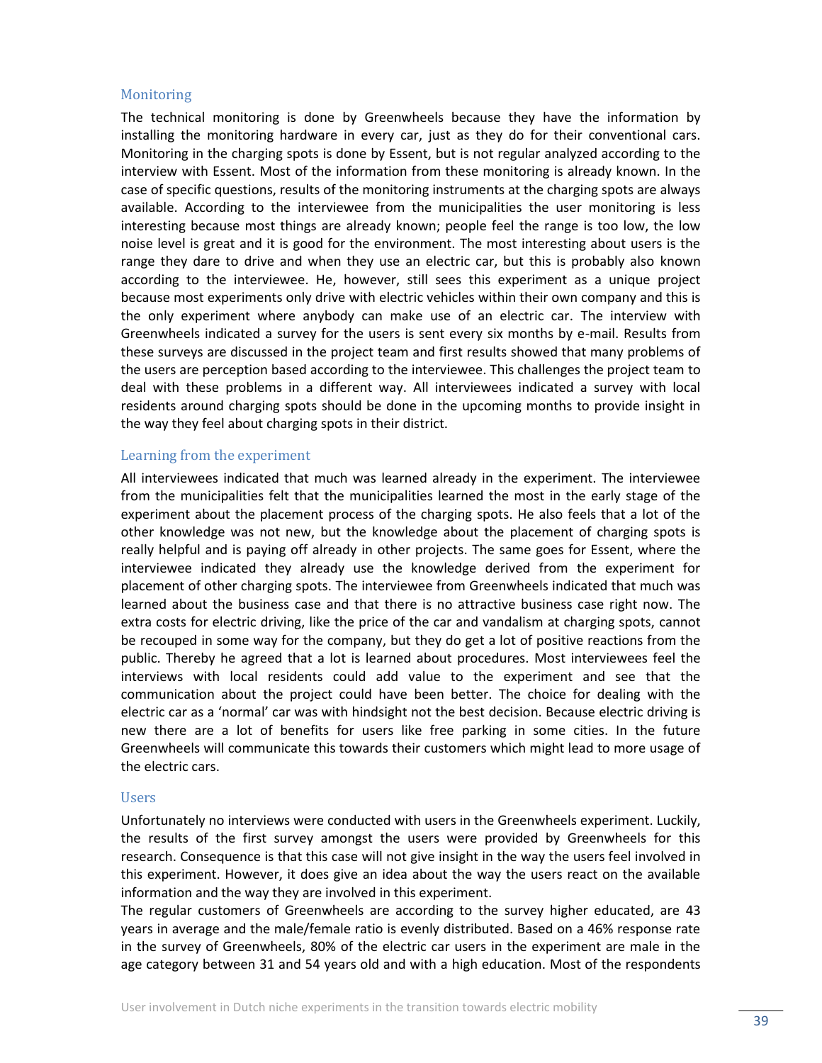### Monitoring

The technical monitoring is done by Greenwheels because they have the information by installing the monitoring hardware in every car, just as they do for their conventional cars. Monitoring in the charging spots is done by Essent, but is not regular analyzed according to the interview with Essent. Most of the information from these monitoring is already known. In the case of specific questions, results of the monitoring instruments at the charging spots are always available. According to the interviewee from the municipalities the user monitoring is less interesting because most things are already known; people feel the range is too low, the low noise level is great and it is good for the environment. The most interesting about users is the range they dare to drive and when they use an electric car, but this is probably also known according to the interviewee. He, however, still sees this experiment as a unique project because most experiments only drive with electric vehicles within their own company and this is the only experiment where anybody can make use of an electric car. The interview with Greenwheels indicated a survey for the users is sent every six months by e-mail. Results from these surveys are discussed in the project team and first results showed that many problems of the users are perception based according to the interviewee. This challenges the project team to deal with these problems in a different way. All interviewees indicated a survey with local residents around charging spots should be done in the upcoming months to provide insight in the way they feel about charging spots in their district.

### Learning from the experiment

All interviewees indicated that much was learned already in the experiment. The interviewee from the municipalities felt that the municipalities learned the most in the early stage of the experiment about the placement process of the charging spots. He also feels that a lot of the other knowledge was not new, but the knowledge about the placement of charging spots is really helpful and is paying off already in other projects. The same goes for Essent, where the interviewee indicated they already use the knowledge derived from the experiment for placement of other charging spots. The interviewee from Greenwheels indicated that much was learned about the business case and that there is no attractive business case right now. The extra costs for electric driving, like the price of the car and vandalism at charging spots, cannot be recouped in some way for the company, but they do get a lot of positive reactions from the public. Thereby he agreed that a lot is learned about procedures. Most interviewees feel the interviews with local residents could add value to the experiment and see that the communication about the project could have been better. The choice for dealing with the electric car as a 'normal' car was with hindsight not the best decision. Because electric driving is new there are a lot of benefits for users like free parking in some cities. In the future Greenwheels will communicate this towards their customers which might lead to more usage of the electric cars.

### Users

Unfortunately no interviews were conducted with users in the Greenwheels experiment. Luckily, the results of the first survey amongst the users were provided by Greenwheels for this research. Consequence is that this case will not give insight in the way the users feel involved in this experiment. However, it does give an idea about the way the users react on the available information and the way they are involved in this experiment.

The regular customers of Greenwheels are according to the survey higher educated, are 43 years in average and the male/female ratio is evenly distributed. Based on a 46% response rate in the survey of Greenwheels, 80% of the electric car users in the experiment are male in the age category between 31 and 54 years old and with a high education. Most of the respondents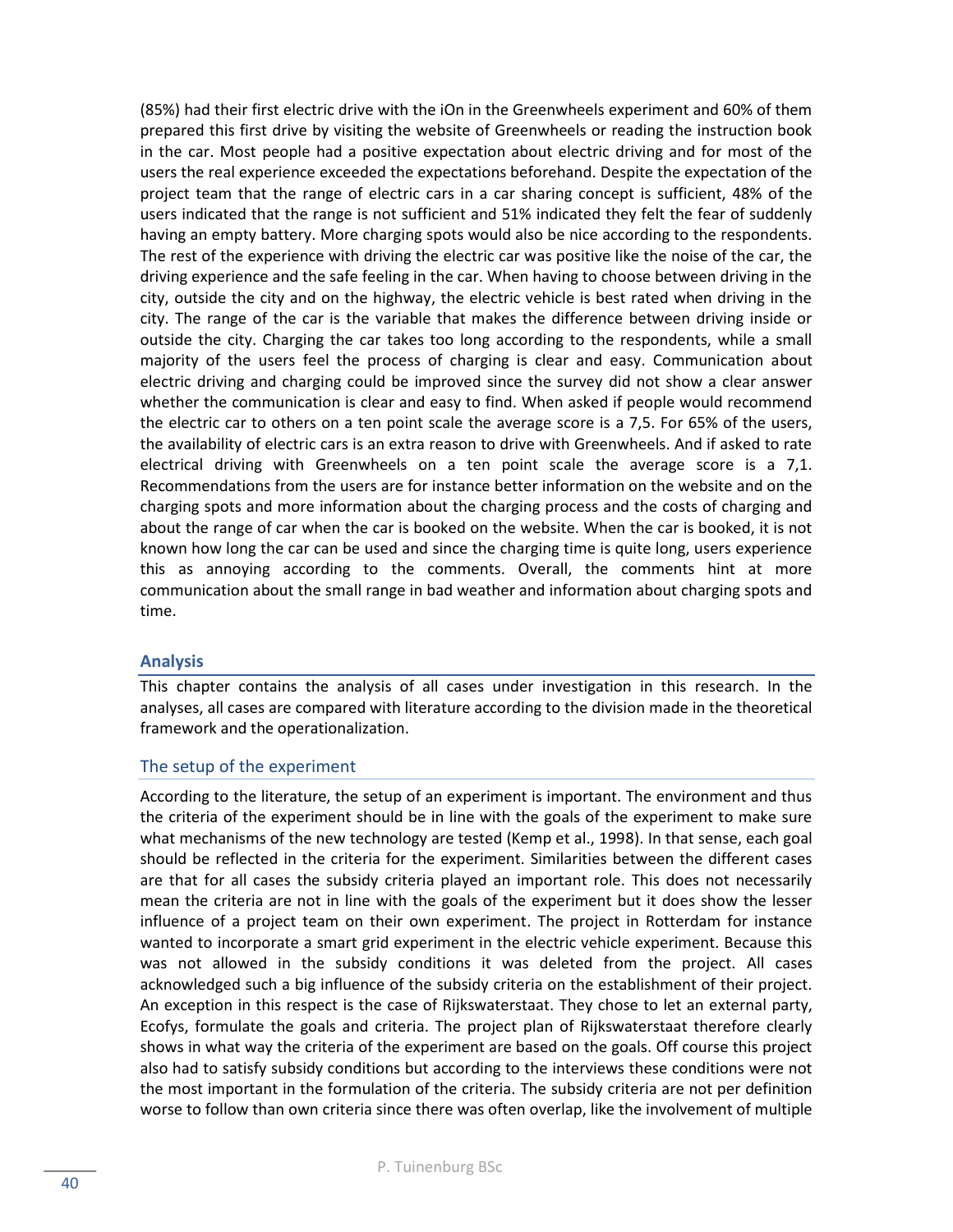(85%) had their first electric drive with the iOn in the Greenwheels experiment and 60% of them prepared this first drive by visiting the website of Greenwheels or reading the instruction book in the car. Most people had a positive expectation about electric driving and for most of the users the real experience exceeded the expectations beforehand. Despite the expectation of the project team that the range of electric cars in a car sharing concept is sufficient, 48% of the users indicated that the range is not sufficient and 51% indicated they felt the fear of suddenly having an empty battery. More charging spots would also be nice according to the respondents. The rest of the experience with driving the electric car was positive like the noise of the car, the driving experience and the safe feeling in the car. When having to choose between driving in the city, outside the city and on the highway, the electric vehicle is best rated when driving in the city. The range of the car is the variable that makes the difference between driving inside or outside the city. Charging the car takes too long according to the respondents, while a small majority of the users feel the process of charging is clear and easy. Communication about electric driving and charging could be improved since the survey did not show a clear answer whether the communication is clear and easy to find. When asked if people would recommend the electric car to others on a ten point scale the average score is a 7,5. For 65% of the users, the availability of electric cars is an extra reason to drive with Greenwheels. And if asked to rate electrical driving with Greenwheels on a ten point scale the average score is a 7,1. Recommendations from the users are for instance better information on the website and on the charging spots and more information about the charging process and the costs of charging and about the range of car when the car is booked on the website. When the car is booked, it is not known how long the car can be used and since the charging time is quite long, users experience this as annoying according to the comments. Overall, the comments hint at more communication about the small range in bad weather and information about charging spots and time.

## Analysis

This chapter contains the analysis of all cases under investigation in this research. In the analyses, all cases are compared with literature according to the division made in the theoretical framework and the operationalization.

### The setup of the experiment

According to the literature, the setup of an experiment is important. The environment and thus the criteria of the experiment should be in line with the goals of the experiment to make sure what mechanisms of the new technology are tested (Kemp et al., 1998). In that sense, each goal should be reflected in the criteria for the experiment. Similarities between the different cases are that for all cases the subsidy criteria played an important role. This does not necessarily mean the criteria are not in line with the goals of the experiment but it does show the lesser influence of a project team on their own experiment. The project in Rotterdam for instance wanted to incorporate a smart grid experiment in the electric vehicle experiment. Because this was not allowed in the subsidy conditions it was deleted from the project. All cases acknowledged such a big influence of the subsidy criteria on the establishment of their project. An exception in this respect is the case of Rijkswaterstaat. They chose to let an external party, Ecofys, formulate the goals and criteria. The project plan of Rijkswaterstaat therefore clearly shows in what way the criteria of the experiment are based on the goals. Off course this project also had to satisfy subsidy conditions but according to the interviews these conditions were not the most important in the formulation of the criteria. The subsidy criteria are not per definition worse to follow than own criteria since there was often overlap, like the involvement of multiple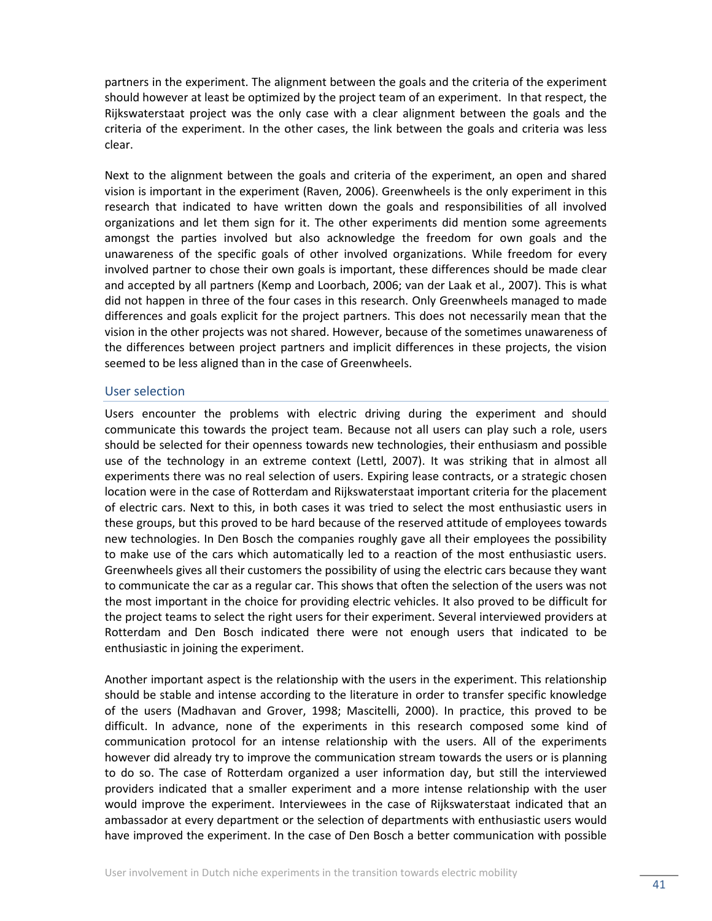partners in the experiment. The alignment between the goals and the criteria of the experiment should however at least be optimized by the project team of an experiment. In that respect, the Rijkswaterstaat project was the only case with a clear alignment between the goals and the criteria of the experiment. In the other cases, the link between the goals and criteria was less clear.

Next to the alignment between the goals and criteria of the experiment, an open and shared vision is important in the experiment (Raven, 2006). Greenwheels is the only experiment in this research that indicated to have written down the goals and responsibilities of all involved organizations and let them sign for it. The other experiments did mention some agreements amongst the parties involved but also acknowledge the freedom for own goals and the unawareness of the specific goals of other involved organizations. While freedom for every involved partner to chose their own goals is important, these differences should be made clear and accepted by all partners (Kemp and Loorbach, 2006; van der Laak et al., 2007). This is what did not happen in three of the four cases in this research. Only Greenwheels managed to made differences and goals explicit for the project partners. This does not necessarily mean that the vision in the other projects was not shared. However, because of the sometimes unawareness of the differences between project partners and implicit differences in these projects, the vision seemed to be less aligned than in the case of Greenwheels.

## User selection

Users encounter the problems with electric driving during the experiment and should communicate this towards the project team. Because not all users can play such a role, users should be selected for their openness towards new technologies, their enthusiasm and possible use of the technology in an extreme context (Lettl, 2007). It was striking that in almost all experiments there was no real selection of users. Expiring lease contracts, or a strategic chosen location were in the case of Rotterdam and Rijkswaterstaat important criteria for the placement of electric cars. Next to this, in both cases it was tried to select the most enthusiastic users in these groups, but this proved to be hard because of the reserved attitude of employees towards new technologies. In Den Bosch the companies roughly gave all their employees the possibility to make use of the cars which automatically led to a reaction of the most enthusiastic users. Greenwheels gives all their customers the possibility of using the electric cars because they want to communicate the car as a regular car. This shows that often the selection of the users was not the most important in the choice for providing electric vehicles. It also proved to be difficult for the project teams to select the right users for their experiment. Several interviewed providers at Rotterdam and Den Bosch indicated there were not enough users that indicated to be enthusiastic in joining the experiment.

Another important aspect is the relationship with the users in the experiment. This relationship should be stable and intense according to the literature in order to transfer specific knowledge of the users (Madhavan and Grover, 1998; Mascitelli, 2000). In practice, this proved to be difficult. In advance, none of the experiments in this research composed some kind of communication protocol for an intense relationship with the users. All of the experiments however did already try to improve the communication stream towards the users or is planning to do so. The case of Rotterdam organized a user information day, but still the interviewed providers indicated that a smaller experiment and a more intense relationship with the user would improve the experiment. Interviewees in the case of Rijkswaterstaat indicated that an ambassador at every department or the selection of departments with enthusiastic users would have improved the experiment. In the case of Den Bosch a better communication with possible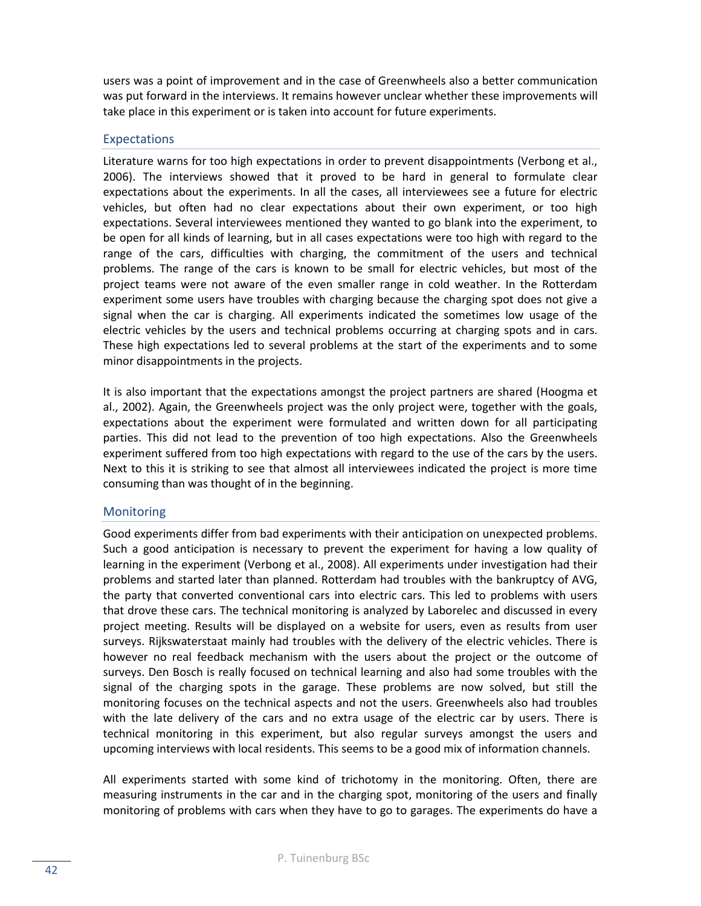users was a point of improvement and in the case of Greenwheels also a better communication was put forward in the interviews. It remains however unclear whether these improvements will take place in this experiment or is taken into account for future experiments.

### Expectations

Literature warns for too high expectations in order to prevent disappointments (Verbong et al., 2006). The interviews showed that it proved to be hard in general to formulate clear expectations about the experiments. In all the cases, all interviewees see a future for electric vehicles, but often had no clear expectations about their own experiment, or too high expectations. Several interviewees mentioned they wanted to go blank into the experiment, to be open for all kinds of learning, but in all cases expectations were too high with regard to the range of the cars, difficulties with charging, the commitment of the users and technical problems. The range of the cars is known to be small for electric vehicles, but most of the project teams were not aware of the even smaller range in cold weather. In the Rotterdam experiment some users have troubles with charging because the charging spot does not give a signal when the car is charging. All experiments indicated the sometimes low usage of the electric vehicles by the users and technical problems occurring at charging spots and in cars. These high expectations led to several problems at the start of the experiments and to some minor disappointments in the projects.

It is also important that the expectations amongst the project partners are shared (Hoogma et al., 2002). Again, the Greenwheels project was the only project were, together with the goals, expectations about the experiment were formulated and written down for all participating parties. This did not lead to the prevention of too high expectations. Also the Greenwheels experiment suffered from too high expectations with regard to the use of the cars by the users. Next to this it is striking to see that almost all interviewees indicated the project is more time consuming than was thought of in the beginning.

### Monitoring

Good experiments differ from bad experiments with their anticipation on unexpected problems. Such a good anticipation is necessary to prevent the experiment for having a low quality of learning in the experiment (Verbong et al., 2008). All experiments under investigation had their problems and started later than planned. Rotterdam had troubles with the bankruptcy of AVG, the party that converted conventional cars into electric cars. This led to problems with users that drove these cars. The technical monitoring is analyzed by Laborelec and discussed in every project meeting. Results will be displayed on a website for users, even as results from user surveys. Rijkswaterstaat mainly had troubles with the delivery of the electric vehicles. There is however no real feedback mechanism with the users about the project or the outcome of surveys. Den Bosch is really focused on technical learning and also had some troubles with the signal of the charging spots in the garage. These problems are now solved, but still the monitoring focuses on the technical aspects and not the users. Greenwheels also had troubles with the late delivery of the cars and no extra usage of the electric car by users. There is technical monitoring in this experiment, but also regular surveys amongst the users and upcoming interviews with local residents. This seems to be a good mix of information channels.

All experiments started with some kind of trichotomy in the monitoring. Often, there are measuring instruments in the car and in the charging spot, monitoring of the users and finally monitoring of problems with cars when they have to go to garages. The experiments do have a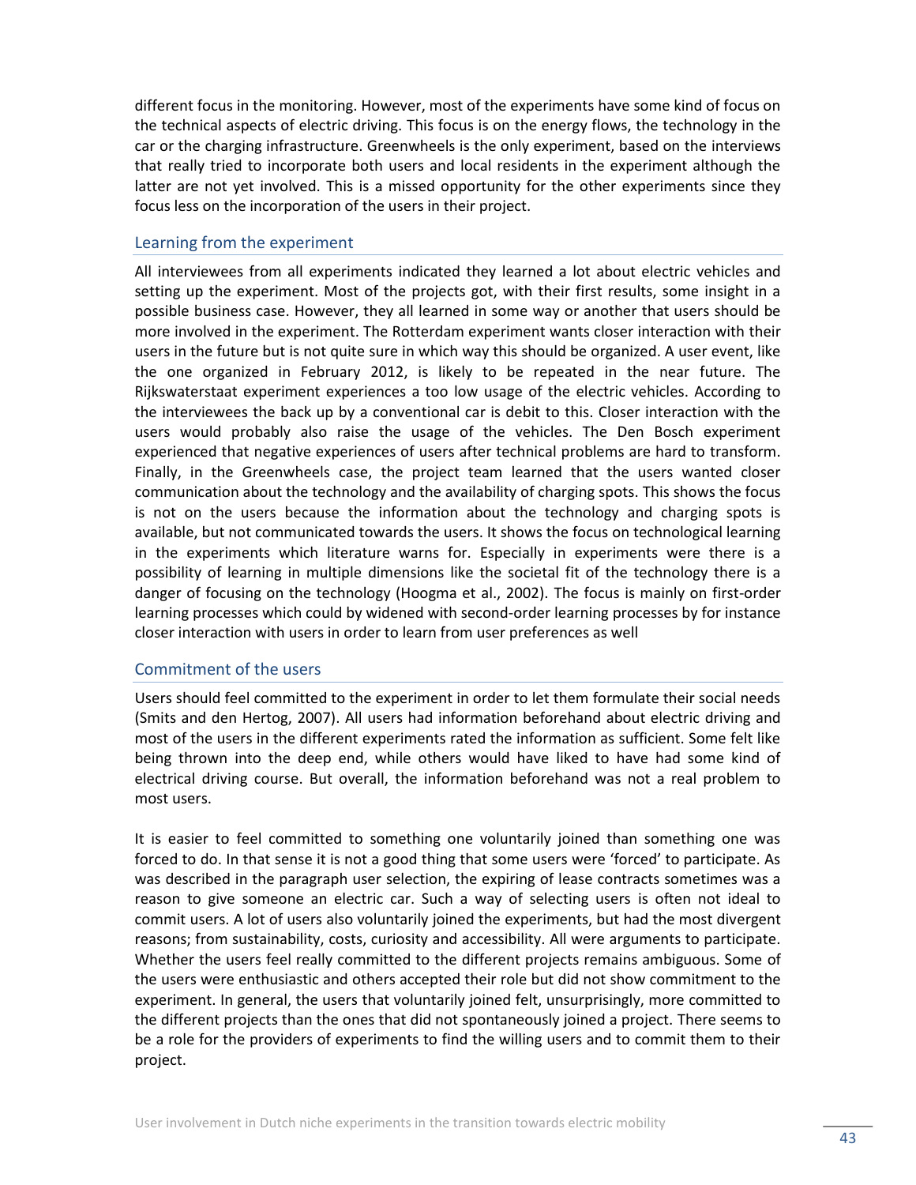different focus in the monitoring. However, most of the experiments have some kind of focus on the technical aspects of electric driving. This focus is on the energy flows, the technology in the car or the charging infrastructure. Greenwheels is the only experiment, based on the interviews that really tried to incorporate both users and local residents in the experiment although the latter are not yet involved. This is a missed opportunity for the other experiments since they focus less on the incorporation of the users in their project.

### Learning from the experiment

All interviewees from all experiments indicated they learned a lot about electric vehicles and setting up the experiment. Most of the projects got, with their first results, some insight in a possible business case. However, they all learned in some way or another that users should be more involved in the experiment. The Rotterdam experiment wants closer interaction with their users in the future but is not quite sure in which way this should be organized. A user event, like the one organized in February 2012, is likely to be repeated in the near future. The Rijkswaterstaat experiment experiences a too low usage of the electric vehicles. According to the interviewees the back up by a conventional car is debit to this. Closer interaction with the users would probably also raise the usage of the vehicles. The Den Bosch experiment experienced that negative experiences of users after technical problems are hard to transform. Finally, in the Greenwheels case, the project team learned that the users wanted closer communication about the technology and the availability of charging spots. This shows the focus is not on the users because the information about the technology and charging spots is available, but not communicated towards the users. It shows the focus on technological learning in the experiments which literature warns for. Especially in experiments were there is a possibility of learning in multiple dimensions like the societal fit of the technology there is a danger of focusing on the technology (Hoogma et al., 2002). The focus is mainly on first-order learning processes which could by widened with second-order learning processes by for instance closer interaction with users in order to learn from user preferences as well

### Commitment of the users

Users should feel committed to the experiment in order to let them formulate their social needs (Smits and den Hertog, 2007). All users had information beforehand about electric driving and most of the users in the different experiments rated the information as sufficient. Some felt like being thrown into the deep end, while others would have liked to have had some kind of electrical driving course. But overall, the information beforehand was not a real problem to most users.

It is easier to feel committed to something one voluntarily joined than something one was forced to do. In that sense it is not a good thing that some users were 'forced' to participate. As was described in the paragraph user selection, the expiring of lease contracts sometimes was a reason to give someone an electric car. Such a way of selecting users is often not ideal to commit users. A lot of users also voluntarily joined the experiments, but had the most divergent reasons; from sustainability, costs, curiosity and accessibility. All were arguments to participate. Whether the users feel really committed to the different projects remains ambiguous. Some of the users were enthusiastic and others accepted their role but did not show commitment to the experiment. In general, the users that voluntarily joined felt, unsurprisingly, more committed to the different projects than the ones that did not spontaneously joined a project. There seems to be a role for the providers of experiments to find the willing users and to commit them to their project.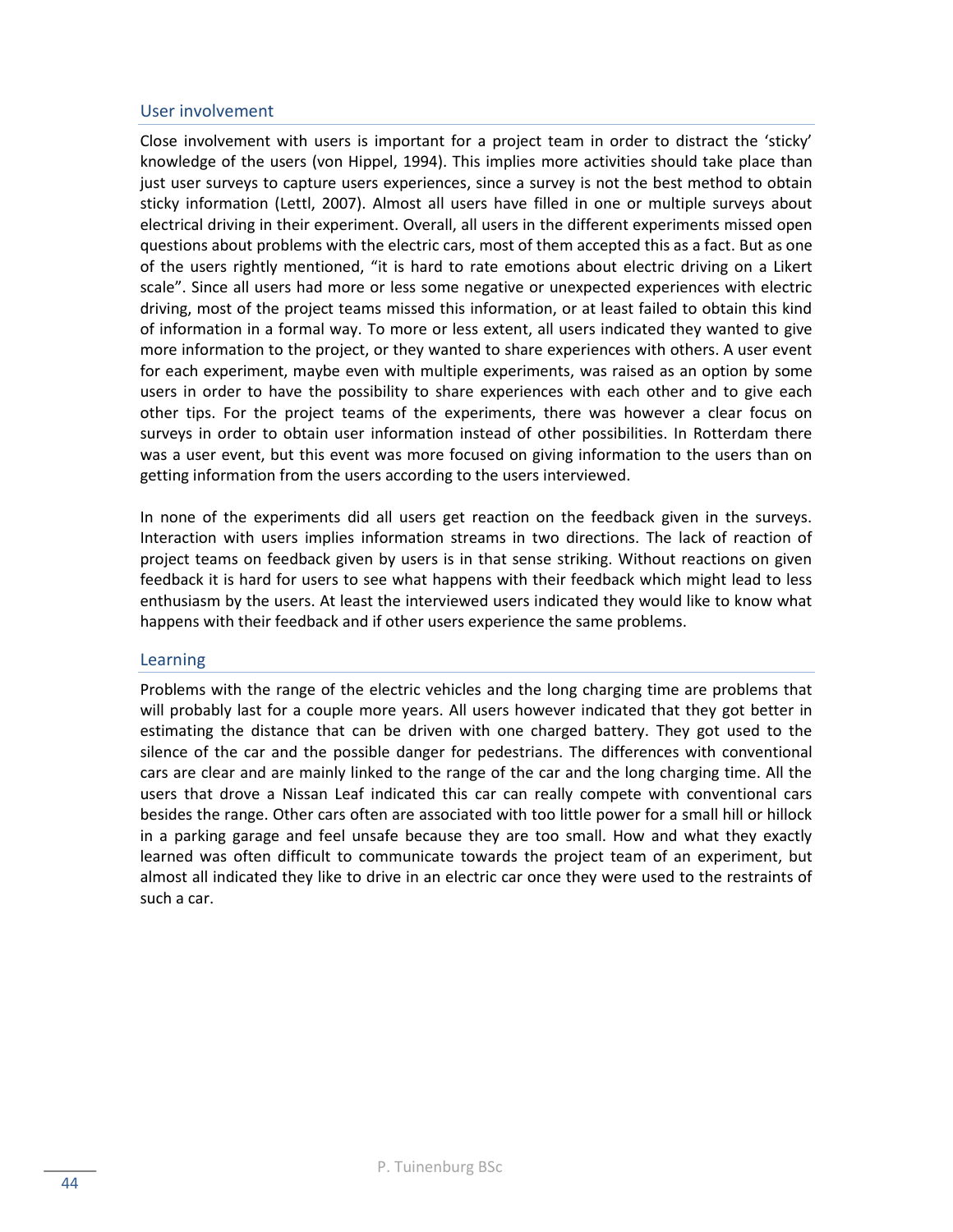## User involvement

Close involvement with users is important for a project team in order to distract the 'sticky' knowledge of the users (von Hippel, 1994). This implies more activities should take place than just user surveys to capture users experiences, since a survey is not the best method to obtain sticky information (Lettl, 2007). Almost all users have filled in one or multiple surveys about electrical driving in their experiment. Overall, all users in the different experiments missed open questions about problems with the electric cars, most of them accepted this as a fact. But as one of the users rightly mentioned, "it is hard to rate emotions about electric driving on a Likert scale". Since all users had more or less some negative or unexpected experiences with electric driving, most of the project teams missed this information, or at least failed to obtain this kind of information in a formal way. To more or less extent, all users indicated they wanted to give more information to the project, or they wanted to share experiences with others. A user event for each experiment, maybe even with multiple experiments, was raised as an option by some users in order to have the possibility to share experiences with each other and to give each other tips. For the project teams of the experiments, there was however a clear focus on surveys in order to obtain user information instead of other possibilities. In Rotterdam there was a user event, but this event was more focused on giving information to the users than on getting information from the users according to the users interviewed.

In none of the experiments did all users get reaction on the feedback given in the surveys. Interaction with users implies information streams in two directions. The lack of reaction of project teams on feedback given by users is in that sense striking. Without reactions on given feedback it is hard for users to see what happens with their feedback which might lead to less enthusiasm by the users. At least the interviewed users indicated they would like to know what happens with their feedback and if other users experience the same problems.

## Learning

Problems with the range of the electric vehicles and the long charging time are problems that will probably last for a couple more years. All users however indicated that they got better in estimating the distance that can be driven with one charged battery. They got used to the silence of the car and the possible danger for pedestrians. The differences with conventional cars are clear and are mainly linked to the range of the car and the long charging time. All the users that drove a Nissan Leaf indicated this car can really compete with conventional cars besides the range. Other cars often are associated with too little power for a small hill or hillock in a parking garage and feel unsafe because they are too small. How and what they exactly learned was often difficult to communicate towards the project team of an experiment, but almost all indicated they like to drive in an electric car once they were used to the restraints of such a car.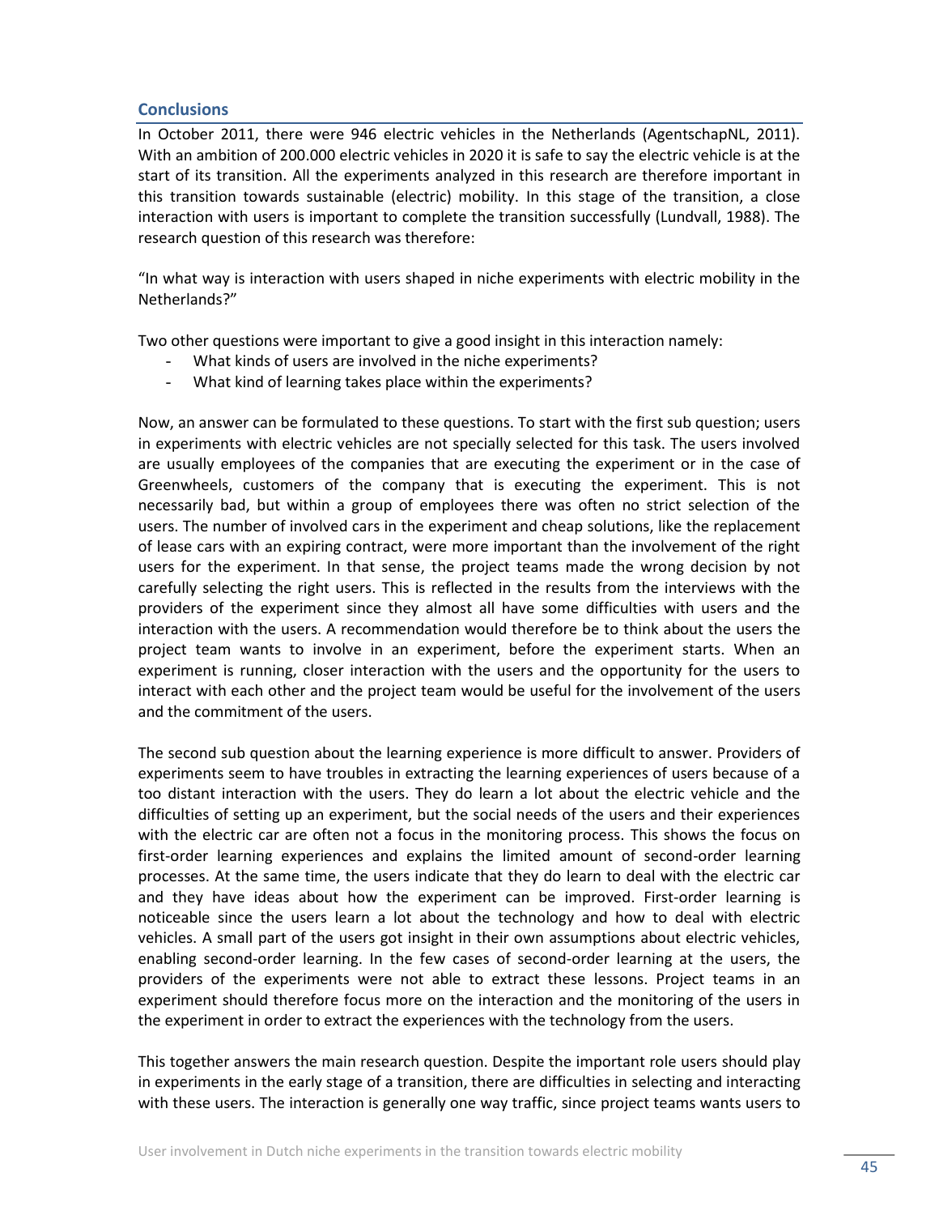## Conclusions

In October 2011, there were 946 electric vehicles in the Netherlands (AgentschapNL, 2011). With an ambition of 200.000 electric vehicles in 2020 it is safe to say the electric vehicle is at the start of its transition. All the experiments analyzed in this research are therefore important in this transition towards sustainable (electric) mobility. In this stage of the transition, a close interaction with users is important to complete the transition successfully (Lundvall, 1988). The research question of this research was therefore:

"In what way is interaction with users shaped in niche experiments with electric mobility in the Netherlands?"

Two other questions were important to give a good insight in this interaction namely:

- What kinds of users are involved in the niche experiments?
- What kind of learning takes place within the experiments?

Now, an answer can be formulated to these questions. To start with the first sub question; users in experiments with electric vehicles are not specially selected for this task. The users involved are usually employees of the companies that are executing the experiment or in the case of Greenwheels, customers of the company that is executing the experiment. This is not necessarily bad, but within a group of employees there was often no strict selection of the users. The number of involved cars in the experiment and cheap solutions, like the replacement of lease cars with an expiring contract, were more important than the involvement of the right users for the experiment. In that sense, the project teams made the wrong decision by not carefully selecting the right users. This is reflected in the results from the interviews with the providers of the experiment since they almost all have some difficulties with users and the interaction with the users. A recommendation would therefore be to think about the users the project team wants to involve in an experiment, before the experiment starts. When an experiment is running, closer interaction with the users and the opportunity for the users to interact with each other and the project team would be useful for the involvement of the users and the commitment of the users.

The second sub question about the learning experience is more difficult to answer. Providers of experiments seem to have troubles in extracting the learning experiences of users because of a too distant interaction with the users. They do learn a lot about the electric vehicle and the difficulties of setting up an experiment, but the social needs of the users and their experiences with the electric car are often not a focus in the monitoring process. This shows the focus on first-order learning experiences and explains the limited amount of second-order learning processes. At the same time, the users indicate that they do learn to deal with the electric car and they have ideas about how the experiment can be improved. First-order learning is noticeable since the users learn a lot about the technology and how to deal with electric vehicles. A small part of the users got insight in their own assumptions about electric vehicles, enabling second-order learning. In the few cases of second-order learning at the users, the providers of the experiments were not able to extract these lessons. Project teams in an experiment should therefore focus more on the interaction and the monitoring of the users in the experiment in order to extract the experiences with the technology from the users.

This together answers the main research question. Despite the important role users should play in experiments in the early stage of a transition, there are difficulties in selecting and interacting with these users. The interaction is generally one way traffic, since project teams wants users to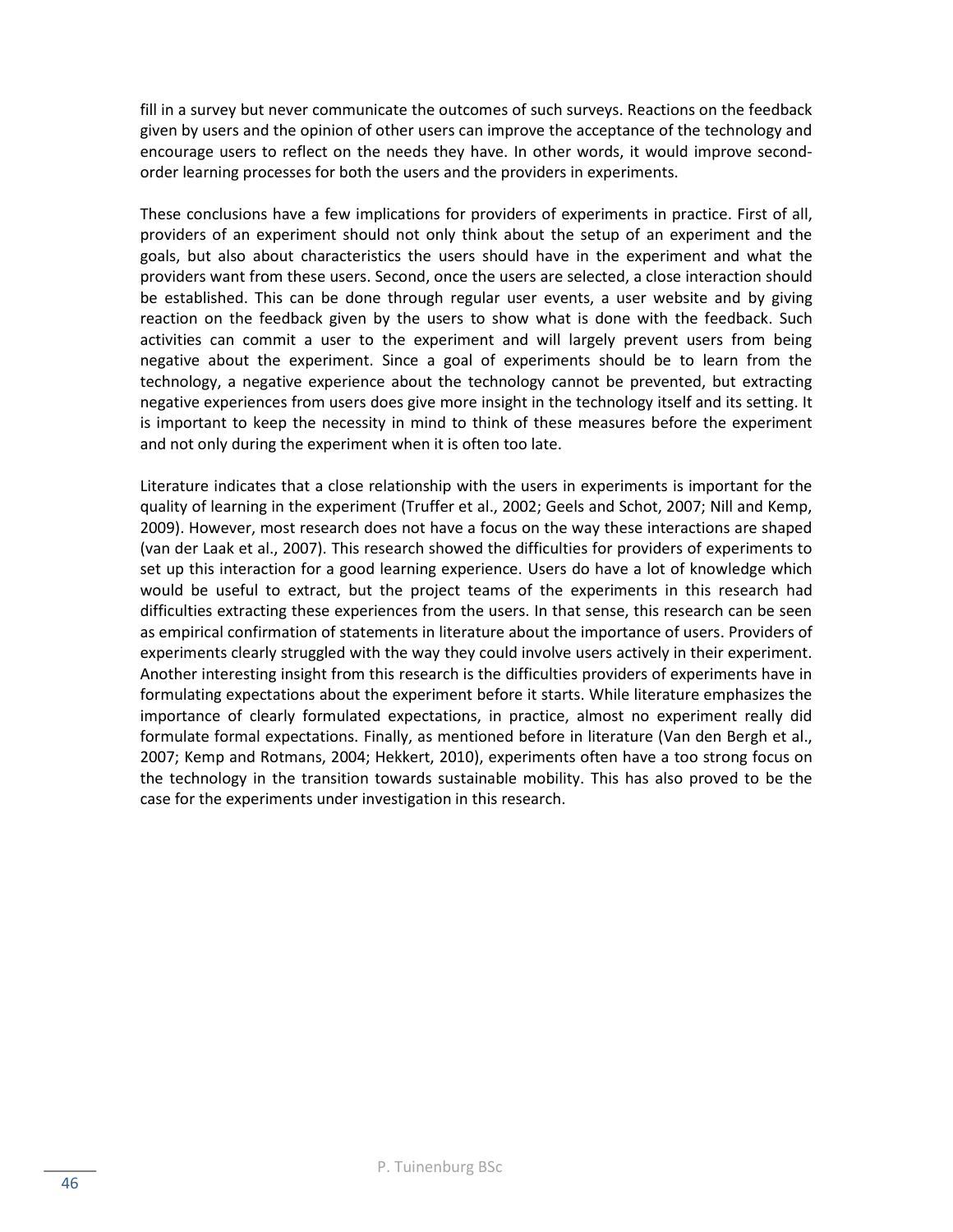fill in a survey but never communicate the outcomes of such surveys. Reactions on the feedback given by users and the opinion of other users can improve the acceptance of the technology and encourage users to reflect on the needs they have. In other words, it would improve second-order learning processes for both the users and the providers in experiments.

These conclusions have a few implications for providers of experiments in practice. First of all, providers of an experiment should not only think about the setup of an experiment and the goals, but also about characteristics the users should have in the experiment and what the providers want from these users. Second, once the users are selected, a close interaction should be established. This can be done through regular user events, a user website and by giving reaction on the feedback given by the users to show what is done with the feedback. Such activities can commit a user to the experiment and will largely prevent users from being negative about the experiment. Since a goal of experiments should be to learn from the technology, a negative experience about the technology cannot be prevented, but extracting negative experiences from users does give more insight in the technology itself and its setting. It is important to keep the necessity in mind to think of these measures before the experiment and not only during the experiment when it is often too late.

Literature indicates that a close relationship with the users in experiments is important for the quality of learning in the experiment (Truffer et al., 2002; Geels and Schot, 2007; Nill and Kemp, 2009). However, most research does not have a focus on the way these interactions are shaped (van der Laak et al., 2007). This research showed the difficulties for providers of experiments to set up this interaction for a good learning experience. Users do have a lot of knowledge which would be useful to extract, but the project teams of the experiments in this research had difficulties extracting these experiences from the users. In that sense, this research can be seen as empirical confirmation of statements in literature about the importance of users. Providers of experiments clearly struggled with the way they could involve users actively in their experiment. Another interesting insight from this research is the difficulties providers of experiments have in formulating expectations about the experiment before it starts. While literature emphasizes the importance of clearly formulated expectations, in practice, almost no experiment really did formulate formal expectations. Finally, as mentioned before in literature (Van den Bergh et al., 2007; Kemp and Rotmans, 2004; Hekkert, 2010), experiments often have a too strong focus on the technology in the transition towards sustainable mobility. This has also proved to be the case for the experiments under investigation in this research.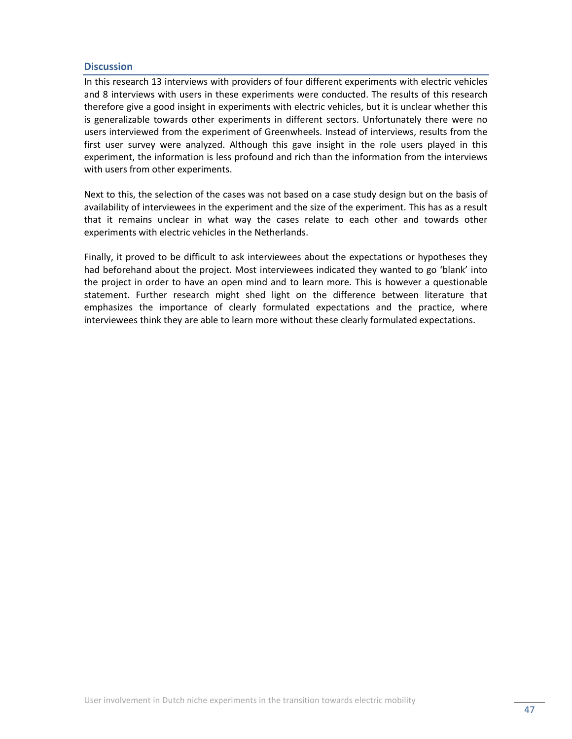### Discussion

In this research 13 interviews with providers of four different experiments with electric vehicles and 8 interviews with users in these experiments were conducted. The results of this research therefore give a good insight in experiments with electric vehicles, but it is unclear whether this is generalizable towards other experiments in different sectors. Unfortunately there were no users interviewed from the experiment of Greenwheels. Instead of interviews, results from the first user survey were analyzed. Although this gave insight in the role users played in this experiment, the information is less profound and rich than the information from the interviews with users from other experiments.

Next to this, the selection of the cases was not based on a case study design but on the basis of availability of interviewees in the experiment and the size of the experiment. This has as a result that it remains unclear in what way the cases relate to each other and towards other experiments with electric vehicles in the Netherlands.

Finally, it proved to be difficult to ask interviewees about the expectations or hypotheses they had beforehand about the project. Most interviewees indicated they wanted to go 'blank' into the project in order to have an open mind and to learn more. This is however a questionable statement. Further research might shed light on the difference between literature that emphasizes the importance of clearly formulated expectations and the practice, where interviewees think they are able to learn more without these clearly formulated expectations.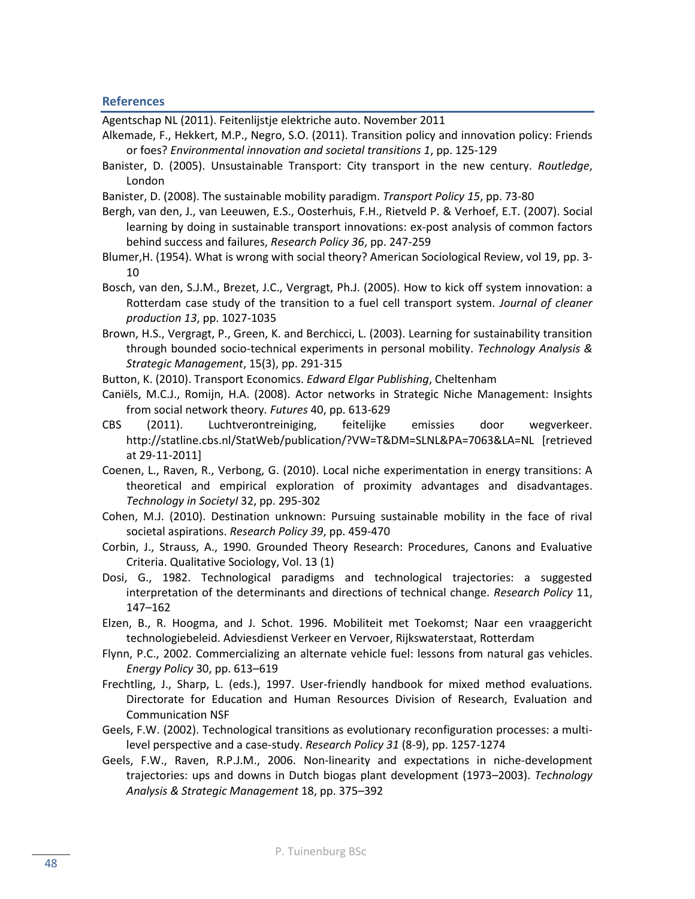## References

Agentschap NL (2011). Feitenlijstje elektriche auto. November 2011

Alkemade, F., Hekkert, M.P., Negro, S.O. (2011). Transition policy and innovation policy: Friends or foes? *Environmental innovation and societal transitions 1*, pp. 125-129

Banister, D. (2005). Unsustainable Transport: City transport in the new century. *Routledge*, London

Banister, D. (2008). The sustainable mobility paradigm. *Transport Policy 15*, pp. 73-80

Bergh, van den, J., van Leeuwen, E.S., Oosterhuis, F.H., Rietveld P. & Verhoef, E.T. (2007). Social learning by doing in sustainable transport innovations: ex-post analysis of common factors behind success and failures, *Research Policy 36*, pp. 247-259

Blumer,H. (1954). What is wrong with social theory? American Sociological Review, vol 19, pp. 3-10

Bosch, van den, S.J.M., Brezet, J.C., Vergragt, Ph.J. (2005). How to kick off system innovation: a Rotterdam case study of the transition to a fuel cell transport system. *Journal of cleaner production 13*, pp. 1027-1035

Brown, H.S., Vergragt, P., Green, K. and Berchicci, L. (2003). Learning for sustainability transition through bounded socio-technical experiments in personal mobility. *Technology Analysis & Strategic Management*, 15(3), pp. 291-315

Button, K. (2010). Transport Economics. *Edward Elgar Publishing*, Cheltenham

Caniëls, M.C.J., Romijn, H.A. (2008). Actor networks in Strategic Niche Management: Insights from social network theory. *Futures* 40, pp. 613-629

CBS (2011). Luchtverontreiniging, feitelijke emissies door wegverkeer. http://statline.cbs.nl/StatWeb/publication/?VW=T&DM=SLNL&PA=7063&LA=NL [retrieved at 29-11-2011]

Coenen, L., Raven, R., Verbong, G. (2010). Local niche experimentation in energy transitions: A theoretical and empirical exploration of proximity advantages and disadvantages. *Technology in Societyl* 32, pp. 295-302

Cohen, M.J. (2010). Destination unknown: Pursuing sustainable mobility in the face of rival societal aspirations. *Research Policy 39*, pp. 459-470

Corbin, J., Strauss, A., 1990. Grounded Theory Research: Procedures, Canons and Evaluative Criteria. Qualitative Sociology, Vol. 13 (1)

Dosi, G., 1982. Technological paradigms and technological trajectories: a suggested interpretation of the determinants and directions of technical change. *Research Policy* 11, 147–162

Elzen, B., R. Hoogma, and J. Schot. 1996. Mobiliteit met Toekomst; Naar een vraaggericht technologiebeleid. Adviesdienst Verkeer en Vervoer, Rijkswaterstaat, Rotterdam

Flynn, P.C., 2002. Commercializing an alternate vehicle fuel: lessons from natural gas vehicles. *Energy Policy* 30, pp. 613–619

Frechtling, J., Sharp, L. (eds.), 1997. User-friendly handbook for mixed method evaluations. Directorate for Education and Human Resources Division of Research, Evaluation and Communication NSF

Geels, F.W. (2002). Technological transitions as evolutionary reconfiguration processes: a multi-level perspective and a case-study. *Research Policy 31* (8-9), pp. 1257-1274

Geels, F.W., Raven, R.P.J.M., 2006. Non-linearity and expectations in niche-development trajectories: ups and downs in Dutch biogas plant development (1973–2003). *Technology Analysis & Strategic Management* 18, pp. 375–392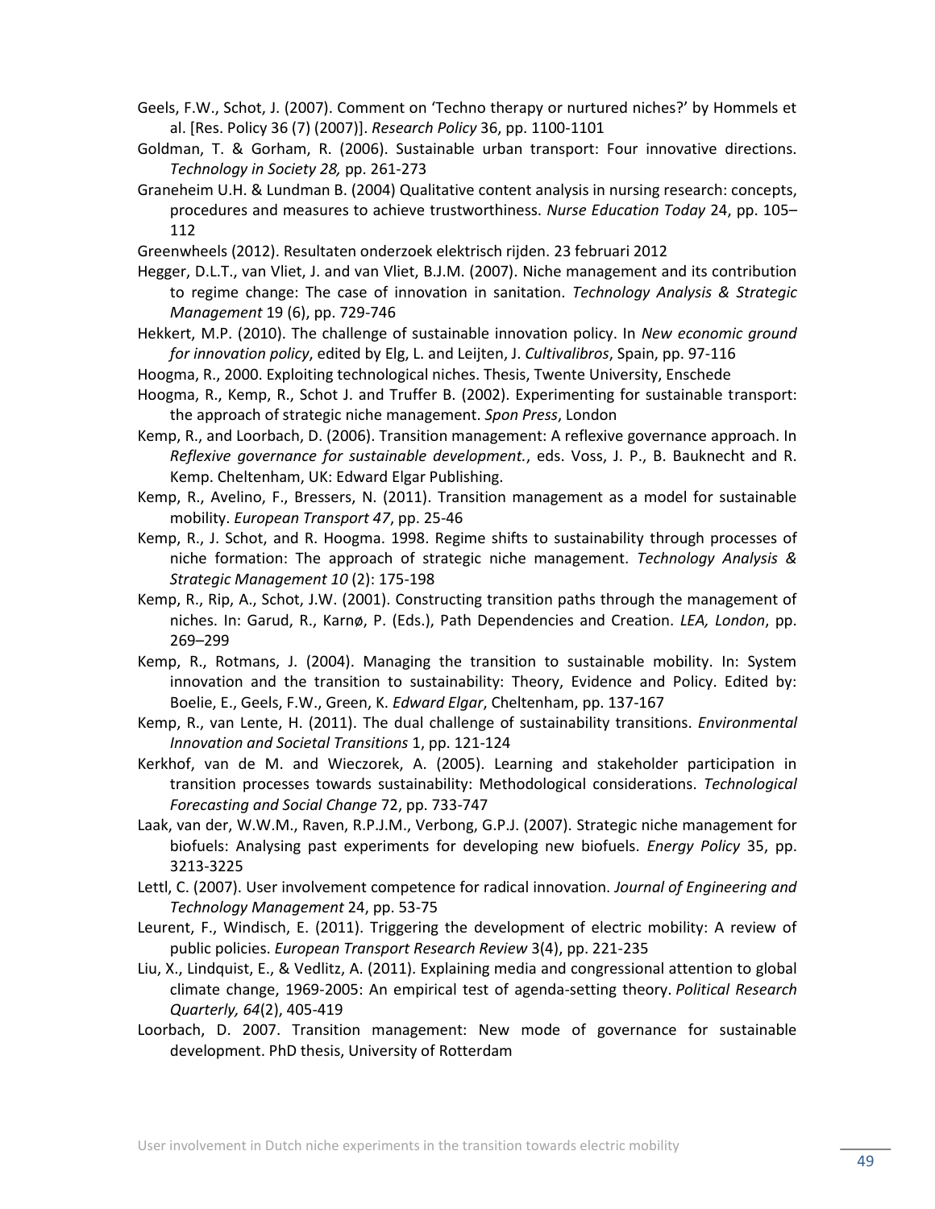Geels, F.W., Schot, J. (2007). Comment on 'Techno therapy or nurtured niches?' by Hommels et al. [Res. Policy 36 (7) (2007)]. *Research Policy* 36, pp. 1100-1101

Goldman, T. & Gorham, R. (2006). Sustainable urban transport: Four innovative directions. *Technology in Society 28,* pp. 261-273

Graneheim U.H. & Lundman B. (2004) Qualitative content analysis in nursing research: concepts, procedures and measures to achieve trustworthiness. *Nurse Education Today* 24, pp. 105–112

Greenwheels (2012). Resultaten onderzoek elektrisch rijden. 23 februari 2012

Hegger, D.L.T., van Vliet, J. and van Vliet, B.J.M. (2007). Niche management and its contribution to regime change: The case of innovation in sanitation. *Technology Analysis & Strategic Management* 19 (6), pp. 729-746

Hekkert, M.P. (2010). The challenge of sustainable innovation policy. In *New economic ground for innovation policy*, edited by Elg, L. and Leijten, J. *Cultivalibros*, Spain, pp. 97-116

Hoogma, R., 2000. Exploiting technological niches. Thesis, Twente University, Enschede

Hoogma, R., Kemp, R., Schot J. and Truffer B. (2002). Experimenting for sustainable transport: the approach of strategic niche management. *Spon Press*, London

Kemp, R., and Loorbach, D. (2006). Transition management: A reflexive governance approach. In *Reflexive governance for sustainable development.*, eds. Voss, J. P., B. Bauknecht and R. Kemp. Cheltenham, UK: Edward Elgar Publishing.

Kemp, R., Avelino, F., Bressers, N. (2011). Transition management as a model for sustainable mobility. *European Transport 47*, pp. 25-46

Kemp, R., J. Schot, and R. Hoogma. 1998. Regime shifts to sustainability through processes of niche formation: The approach of strategic niche management. *Technology Analysis & Strategic Management 10* (2): 175-198

Kemp, R., Rip, A., Schot, J.W. (2001). Constructing transition paths through the management of niches. In: Garud, R., Karnø, P. (Eds.), Path Dependencies and Creation. *LEA, London*, pp. 269–299

Kemp, R., Rotmans, J. (2004). Managing the transition to sustainable mobility. In: System innovation and the transition to sustainability: Theory, Evidence and Policy. Edited by: Boelie, E., Geels, F.W., Green, K. *Edward Elgar*, Cheltenham, pp. 137-167

Kemp, R., van Lente, H. (2011). The dual challenge of sustainability transitions. *Environmental Innovation and Societal Transitions* 1, pp. 121-124

Kerkhof, van de M. and Wieczorek, A. (2005). Learning and stakeholder participation in transition processes towards sustainability: Methodological considerations. *Technological Forecasting and Social Change* 72, pp. 733-747

Laak, van der, W.W.M., Raven, R.P.J.M., Verbong, G.P.J. (2007). Strategic niche management for biofuels: Analysing past experiments for developing new biofuels. *Energy Policy* 35, pp. 3213-3225

Lettl, C. (2007). User involvement competence for radical innovation. *Journal of Engineering and Technology Management* 24, pp. 53-75

Leurent, F., Windisch, E. (2011). Triggering the development of electric mobility: A review of public policies. *European Transport Research Review* 3(4), pp. 221-235

Liu, X., Lindquist, E., & Vedlitz, A. (2011). Explaining media and congressional attention to global climate change, 1969-2005: An empirical test of agenda-setting theory. *Political Research Quarterly, 64*(2), 405-419

Loorbach, D. 2007. Transition management: New mode of governance for sustainable development. PhD thesis, University of Rotterdam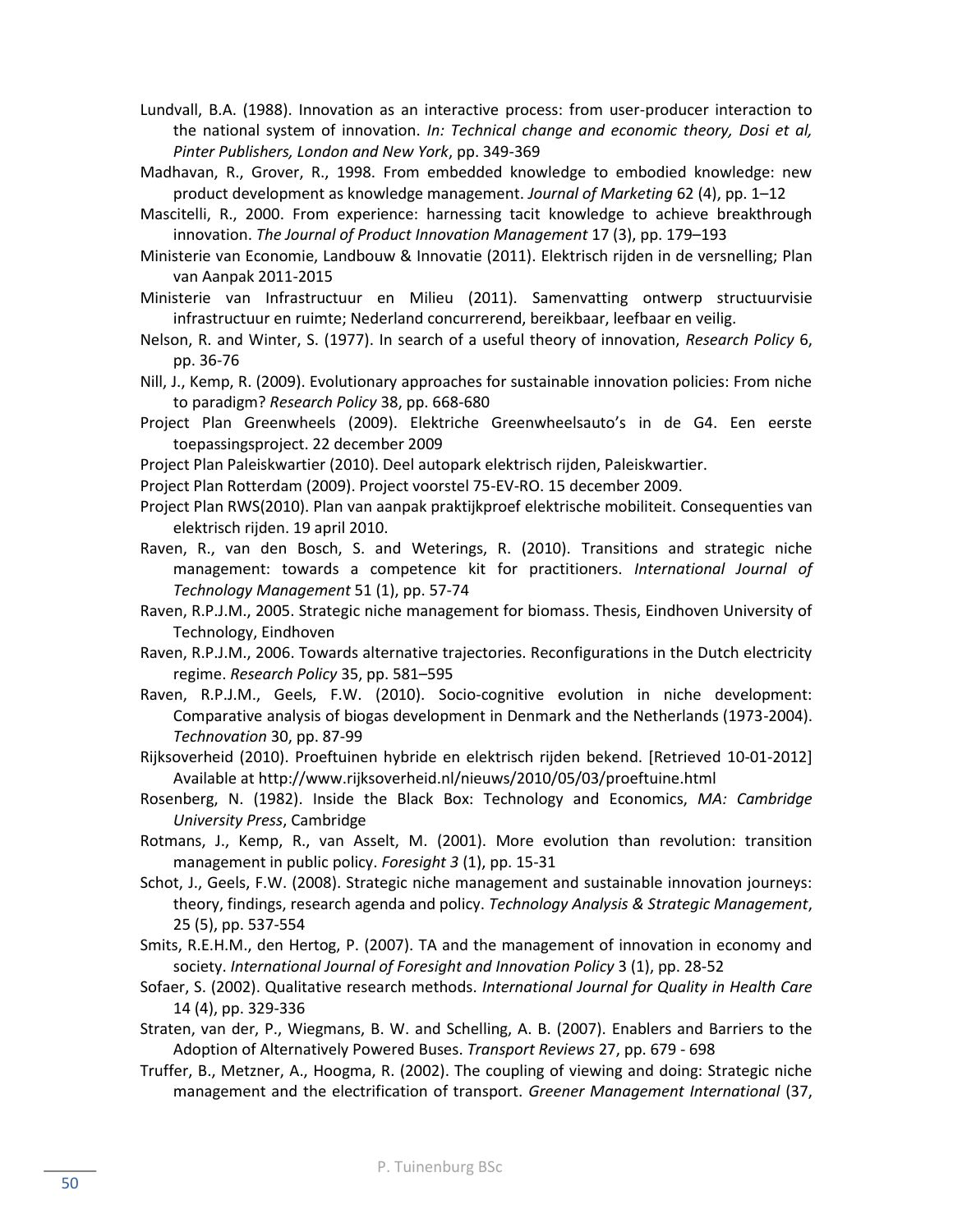Lundvall, B.A. (1988). Innovation as an interactive process: from user-producer interaction to the national system of innovation. *In: Technical change and economic theory, Dosi et al, Pinter Publishers, London and New York*, pp. 349-369

Madhavan, R., Grover, R., 1998. From embedded knowledge to embodied knowledge: new product development as knowledge management. *Journal of Marketing* 62 (4), pp. 1–12

Mascitelli, R., 2000. From experience: harnessing tacit knowledge to achieve breakthrough innovation. *The Journal of Product Innovation Management* 17 (3), pp. 179–193

Ministerie van Economie, Landbouw & Innovatie (2011). Elektrisch rijden in de versnelling; Plan van Aanpak 2011-2015

Ministerie van Infrastructuur en Milieu (2011). Samenvatting ontwerp structuurvisie infrastructuur en ruimte; Nederland concurrerend, bereikbaar, leefbaar en veilig.

Nelson, R. and Winter, S. (1977). In search of a useful theory of innovation, *Research Policy* 6, pp. 36-76

Nill, J., Kemp, R. (2009). Evolutionary approaches for sustainable innovation policies: From niche to paradigm? *Research Policy* 38, pp. 668-680

Project Plan Greenwheels (2009). Elektriche Greenwheelsauto's in de G4. Een eerste toepassingsproject. 22 december 2009

Project Plan Paleiskwartier (2010). Deel autopark elektrisch rijden, Paleiskwartier.

Project Plan Rotterdam (2009). Project voorstel 75-EV-RO. 15 december 2009.

Project Plan RWS(2010). Plan van aanpak praktijkproef elektrische mobiliteit. Consequenties van elektrisch rijden. 19 april 2010.

Raven, R., van den Bosch, S. and Weterings, R. (2010). Transitions and strategic niche management: towards a competence kit for practitioners. *International Journal of Technology Management* 51 (1), pp. 57-74

Raven, R.P.J.M., 2005. Strategic niche management for biomass. Thesis, Eindhoven University of Technology, Eindhoven

Raven, R.P.J.M., 2006. Towards alternative trajectories. Reconfigurations in the Dutch electricity regime. *Research Policy* 35, pp. 581–595

Raven, R.P.J.M., Geels, F.W. (2010). Socio-cognitive evolution in niche development: Comparative analysis of biogas development in Denmark and the Netherlands (1973-2004). *Technovation* 30, pp. 87-99

Rijksoverheid (2010). Proeftuinen hybride en elektrisch rijden bekend. [Retrieved 10-01-2012] Available at http://www.rijksoverheid.nl/nieuws/2010/05/03/proeftuine.html

Rosenberg, N. (1982). Inside the Black Box: Technology and Economics, *MA: Cambridge University Press*, Cambridge

Rotmans, J., Kemp, R., van Asselt, M. (2001). More evolution than revolution: transition management in public policy. *Foresight 3* (1), pp. 15-31

Schot, J., Geels, F.W. (2008). Strategic niche management and sustainable innovation journeys: theory, findings, research agenda and policy. *Technology Analysis & Strategic Management*, 25 (5), pp. 537-554

Smits, R.E.H.M., den Hertog, P. (2007). TA and the management of innovation in economy and society. *International Journal of Foresight and Innovation Policy* 3 (1), pp. 28-52

Sofaer, S. (2002). Qualitative research methods. *International Journal for Quality in Health Care* 14 (4), pp. 329-336

Straten, van der, P., Wiegmans, B. W. and Schelling, A. B. (2007). Enablers and Barriers to the Adoption of Alternatively Powered Buses. *Transport Reviews* 27, pp. 679 - 698

Truffer, B., Metzner, A., Hoogma, R. (2002). The coupling of viewing and doing: Strategic niche management and the electrification of transport. *Greener Management International* (37,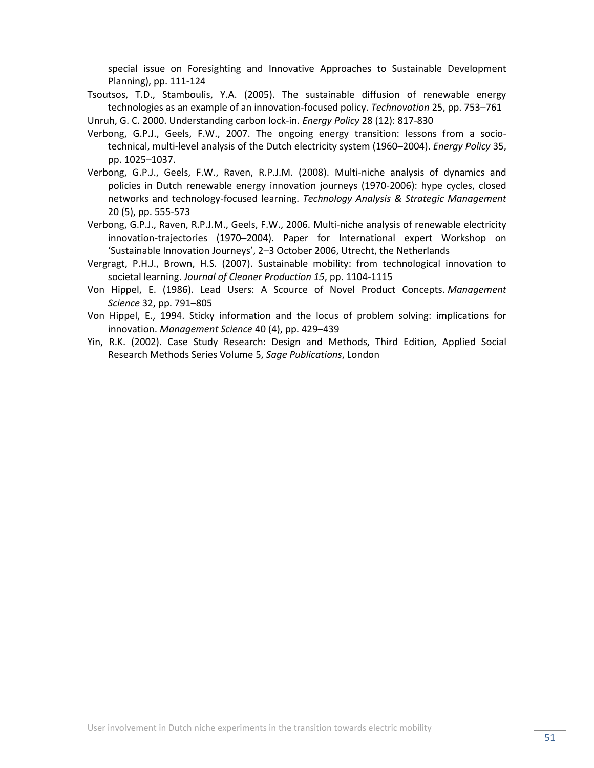special issue on Foresighting and Innovative Approaches to Sustainable Development Planning), pp. 111-124

Tsoutsos, T.D., Stamboulis, Y.A. (2005). The sustainable diffusion of renewable energy technologies as an example of an innovation-focused policy. *Technovation* 25, pp. 753–761

Unruh, G. C. 2000. Understanding carbon lock-in. *Energy Policy* 28 (12): 817-830

Verbong, G.P.J., Geels, F.W., 2007. The ongoing energy transition: lessons from a socio-technical, multi-level analysis of the Dutch electricity system (1960–2004). *Energy Policy* 35, pp. 1025–1037.

Verbong, G.P.J., Geels, F.W., Raven, R.P.J.M. (2008). Multi-niche analysis of dynamics and policies in Dutch renewable energy innovation journeys (1970-2006): hype cycles, closed networks and technology-focused learning. *Technology Analysis & Strategic Management* 20 (5), pp. 555-573

Verbong, G.P.J., Raven, R.P.J.M., Geels, F.W., 2006. Multi-niche analysis of renewable electricity innovation-trajectories (1970–2004). Paper for International expert Workshop on 'Sustainable Innovation Journeys', 2–3 October 2006, Utrecht, the Netherlands

Vergragt, P.H.J., Brown, H.S. (2007). Sustainable mobility: from technological innovation to societal learning. *Journal of Cleaner Production 15*, pp. 1104-1115

Von Hippel, E. (1986). Lead Users: A Scource of Novel Product Concepts. *Management Science* 32, pp. 791–805

Von Hippel, E., 1994. Sticky information and the locus of problem solving: implications for innovation. *Management Science* 40 (4), pp. 429–439

Yin, R.K. (2002). Case Study Research: Design and Methods, Third Edition, Applied Social Research Methods Series Volume 5, *Sage Publications*, London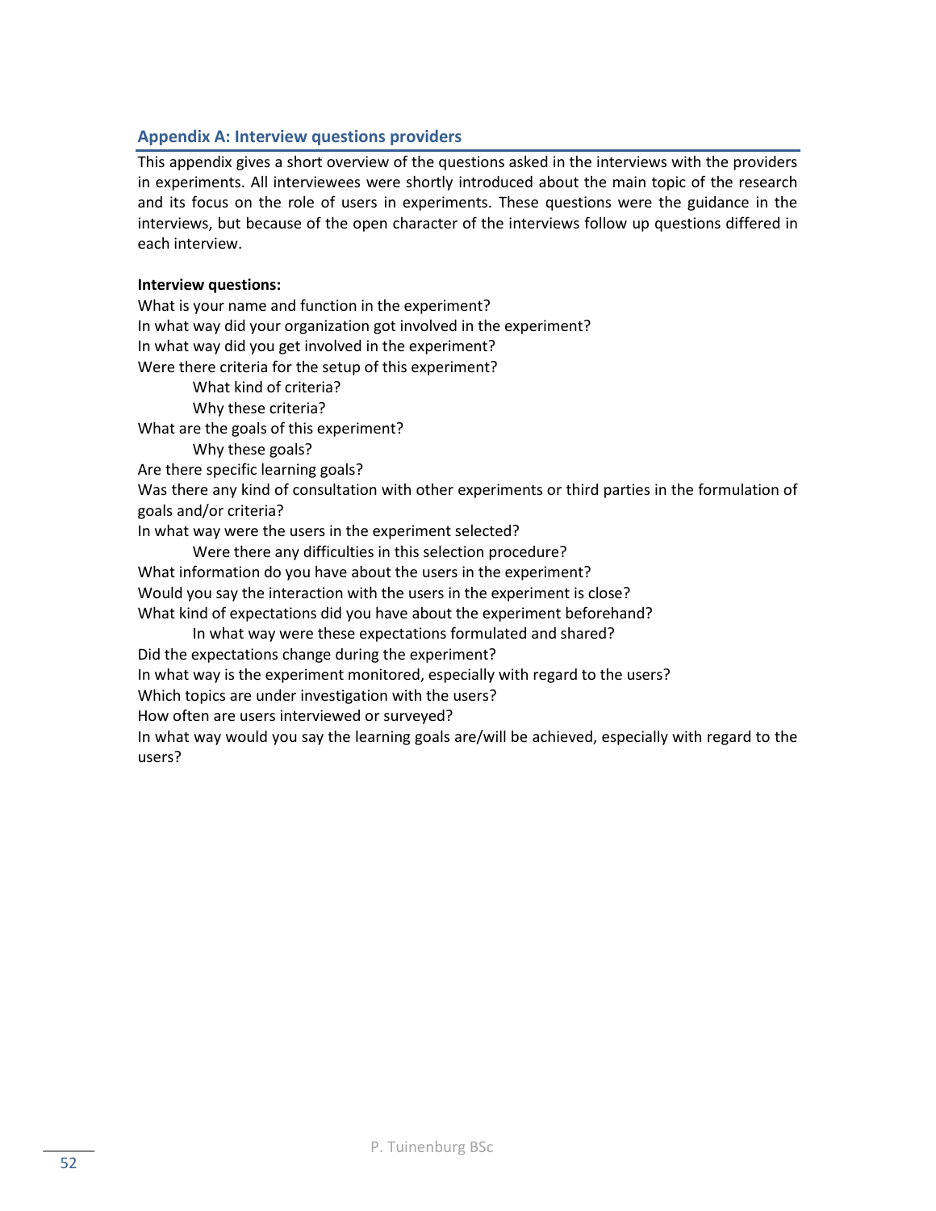## Appendix A: Interview questions providers

This appendix gives a short overview of the questions asked in the interviews with the providers in experiments. All interviewees were shortly introduced about the main topic of the research and its focus on the role of users in experiments. These questions were the guidance in the interviews, but because of the open character of the interviews follow up questions differed in each interview.

**Interview questions:**

What is your name and function in the experiment?
In what way did your organization got involved in the experiment?
In what way did you get involved in the experiment?
Were there criteria for the setup of this experiment?
    What kind of criteria?
    Why these criteria?
What are the goals of this experiment?
    Why these goals?
Are there specific learning goals?
Was there any kind of consultation with other experiments or third parties in the formulation of goals and/or criteria?
In what way were the users in the experiment selected?
    Were there any difficulties in this selection procedure?
What information do you have about the users in the experiment?
Would you say the interaction with the users in the experiment is close?
What kind of expectations did you have about the experiment beforehand?
    In what way were these expectations formulated and shared?
Did the expectations change during the experiment?
In what way is the experiment monitored, especially with regard to the users?
Which topics are under investigation with the users?
How often are users interviewed or surveyed?
In what way would you say the learning goals are/will be achieved, especially with regard to the users?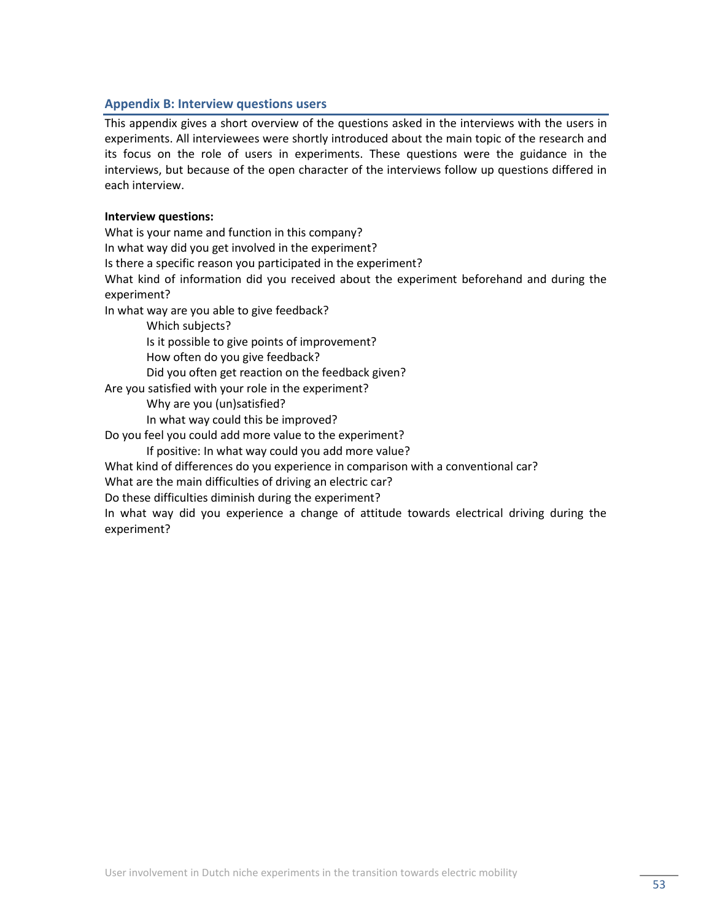## Appendix B: Interview questions users

This appendix gives a short overview of the questions asked in the interviews with the users in experiments. All interviewees were shortly introduced about the main topic of the research and its focus on the role of users in experiments. These questions were the guidance in the interviews, but because of the open character of the interviews follow up questions differed in each interview.

**Interview questions:**

What is your name and function in this company?
In what way did you get involved in the experiment?
Is there a specific reason you participated in the experiment?
What kind of information did you received about the experiment beforehand and during the experiment?
In what way are you able to give feedback?

- Which subjects?
- Is it possible to give points of improvement?
- How often do you give feedback?
- Did you often get reaction on the feedback given?

Are you satisfied with your role in the experiment?

- Why are you (un)satisfied?
- In what way could this be improved?

Do you feel you could add more value to the experiment?

- If positive: In what way could you add more value?

What kind of differences do you experience in comparison with a conventional car?
What are the main difficulties of driving an electric car?
Do these difficulties diminish during the experiment?
In what way did you experience a change of attitude towards electrical driving during the experiment?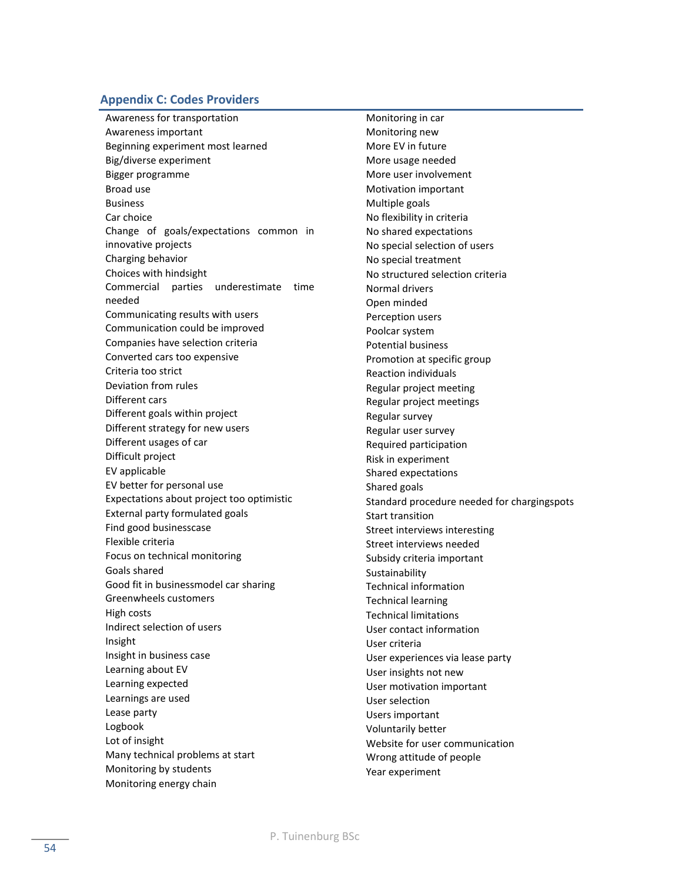## Appendix C: Codes Providers

Awareness for transportation
Awareness important
Beginning experiment most learned
Big/diverse experiment
Bigger programme
Broad use
Business
Car choice
Change of goals/expectations common in innovative projects
Charging behavior
Choices with hindsight
Commercial parties underestimate time needed
Communicating results with users
Communication could be improved
Companies have selection criteria
Converted cars too expensive
Criteria too strict
Deviation from rules
Different cars
Different goals within project
Different strategy for new users
Different usages of car
Difficult project
EV applicable
EV better for personal use
Expectations about project too optimistic
External party formulated goals
Find good businesscase
Flexible criteria
Focus on technical monitoring
Goals shared
Good fit in businessmodel car sharing
Greenwheels customers
High costs
Indirect selection of users
Insight
Insight in business case
Learning about EV
Learning expected
Learnings are used
Lease party
Logbook
Lot of insight
Many technical problems at start
Monitoring by students
Monitoring energy chain
Monitoring in car
Monitoring new
More EV in future
More usage needed
More user involvement
Motivation important
Multiple goals
No flexibility in criteria
No shared expectations
No special selection of users
No special treatment
No structured selection criteria
Normal drivers
Open minded
Perception users
Poolcar system
Potential business
Promotion at specific group
Reaction individuals
Regular project meeting
Regular project meetings
Regular survey
Regular user survey
Required participation
Risk in experiment
Shared expectations
Shared goals
Standard procedure needed for chargingspots
Start transition
Street interviews interesting
Street interviews needed
Subsidy criteria important
Sustainability
Technical information
Technical learning
Technical limitations
User contact information
User criteria
User experiences via lease party
User insights not new
User motivation important
User selection
Users important
Voluntarily better
Website for user communication
Wrong attitude of people
Year experiment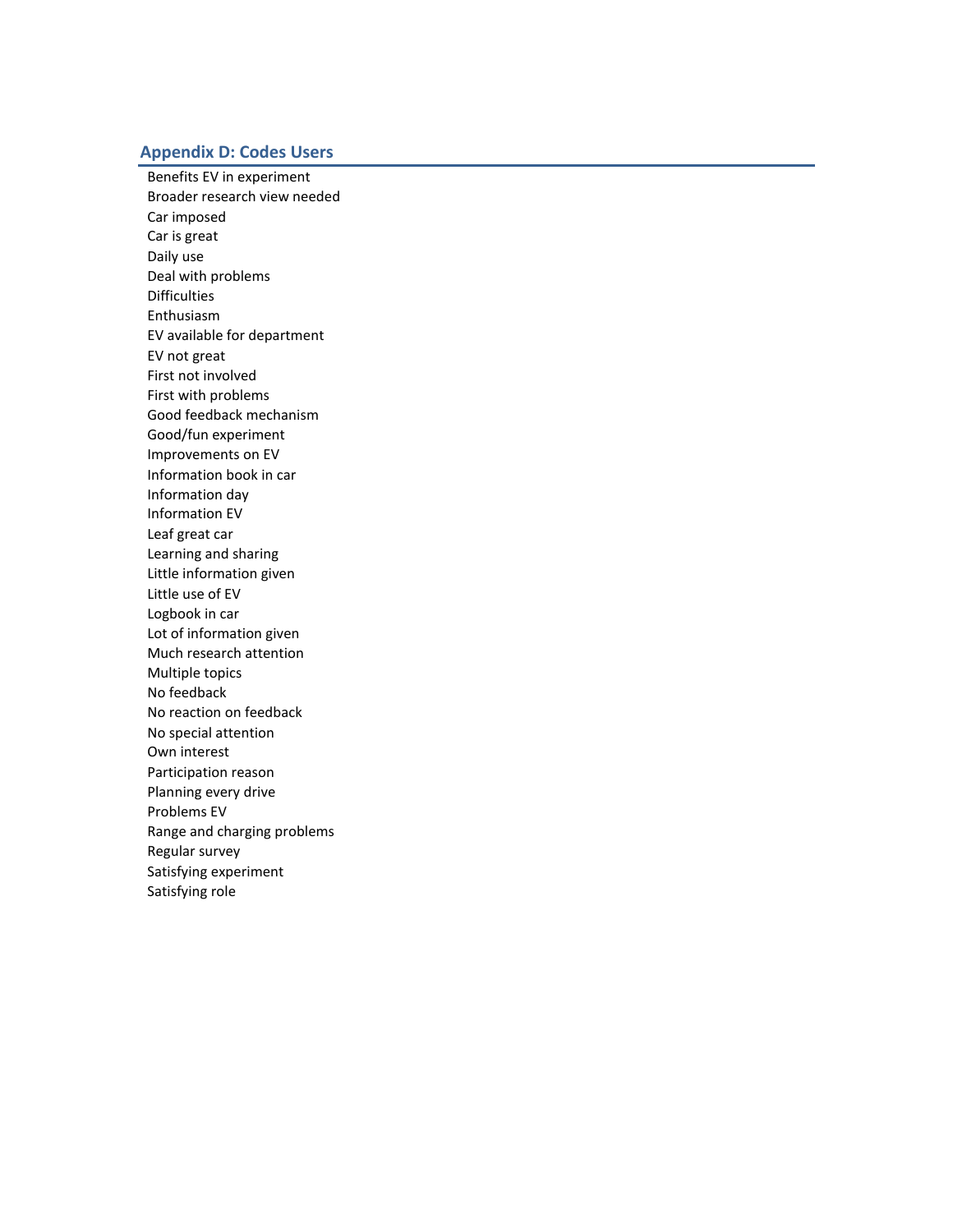## Appendix D: Codes Users

Benefits EV in experiment
Broader research view needed
Car imposed
Car is great
Daily use
Deal with problems
Difficulties
Enthusiasm
EV available for department
EV not great
First not involved
First with problems
Good feedback mechanism
Good/fun experiment
Improvements on EV
Information book in car
Information day
Information EV
Leaf great car
Learning and sharing
Little information given
Little use of EV
Logbook in car
Lot of information given
Much research attention
Multiple topics
No feedback
No reaction on feedback
No special attention
Own interest
Participation reason
Planning every drive
Problems EV
Range and charging problems
Regular survey
Satisfying experiment
Satisfying role